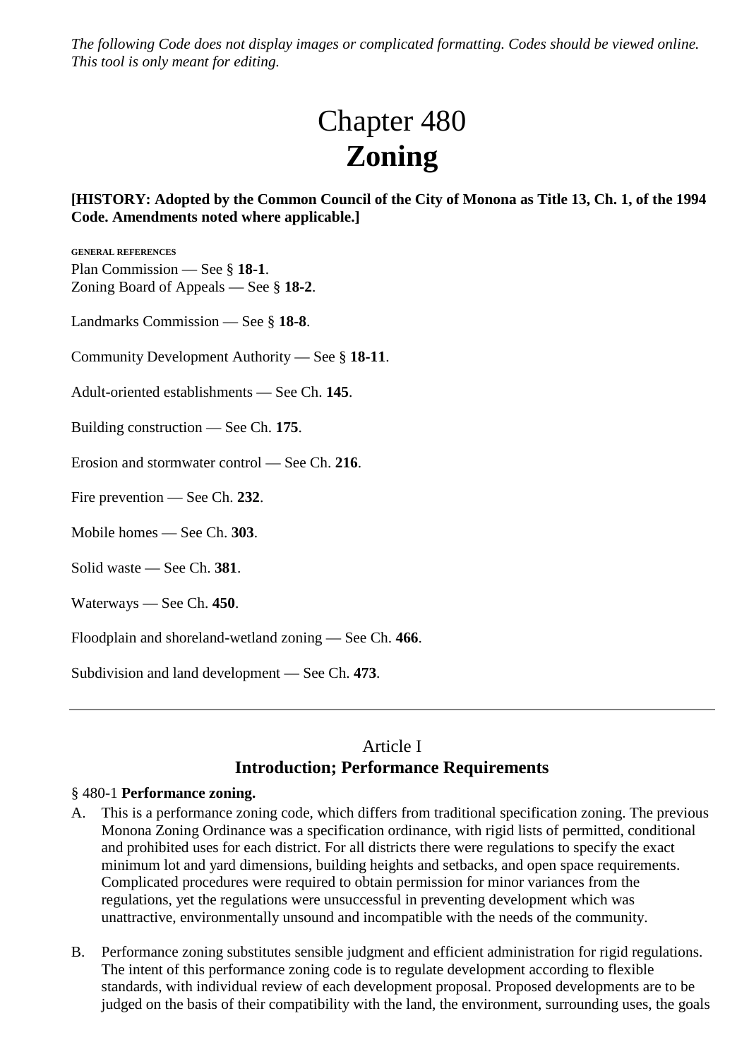*The following Code does not display images or complicated formatting. Codes should be viewed online. This tool is only meant for editing.*

# Chapter 480
# **Zoning**

**[HISTORY: Adopted by the Common Council of the City of Monona as Title 13, Ch. 1, of the 1994 Code. Amendments noted where applicable.]**

GENERAL REFERENCES

Plan Commission — See § **18-1**.
Zoning Board of Appeals — See § **18-2**.

Landmarks Commission — See § **18-8**.

Community Development Authority — See § **18-11**.

Adult-oriented establishments — See Ch. **145**.

Building construction — See Ch. **175**.

Erosion and stormwater control — See Ch. **216**.

Fire prevention — See Ch. **232**.

Mobile homes — See Ch. **303**.

Solid waste — See Ch. **381**.

Waterways — See Ch. **450**.

Floodplain and shoreland-wetland zoning — See Ch. **466**.

Subdivision and land development — See Ch. **473**.

---

## Article I
## **Introduction; Performance Requirements**

§ 480-1 **Performance zoning.**

A. This is a performance zoning code, which differs from traditional specification zoning. The previous Monona Zoning Ordinance was a specification ordinance, with rigid lists of permitted, conditional and prohibited uses for each district. For all districts there were regulations to specify the exact minimum lot and yard dimensions, building heights and setbacks, and open space requirements. Complicated procedures were required to obtain permission for minor variances from the regulations, yet the regulations were unsuccessful in preventing development which was unattractive, environmentally unsound and incompatible with the needs of the community.

B. Performance zoning substitutes sensible judgment and efficient administration for rigid regulations. The intent of this performance zoning code is to regulate development according to flexible standards, with individual review of each development proposal. Proposed developments are to be judged on the basis of their compatibility with the land, the environment, surrounding uses, the goals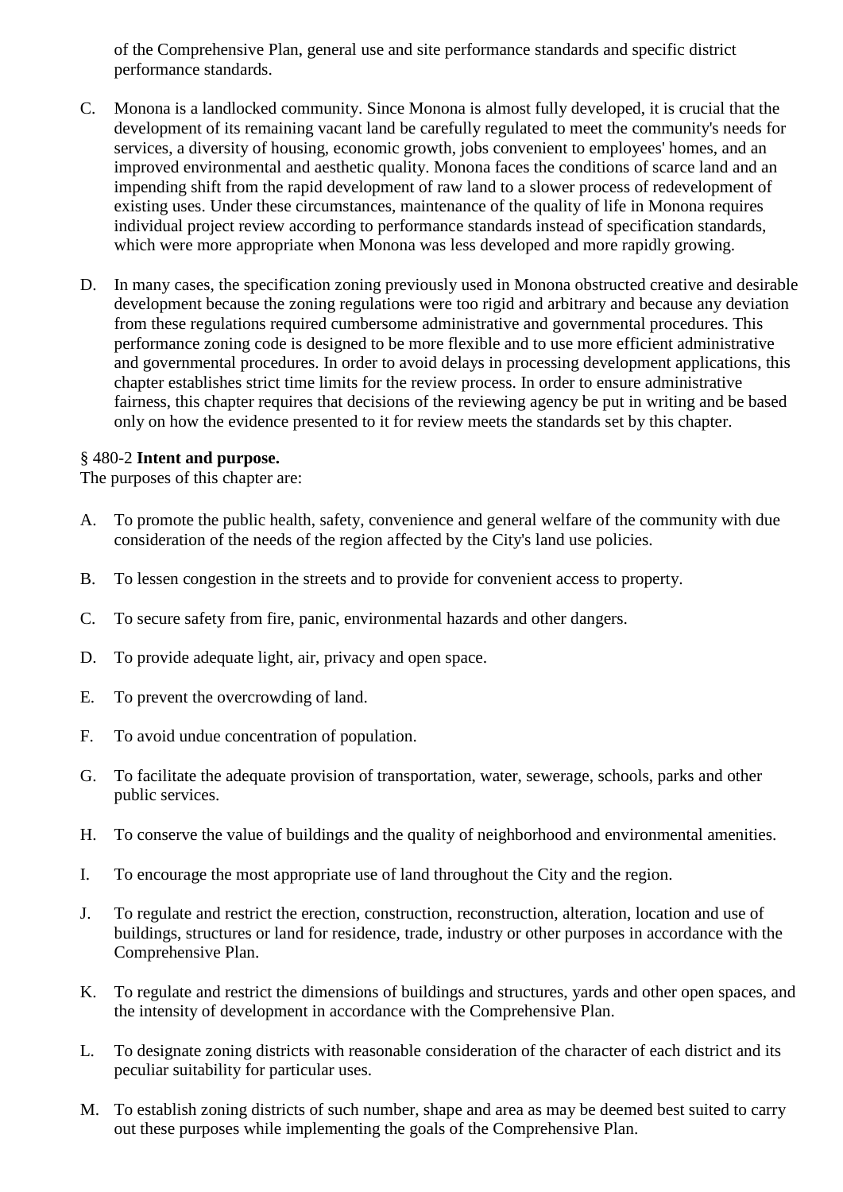of the Comprehensive Plan, general use and site performance standards and specific district performance standards.

C. Monona is a landlocked community. Since Monona is almost fully developed, it is crucial that the development of its remaining vacant land be carefully regulated to meet the community's needs for services, a diversity of housing, economic growth, jobs convenient to employees' homes, and an improved environmental and aesthetic quality. Monona faces the conditions of scarce land and an impending shift from the rapid development of raw land to a slower process of redevelopment of existing uses. Under these circumstances, maintenance of the quality of life in Monona requires individual project review according to performance standards instead of specification standards, which were more appropriate when Monona was less developed and more rapidly growing.

D. In many cases, the specification zoning previously used in Monona obstructed creative and desirable development because the zoning regulations were too rigid and arbitrary and because any deviation from these regulations required cumbersome administrative and governmental procedures. This performance zoning code is designed to be more flexible and to use more efficient administrative and governmental procedures. In order to avoid delays in processing development applications, this chapter establishes strict time limits for the review process. In order to ensure administrative fairness, this chapter requires that decisions of the reviewing agency be put in writing and be based only on how the evidence presented to it for review meets the standards set by this chapter.

§ 480-2 **Intent and purpose.**

The purposes of this chapter are:

A. To promote the public health, safety, convenience and general welfare of the community with due consideration of the needs of the region affected by the City's land use policies.

B. To lessen congestion in the streets and to provide for convenient access to property.

C. To secure safety from fire, panic, environmental hazards and other dangers.

D. To provide adequate light, air, privacy and open space.

E. To prevent the overcrowding of land.

F. To avoid undue concentration of population.

G. To facilitate the adequate provision of transportation, water, sewerage, schools, parks and other public services.

H. To conserve the value of buildings and the quality of neighborhood and environmental amenities.

I. To encourage the most appropriate use of land throughout the City and the region.

J. To regulate and restrict the erection, construction, reconstruction, alteration, location and use of buildings, structures or land for residence, trade, industry or other purposes in accordance with the Comprehensive Plan.

K. To regulate and restrict the dimensions of buildings and structures, yards and other open spaces, and the intensity of development in accordance with the Comprehensive Plan.

L. To designate zoning districts with reasonable consideration of the character of each district and its peculiar suitability for particular uses.

M. To establish zoning districts of such number, shape and area as may be deemed best suited to carry out these purposes while implementing the goals of the Comprehensive Plan.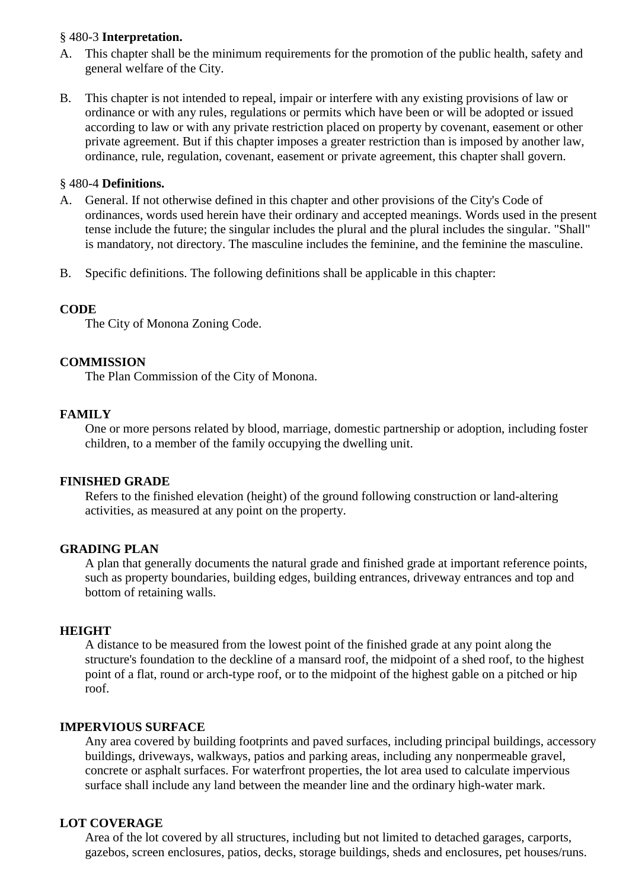§ 480-3 **Interpretation.**

A. This chapter shall be the minimum requirements for the promotion of the public health, safety and general welfare of the City.

B. This chapter is not intended to repeal, impair or interfere with any existing provisions of law or ordinance or with any rules, regulations or permits which have been or will be adopted or issued according to law or with any private restriction placed on property by covenant, easement or other private agreement. But if this chapter imposes a greater restriction than is imposed by another law, ordinance, rule, regulation, covenant, easement or private agreement, this chapter shall govern.

§ 480-4 **Definitions.**

A. General. If not otherwise defined in this chapter and other provisions of the City's Code of ordinances, words used herein have their ordinary and accepted meanings. Words used in the present tense include the future; the singular includes the plural and the plural includes the singular. "Shall" is mandatory, not directory. The masculine includes the feminine, and the feminine the masculine.

B. Specific definitions. The following definitions shall be applicable in this chapter:

**CODE**

The City of Monona Zoning Code.

**COMMISSION**

The Plan Commission of the City of Monona.

**FAMILY**

One or more persons related by blood, marriage, domestic partnership or adoption, including foster children, to a member of the family occupying the dwelling unit.

**FINISHED GRADE**

Refers to the finished elevation (height) of the ground following construction or land-altering activities, as measured at any point on the property.

**GRADING PLAN**

A plan that generally documents the natural grade and finished grade at important reference points, such as property boundaries, building edges, building entrances, driveway entrances and top and bottom of retaining walls.

**HEIGHT**

A distance to be measured from the lowest point of the finished grade at any point along the structure's foundation to the deckline of a mansard roof, the midpoint of a shed roof, to the highest point of a flat, round or arch-type roof, or to the midpoint of the highest gable on a pitched or hip roof.

**IMPERVIOUS SURFACE**

Any area covered by building footprints and paved surfaces, including principal buildings, accessory buildings, driveways, walkways, patios and parking areas, including any nonpermeable gravel, concrete or asphalt surfaces. For waterfront properties, the lot area used to calculate impervious surface shall include any land between the meander line and the ordinary high-water mark.

**LOT COVERAGE**

Area of the lot covered by all structures, including but not limited to detached garages, carports, gazebos, screen enclosures, patios, decks, storage buildings, sheds and enclosures, pet houses/runs.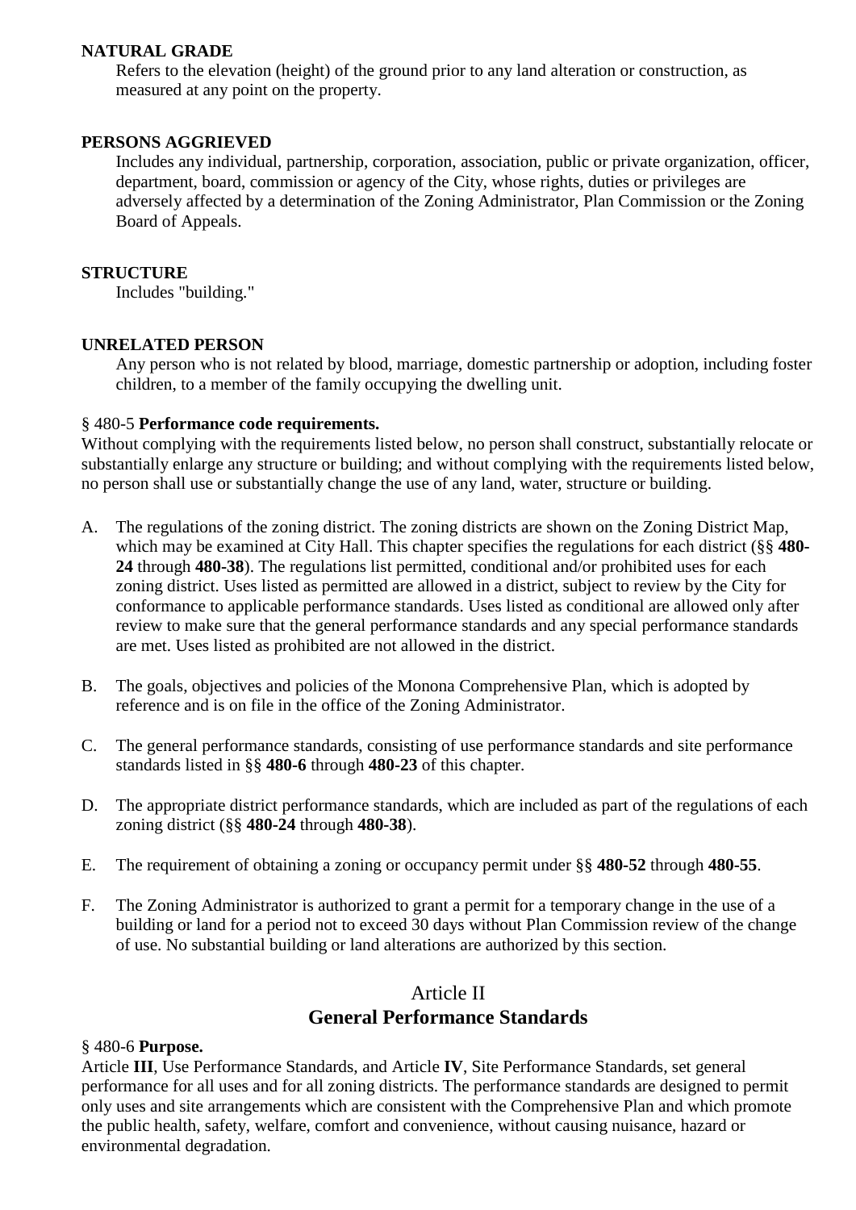**NATURAL GRADE**

Refers to the elevation (height) of the ground prior to any land alteration or construction, as measured at any point on the property.

**PERSONS AGGRIEVED**

Includes any individual, partnership, corporation, association, public or private organization, officer, department, board, commission or agency of the City, whose rights, duties or privileges are adversely affected by a determination of the Zoning Administrator, Plan Commission or the Zoning Board of Appeals.

**STRUCTURE**

Includes "building."

**UNRELATED PERSON**

Any person who is not related by blood, marriage, domestic partnership or adoption, including foster children, to a member of the family occupying the dwelling unit.

§ 480-5 **Performance code requirements.**

Without complying with the requirements listed below, no person shall construct, substantially relocate or substantially enlarge any structure or building; and without complying with the requirements listed below, no person shall use or substantially change the use of any land, water, structure or building.

A. The regulations of the zoning district. The zoning districts are shown on the Zoning District Map, which may be examined at City Hall. This chapter specifies the regulations for each district (§§ **480-24** through **480-38**). The regulations list permitted, conditional and/or prohibited uses for each zoning district. Uses listed as permitted are allowed in a district, subject to review by the City for conformance to applicable performance standards. Uses listed as conditional are allowed only after review to make sure that the general performance standards and any special performance standards are met. Uses listed as prohibited are not allowed in the district.

B. The goals, objectives and policies of the Monona Comprehensive Plan, which is adopted by reference and is on file in the office of the Zoning Administrator.

C. The general performance standards, consisting of use performance standards and site performance standards listed in §§ **480-6** through **480-23** of this chapter.

D. The appropriate district performance standards, which are included as part of the regulations of each zoning district (§§ **480-24** through **480-38**).

E. The requirement of obtaining a zoning or occupancy permit under §§ **480-52** through **480-55**.

F. The Zoning Administrator is authorized to grant a permit for a temporary change in the use of a building or land for a period not to exceed 30 days without Plan Commission review of the change of use. No substantial building or land alterations are authorized by this section.

## Article II
## General Performance Standards

§ 480-6 **Purpose.**

Article **III**, Use Performance Standards, and Article **IV**, Site Performance Standards, set general performance for all uses and for all zoning districts. The performance standards are designed to permit only uses and site arrangements which are consistent with the Comprehensive Plan and which promote the public health, safety, welfare, comfort and convenience, without causing nuisance, hazard or environmental degradation.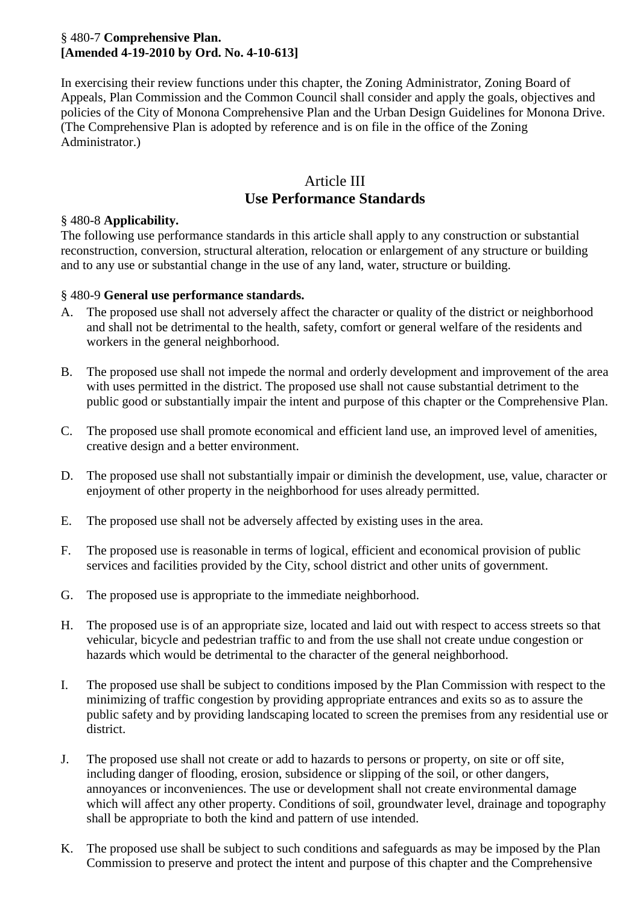§ 480-7 **Comprehensive Plan.**
**[Amended 4-19-2010 by Ord. No. 4-10-613]**

In exercising their review functions under this chapter, the Zoning Administrator, Zoning Board of Appeals, Plan Commission and the Common Council shall consider and apply the goals, objectives and policies of the City of Monona Comprehensive Plan and the Urban Design Guidelines for Monona Drive. (The Comprehensive Plan is adopted by reference and is on file in the office of the Zoning Administrator.)

## Article III
## Use Performance Standards

§ 480-8 **Applicability.**
The following use performance standards in this article shall apply to any construction or substantial reconstruction, conversion, structural alteration, relocation or enlargement of any structure or building and to any use or substantial change in the use of any land, water, structure or building.

§ 480-9 **General use performance standards.**

A. The proposed use shall not adversely affect the character or quality of the district or neighborhood and shall not be detrimental to the health, safety, comfort or general welfare of the residents and workers in the general neighborhood.

B. The proposed use shall not impede the normal and orderly development and improvement of the area with uses permitted in the district. The proposed use shall not cause substantial detriment to the public good or substantially impair the intent and purpose of this chapter or the Comprehensive Plan.

C. The proposed use shall promote economical and efficient land use, an improved level of amenities, creative design and a better environment.

D. The proposed use shall not substantially impair or diminish the development, use, value, character or enjoyment of other property in the neighborhood for uses already permitted.

E. The proposed use shall not be adversely affected by existing uses in the area.

F. The proposed use is reasonable in terms of logical, efficient and economical provision of public services and facilities provided by the City, school district and other units of government.

G. The proposed use is appropriate to the immediate neighborhood.

H. The proposed use is of an appropriate size, located and laid out with respect to access streets so that vehicular, bicycle and pedestrian traffic to and from the use shall not create undue congestion or hazards which would be detrimental to the character of the general neighborhood.

I. The proposed use shall be subject to conditions imposed by the Plan Commission with respect to the minimizing of traffic congestion by providing appropriate entrances and exits so as to assure the public safety and by providing landscaping located to screen the premises from any residential use or district.

J. The proposed use shall not create or add to hazards to persons or property, on site or off site, including danger of flooding, erosion, subsidence or slipping of the soil, or other dangers, annoyances or inconveniences. The use or development shall not create environmental damage which will affect any other property. Conditions of soil, groundwater level, drainage and topography shall be appropriate to both the kind and pattern of use intended.

K. The proposed use shall be subject to such conditions and safeguards as may be imposed by the Plan Commission to preserve and protect the intent and purpose of this chapter and the Comprehensive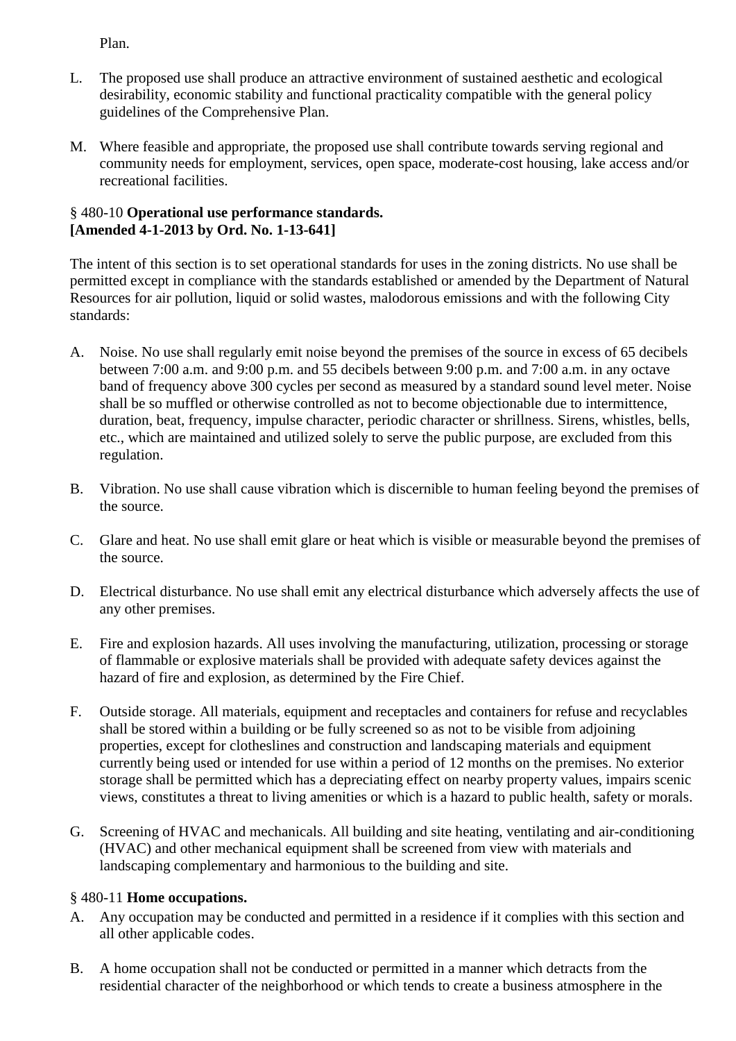Plan.

L. The proposed use shall produce an attractive environment of sustained aesthetic and ecological desirability, economic stability and functional practicality compatible with the general policy guidelines of the Comprehensive Plan.

M. Where feasible and appropriate, the proposed use shall contribute towards serving regional and community needs for employment, services, open space, moderate-cost housing, lake access and/or recreational facilities.

§ 480-10 **Operational use performance standards.**
**[Amended 4-1-2013 by Ord. No. 1-13-641]**

The intent of this section is to set operational standards for uses in the zoning districts. No use shall be permitted except in compliance with the standards established or amended by the Department of Natural Resources for air pollution, liquid or solid wastes, malodorous emissions and with the following City standards:

A. Noise. No use shall regularly emit noise beyond the premises of the source in excess of 65 decibels between 7:00 a.m. and 9:00 p.m. and 55 decibels between 9:00 p.m. and 7:00 a.m. in any octave band of frequency above 300 cycles per second as measured by a standard sound level meter. Noise shall be so muffled or otherwise controlled as not to become objectionable due to intermittence, duration, beat, frequency, impulse character, periodic character or shrillness. Sirens, whistles, bells, etc., which are maintained and utilized solely to serve the public purpose, are excluded from this regulation.

B. Vibration. No use shall cause vibration which is discernible to human feeling beyond the premises of the source.

C. Glare and heat. No use shall emit glare or heat which is visible or measurable beyond the premises of the source.

D. Electrical disturbance. No use shall emit any electrical disturbance which adversely affects the use of any other premises.

E. Fire and explosion hazards. All uses involving the manufacturing, utilization, processing or storage of flammable or explosive materials shall be provided with adequate safety devices against the hazard of fire and explosion, as determined by the Fire Chief.

F. Outside storage. All materials, equipment and receptacles and containers for refuse and recyclables shall be stored within a building or be fully screened so as not to be visible from adjoining properties, except for clotheslines and construction and landscaping materials and equipment currently being used or intended for use within a period of 12 months on the premises. No exterior storage shall be permitted which has a depreciating effect on nearby property values, impairs scenic views, constitutes a threat to living amenities or which is a hazard to public health, safety or morals.

G. Screening of HVAC and mechanicals. All building and site heating, ventilating and air-conditioning (HVAC) and other mechanical equipment shall be screened from view with materials and landscaping complementary and harmonious to the building and site.

§ 480-11 **Home occupations.**

A. Any occupation may be conducted and permitted in a residence if it complies with this section and all other applicable codes.

B. A home occupation shall not be conducted or permitted in a manner which detracts from the residential character of the neighborhood or which tends to create a business atmosphere in the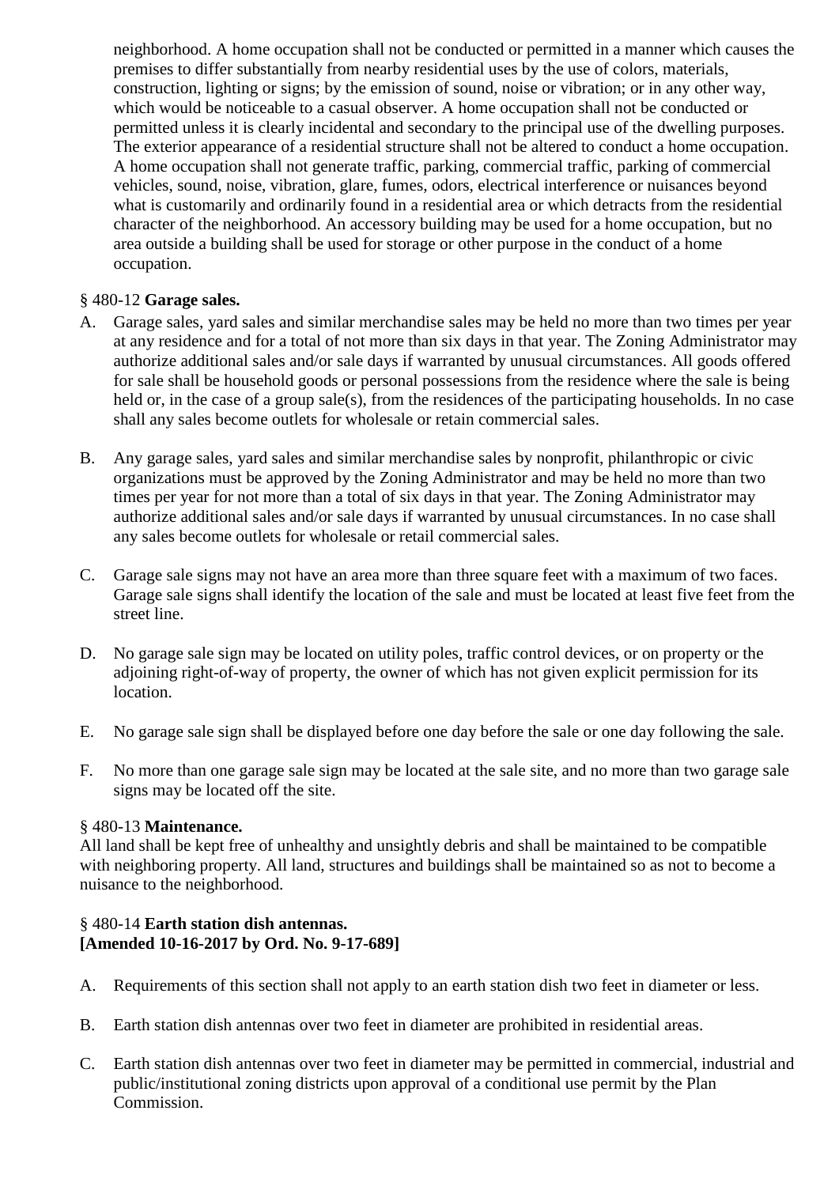neighborhood. A home occupation shall not be conducted or permitted in a manner which causes the premises to differ substantially from nearby residential uses by the use of colors, materials, construction, lighting or signs; by the emission of sound, noise or vibration; or in any other way, which would be noticeable to a casual observer. A home occupation shall not be conducted or permitted unless it is clearly incidental and secondary to the principal use of the dwelling purposes. The exterior appearance of a residential structure shall not be altered to conduct a home occupation. A home occupation shall not generate traffic, parking, commercial traffic, parking of commercial vehicles, sound, noise, vibration, glare, fumes, odors, electrical interference or nuisances beyond what is customarily and ordinarily found in a residential area or which detracts from the residential character of the neighborhood. An accessory building may be used for a home occupation, but no area outside a building shall be used for storage or other purpose in the conduct of a home occupation.

§ 480-12 **Garage sales.**

A. Garage sales, yard sales and similar merchandise sales may be held no more than two times per year at any residence and for a total of not more than six days in that year. The Zoning Administrator may authorize additional sales and/or sale days if warranted by unusual circumstances. All goods offered for sale shall be household goods or personal possessions from the residence where the sale is being held or, in the case of a group sale(s), from the residences of the participating households. In no case shall any sales become outlets for wholesale or retain commercial sales.

B. Any garage sales, yard sales and similar merchandise sales by nonprofit, philanthropic or civic organizations must be approved by the Zoning Administrator and may be held no more than two times per year for not more than a total of six days in that year. The Zoning Administrator may authorize additional sales and/or sale days if warranted by unusual circumstances. In no case shall any sales become outlets for wholesale or retail commercial sales.

C. Garage sale signs may not have an area more than three square feet with a maximum of two faces. Garage sale signs shall identify the location of the sale and must be located at least five feet from the street line.

D. No garage sale sign may be located on utility poles, traffic control devices, or on property or the adjoining right-of-way of property, the owner of which has not given explicit permission for its location.

E. No garage sale sign shall be displayed before one day before the sale or one day following the sale.

F. No more than one garage sale sign may be located at the sale site, and no more than two garage sale signs may be located off the site.

§ 480-13 **Maintenance.**

All land shall be kept free of unhealthy and unsightly debris and shall be maintained to be compatible with neighboring property. All land, structures and buildings shall be maintained so as not to become a nuisance to the neighborhood.

§ 480-14 **Earth station dish antennas.**
**[Amended 10-16-2017 by Ord. No. 9-17-689]**

A. Requirements of this section shall not apply to an earth station dish two feet in diameter or less.

B. Earth station dish antennas over two feet in diameter are prohibited in residential areas.

C. Earth station dish antennas over two feet in diameter may be permitted in commercial, industrial and public/institutional zoning districts upon approval of a conditional use permit by the Plan Commission.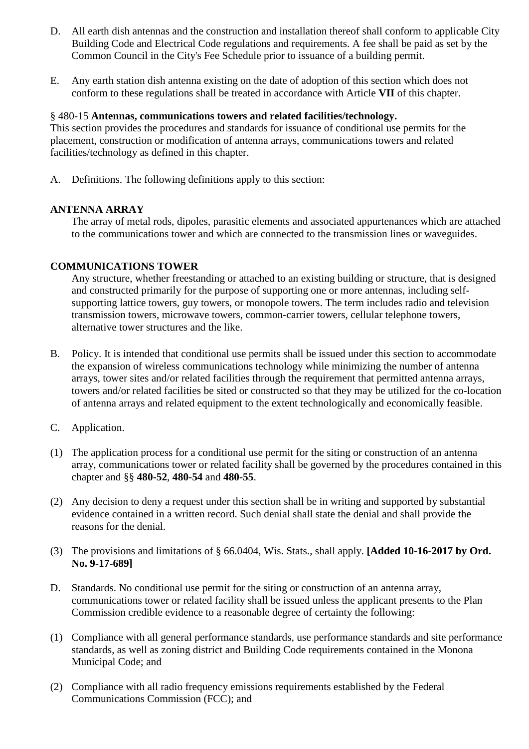D. All earth dish antennas and the construction and installation thereof shall conform to applicable City Building Code and Electrical Code regulations and requirements. A fee shall be paid as set by the Common Council in the City's Fee Schedule prior to issuance of a building permit.

E. Any earth station dish antenna existing on the date of adoption of this section which does not conform to these regulations shall be treated in accordance with Article **VII** of this chapter.

§ 480-15 **Antennas, communications towers and related facilities/technology.**

This section provides the procedures and standards for issuance of conditional use permits for the placement, construction or modification of antenna arrays, communications towers and related facilities/technology as defined in this chapter.

A. Definitions. The following definitions apply to this section:

**ANTENNA ARRAY**

The array of metal rods, dipoles, parasitic elements and associated appurtenances which are attached to the communications tower and which are connected to the transmission lines or waveguides.

**COMMUNICATIONS TOWER**

Any structure, whether freestanding or attached to an existing building or structure, that is designed and constructed primarily for the purpose of supporting one or more antennas, including self-supporting lattice towers, guy towers, or monopole towers. The term includes radio and television transmission towers, microwave towers, common-carrier towers, cellular telephone towers, alternative tower structures and the like.

B. Policy. It is intended that conditional use permits shall be issued under this section to accommodate the expansion of wireless communications technology while minimizing the number of antenna arrays, tower sites and/or related facilities through the requirement that permitted antenna arrays, towers and/or related facilities be sited or constructed so that they may be utilized for the co-location of antenna arrays and related equipment to the extent technologically and economically feasible.

C. Application.

(1) The application process for a conditional use permit for the siting or construction of an antenna array, communications tower or related facility shall be governed by the procedures contained in this chapter and §§ **480-52**, **480-54** and **480-55**.

(2) Any decision to deny a request under this section shall be in writing and supported by substantial evidence contained in a written record. Such denial shall state the denial and shall provide the reasons for the denial.

(3) The provisions and limitations of § 66.0404, Wis. Stats., shall apply. **[Added 10-16-2017 by Ord. No. 9-17-689]**

D. Standards. No conditional use permit for the siting or construction of an antenna array, communications tower or related facility shall be issued unless the applicant presents to the Plan Commission credible evidence to a reasonable degree of certainty the following:

(1) Compliance with all general performance standards, use performance standards and site performance standards, as well as zoning district and Building Code requirements contained in the Monona Municipal Code; and

(2) Compliance with all radio frequency emissions requirements established by the Federal Communications Commission (FCC); and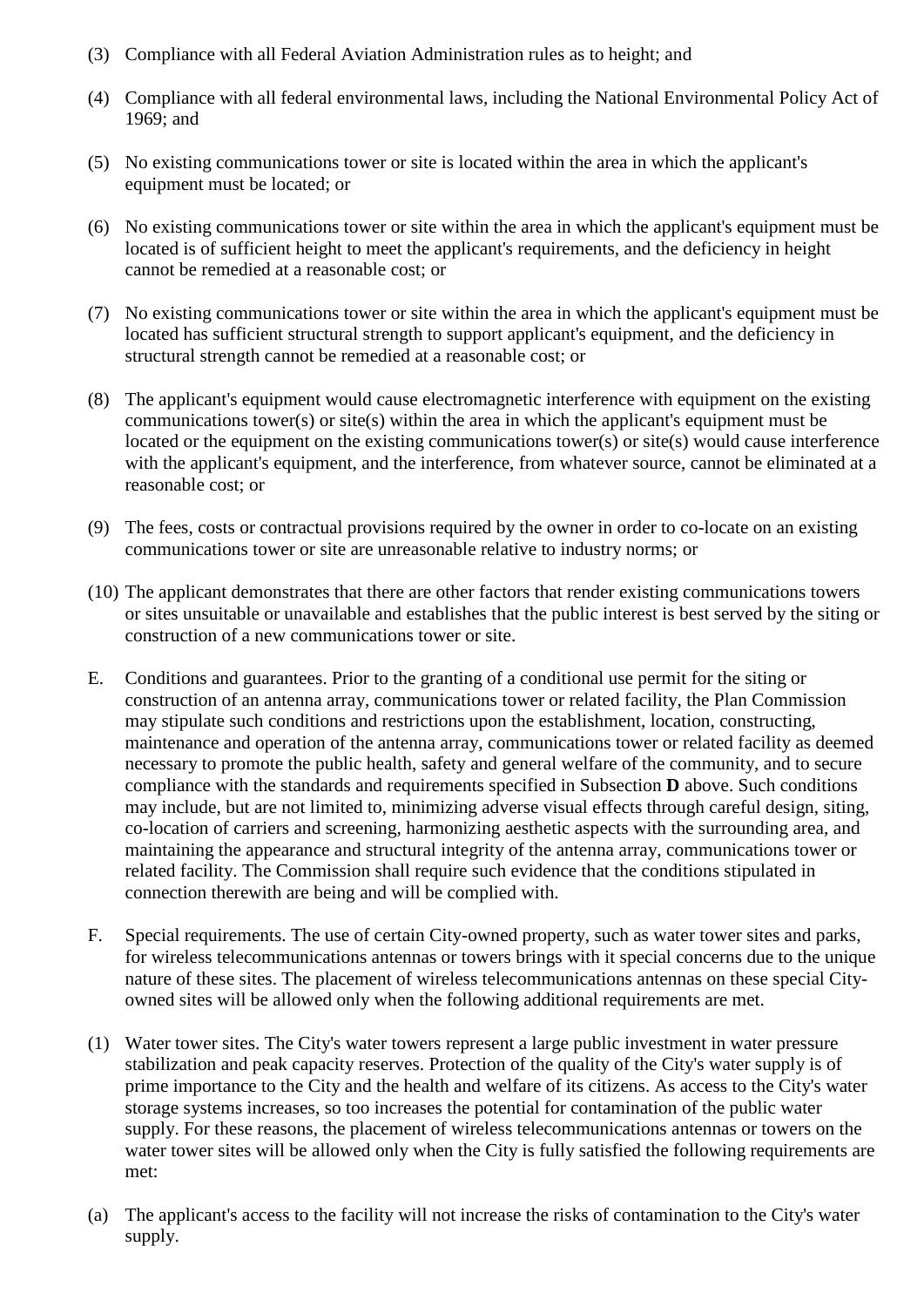(3) Compliance with all Federal Aviation Administration rules as to height; and

(4) Compliance with all federal environmental laws, including the National Environmental Policy Act of 1969; and

(5) No existing communications tower or site is located within the area in which the applicant's equipment must be located; or

(6) No existing communications tower or site within the area in which the applicant's equipment must be located is of sufficient height to meet the applicant's requirements, and the deficiency in height cannot be remedied at a reasonable cost; or

(7) No existing communications tower or site within the area in which the applicant's equipment must be located has sufficient structural strength to support applicant's equipment, and the deficiency in structural strength cannot be remedied at a reasonable cost; or

(8) The applicant's equipment would cause electromagnetic interference with equipment on the existing communications tower(s) or site(s) within the area in which the applicant's equipment must be located or the equipment on the existing communications tower(s) or site(s) would cause interference with the applicant's equipment, and the interference, from whatever source, cannot be eliminated at a reasonable cost; or

(9) The fees, costs or contractual provisions required by the owner in order to co-locate on an existing communications tower or site are unreasonable relative to industry norms; or

(10) The applicant demonstrates that there are other factors that render existing communications towers or sites unsuitable or unavailable and establishes that the public interest is best served by the siting or construction of a new communications tower or site.

E. Conditions and guarantees. Prior to the granting of a conditional use permit for the siting or construction of an antenna array, communications tower or related facility, the Plan Commission may stipulate such conditions and restrictions upon the establishment, location, constructing, maintenance and operation of the antenna array, communications tower or related facility as deemed necessary to promote the public health, safety and general welfare of the community, and to secure compliance with the standards and requirements specified in Subsection **D** above. Such conditions may include, but are not limited to, minimizing adverse visual effects through careful design, siting, co-location of carriers and screening, harmonizing aesthetic aspects with the surrounding area, and maintaining the appearance and structural integrity of the antenna array, communications tower or related facility. The Commission shall require such evidence that the conditions stipulated in connection therewith are being and will be complied with.

F. Special requirements. The use of certain City-owned property, such as water tower sites and parks, for wireless telecommunications antennas or towers brings with it special concerns due to the unique nature of these sites. The placement of wireless telecommunications antennas on these special City-owned sites will be allowed only when the following additional requirements are met.

(1) Water tower sites. The City's water towers represent a large public investment in water pressure stabilization and peak capacity reserves. Protection of the quality of the City's water supply is of prime importance to the City and the health and welfare of its citizens. As access to the City's water storage systems increases, so too increases the potential for contamination of the public water supply. For these reasons, the placement of wireless telecommunications antennas or towers on the water tower sites will be allowed only when the City is fully satisfied the following requirements are met:

(a) The applicant's access to the facility will not increase the risks of contamination to the City's water supply.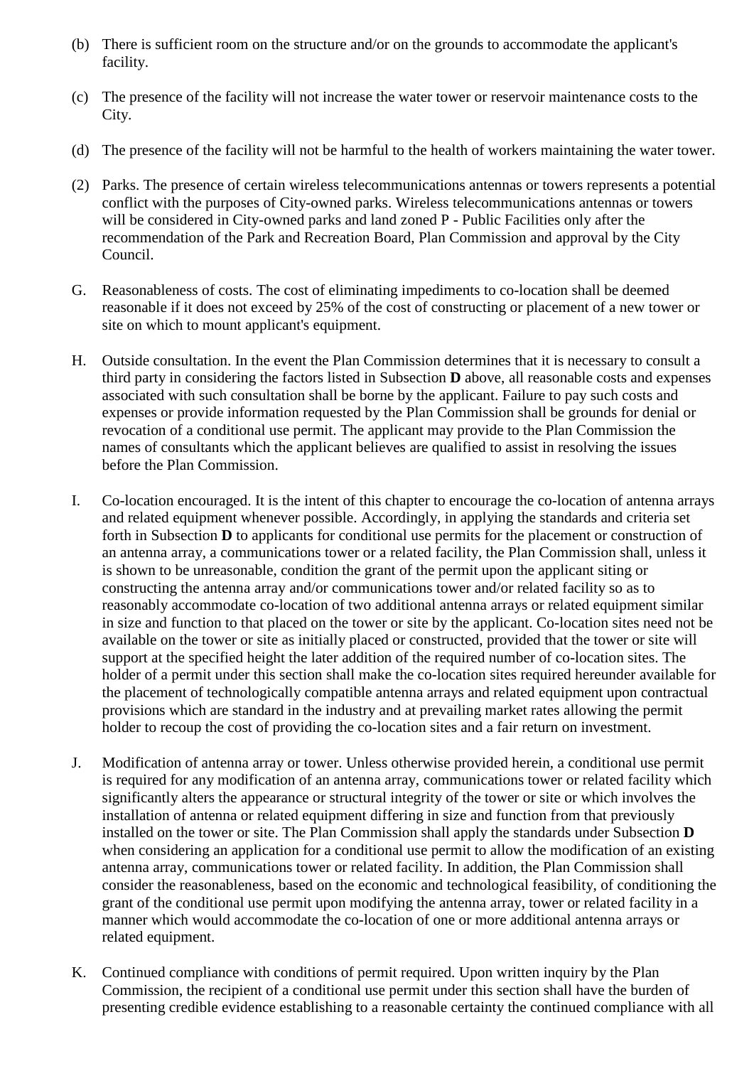(b) There is sufficient room on the structure and/or on the grounds to accommodate the applicant's facility.

(c) The presence of the facility will not increase the water tower or reservoir maintenance costs to the City.

(d) The presence of the facility will not be harmful to the health of workers maintaining the water tower.

(2) Parks. The presence of certain wireless telecommunications antennas or towers represents a potential conflict with the purposes of City-owned parks. Wireless telecommunications antennas or towers will be considered in City-owned parks and land zoned P - Public Facilities only after the recommendation of the Park and Recreation Board, Plan Commission and approval by the City Council.

G. Reasonableness of costs. The cost of eliminating impediments to co-location shall be deemed reasonable if it does not exceed by 25% of the cost of constructing or placement of a new tower or site on which to mount applicant's equipment.

H. Outside consultation. In the event the Plan Commission determines that it is necessary to consult a third party in considering the factors listed in Subsection **D** above, all reasonable costs and expenses associated with such consultation shall be borne by the applicant. Failure to pay such costs and expenses or provide information requested by the Plan Commission shall be grounds for denial or revocation of a conditional use permit. The applicant may provide to the Plan Commission the names of consultants which the applicant believes are qualified to assist in resolving the issues before the Plan Commission.

I. Co-location encouraged. It is the intent of this chapter to encourage the co-location of antenna arrays and related equipment whenever possible. Accordingly, in applying the standards and criteria set forth in Subsection **D** to applicants for conditional use permits for the placement or construction of an antenna array, a communications tower or a related facility, the Plan Commission shall, unless it is shown to be unreasonable, condition the grant of the permit upon the applicant siting or constructing the antenna array and/or communications tower and/or related facility so as to reasonably accommodate co-location of two additional antenna arrays or related equipment similar in size and function to that placed on the tower or site by the applicant. Co-location sites need not be available on the tower or site as initially placed or constructed, provided that the tower or site will support at the specified height the later addition of the required number of co-location sites. The holder of a permit under this section shall make the co-location sites required hereunder available for the placement of technologically compatible antenna arrays and related equipment upon contractual provisions which are standard in the industry and at prevailing market rates allowing the permit holder to recoup the cost of providing the co-location sites and a fair return on investment.

J. Modification of antenna array or tower. Unless otherwise provided herein, a conditional use permit is required for any modification of an antenna array, communications tower or related facility which significantly alters the appearance or structural integrity of the tower or site or which involves the installation of antenna or related equipment differing in size and function from that previously installed on the tower or site. The Plan Commission shall apply the standards under Subsection **D** when considering an application for a conditional use permit to allow the modification of an existing antenna array, communications tower or related facility. In addition, the Plan Commission shall consider the reasonableness, based on the economic and technological feasibility, of conditioning the grant of the conditional use permit upon modifying the antenna array, tower or related facility in a manner which would accommodate the co-location of one or more additional antenna arrays or related equipment.

K. Continued compliance with conditions of permit required. Upon written inquiry by the Plan Commission, the recipient of a conditional use permit under this section shall have the burden of presenting credible evidence establishing to a reasonable certainty the continued compliance with all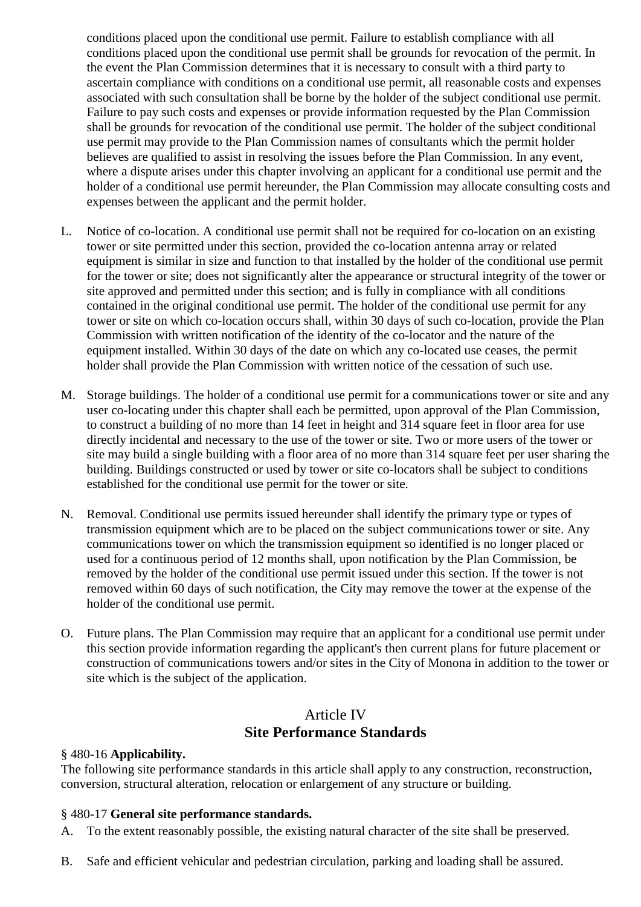conditions placed upon the conditional use permit. Failure to establish compliance with all conditions placed upon the conditional use permit shall be grounds for revocation of the permit. In the event the Plan Commission determines that it is necessary to consult with a third party to ascertain compliance with conditions on a conditional use permit, all reasonable costs and expenses associated with such consultation shall be borne by the holder of the subject conditional use permit. Failure to pay such costs and expenses or provide information requested by the Plan Commission shall be grounds for revocation of the conditional use permit. The holder of the subject conditional use permit may provide to the Plan Commission names of consultants which the permit holder believes are qualified to assist in resolving the issues before the Plan Commission. In any event, where a dispute arises under this chapter involving an applicant for a conditional use permit and the holder of a conditional use permit hereunder, the Plan Commission may allocate consulting costs and expenses between the applicant and the permit holder.

L. Notice of co-location. A conditional use permit shall not be required for co-location on an existing tower or site permitted under this section, provided the co-location antenna array or related equipment is similar in size and function to that installed by the holder of the conditional use permit for the tower or site; does not significantly alter the appearance or structural integrity of the tower or site approved and permitted under this section; and is fully in compliance with all conditions contained in the original conditional use permit. The holder of the conditional use permit for any tower or site on which co-location occurs shall, within 30 days of such co-location, provide the Plan Commission with written notification of the identity of the co-locator and the nature of the equipment installed. Within 30 days of the date on which any co-located use ceases, the permit holder shall provide the Plan Commission with written notice of the cessation of such use.

M. Storage buildings. The holder of a conditional use permit for a communications tower or site and any user co-locating under this chapter shall each be permitted, upon approval of the Plan Commission, to construct a building of no more than 14 feet in height and 314 square feet in floor area for use directly incidental and necessary to the use of the tower or site. Two or more users of the tower or site may build a single building with a floor area of no more than 314 square feet per user sharing the building. Buildings constructed or used by tower or site co-locators shall be subject to conditions established for the conditional use permit for the tower or site.

N. Removal. Conditional use permits issued hereunder shall identify the primary type or types of transmission equipment which are to be placed on the subject communications tower or site. Any communications tower on which the transmission equipment so identified is no longer placed or used for a continuous period of 12 months shall, upon notification by the Plan Commission, be removed by the holder of the conditional use permit issued under this section. If the tower is not removed within 60 days of such notification, the City may remove the tower at the expense of the holder of the conditional use permit.

O. Future plans. The Plan Commission may require that an applicant for a conditional use permit under this section provide information regarding the applicant's then current plans for future placement or construction of communications towers and/or sites in the City of Monona in addition to the tower or site which is the subject of the application.

## Article IV
## Site Performance Standards

§ 480-16 **Applicability.**

The following site performance standards in this article shall apply to any construction, reconstruction, conversion, structural alteration, relocation or enlargement of any structure or building.

§ 480-17 **General site performance standards.**

A. To the extent reasonably possible, the existing natural character of the site shall be preserved.

B. Safe and efficient vehicular and pedestrian circulation, parking and loading shall be assured.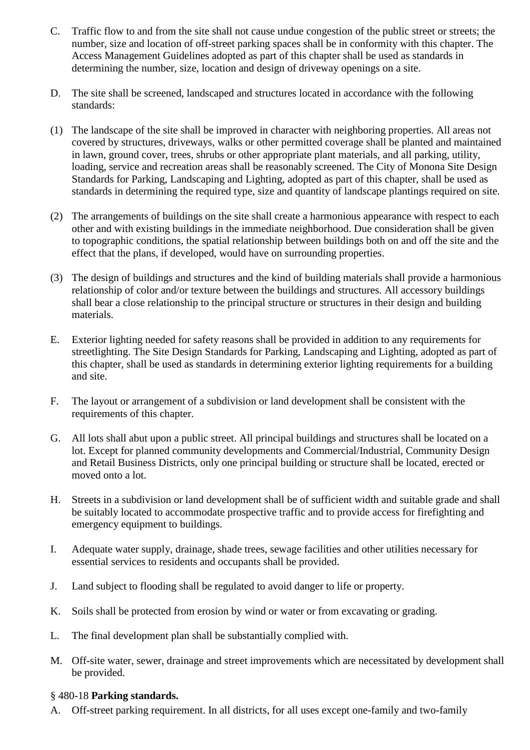C. Traffic flow to and from the site shall not cause undue congestion of the public street or streets; the number, size and location of off-street parking spaces shall be in conformity with this chapter. The Access Management Guidelines adopted as part of this chapter shall be used as standards in determining the number, size, location and design of driveway openings on a site.

D. The site shall be screened, landscaped and structures located in accordance with the following standards:

(1) The landscape of the site shall be improved in character with neighboring properties. All areas not covered by structures, driveways, walks or other permitted coverage shall be planted and maintained in lawn, ground cover, trees, shrubs or other appropriate plant materials, and all parking, utility, loading, service and recreation areas shall be reasonably screened. The City of Monona Site Design Standards for Parking, Landscaping and Lighting, adopted as part of this chapter, shall be used as standards in determining the required type, size and quantity of landscape plantings required on site.

(2) The arrangements of buildings on the site shall create a harmonious appearance with respect to each other and with existing buildings in the immediate neighborhood. Due consideration shall be given to topographic conditions, the spatial relationship between buildings both on and off the site and the effect that the plans, if developed, would have on surrounding properties.

(3) The design of buildings and structures and the kind of building materials shall provide a harmonious relationship of color and/or texture between the buildings and structures. All accessory buildings shall bear a close relationship to the principal structure or structures in their design and building materials.

E. Exterior lighting needed for safety reasons shall be provided in addition to any requirements for streetlighting. The Site Design Standards for Parking, Landscaping and Lighting, adopted as part of this chapter, shall be used as standards in determining exterior lighting requirements for a building and site.

F. The layout or arrangement of a subdivision or land development shall be consistent with the requirements of this chapter.

G. All lots shall abut upon a public street. All principal buildings and structures shall be located on a lot. Except for planned community developments and Commercial/Industrial, Community Design and Retail Business Districts, only one principal building or structure shall be located, erected or moved onto a lot.

H. Streets in a subdivision or land development shall be of sufficient width and suitable grade and shall be suitably located to accommodate prospective traffic and to provide access for firefighting and emergency equipment to buildings.

I. Adequate water supply, drainage, shade trees, sewage facilities and other utilities necessary for essential services to residents and occupants shall be provided.

J. Land subject to flooding shall be regulated to avoid danger to life or property.

K. Soils shall be protected from erosion by wind or water or from excavating or grading.

L. The final development plan shall be substantially complied with.

M. Off-site water, sewer, drainage and street improvements which are necessitated by development shall be provided.

### § 480-18 **Parking standards.**

A. Off-street parking requirement. In all districts, for all uses except one-family and two-family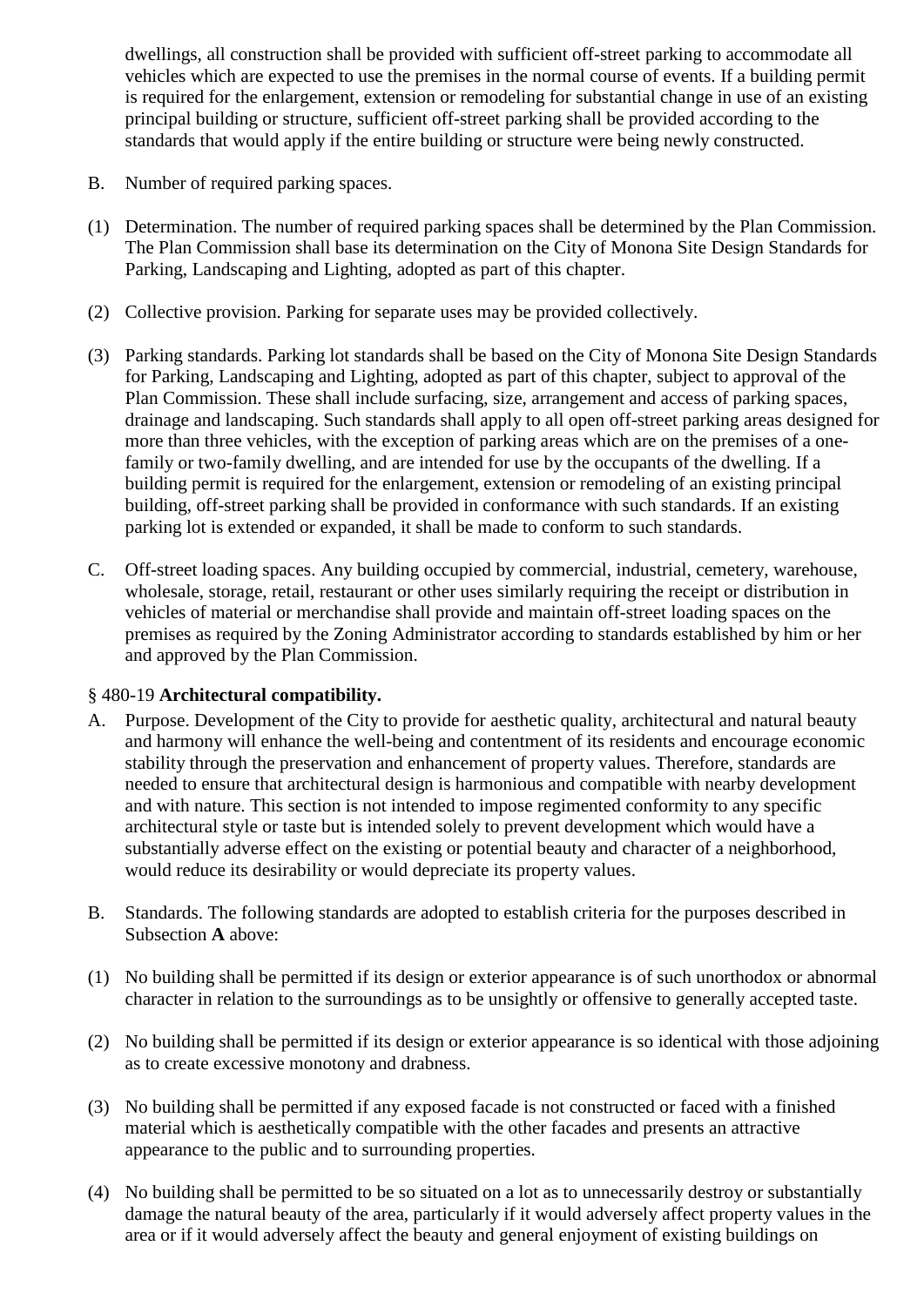dwellings, all construction shall be provided with sufficient off-street parking to accommodate all vehicles which are expected to use the premises in the normal course of events. If a building permit is required for the enlargement, extension or remodeling for substantial change in use of an existing principal building or structure, sufficient off-street parking shall be provided according to the standards that would apply if the entire building or structure were being newly constructed.

B. Number of required parking spaces.

(1) Determination. The number of required parking spaces shall be determined by the Plan Commission. The Plan Commission shall base its determination on the City of Monona Site Design Standards for Parking, Landscaping and Lighting, adopted as part of this chapter.

(2) Collective provision. Parking for separate uses may be provided collectively.

(3) Parking standards. Parking lot standards shall be based on the City of Monona Site Design Standards for Parking, Landscaping and Lighting, adopted as part of this chapter, subject to approval of the Plan Commission. These shall include surfacing, size, arrangement and access of parking spaces, drainage and landscaping. Such standards shall apply to all open off-street parking areas designed for more than three vehicles, with the exception of parking areas which are on the premises of a one-family or two-family dwelling, and are intended for use by the occupants of the dwelling. If a building permit is required for the enlargement, extension or remodeling of an existing principal building, off-street parking shall be provided in conformance with such standards. If an existing parking lot is extended or expanded, it shall be made to conform to such standards.

C. Off-street loading spaces. Any building occupied by commercial, industrial, cemetery, warehouse, wholesale, storage, retail, restaurant or other uses similarly requiring the receipt or distribution in vehicles of material or merchandise shall provide and maintain off-street loading spaces on the premises as required by the Zoning Administrator according to standards established by him or her and approved by the Plan Commission.

### § 480-19 **Architectural compatibility.**

A. Purpose. Development of the City to provide for aesthetic quality, architectural and natural beauty and harmony will enhance the well-being and contentment of its residents and encourage economic stability through the preservation and enhancement of property values. Therefore, standards are needed to ensure that architectural design is harmonious and compatible with nearby development and with nature. This section is not intended to impose regimented conformity to any specific architectural style or taste but is intended solely to prevent development which would have a substantially adverse effect on the existing or potential beauty and character of a neighborhood, would reduce its desirability or would depreciate its property values.

B. Standards. The following standards are adopted to establish criteria for the purposes described in Subsection **A** above:

(1) No building shall be permitted if its design or exterior appearance is of such unorthodox or abnormal character in relation to the surroundings as to be unsightly or offensive to generally accepted taste.

(2) No building shall be permitted if its design or exterior appearance is so identical with those adjoining as to create excessive monotony and drabness.

(3) No building shall be permitted if any exposed facade is not constructed or faced with a finished material which is aesthetically compatible with the other facades and presents an attractive appearance to the public and to surrounding properties.

(4) No building shall be permitted to be so situated on a lot as to unnecessarily destroy or substantially damage the natural beauty of the area, particularly if it would adversely affect property values in the area or if it would adversely affect the beauty and general enjoyment of existing buildings on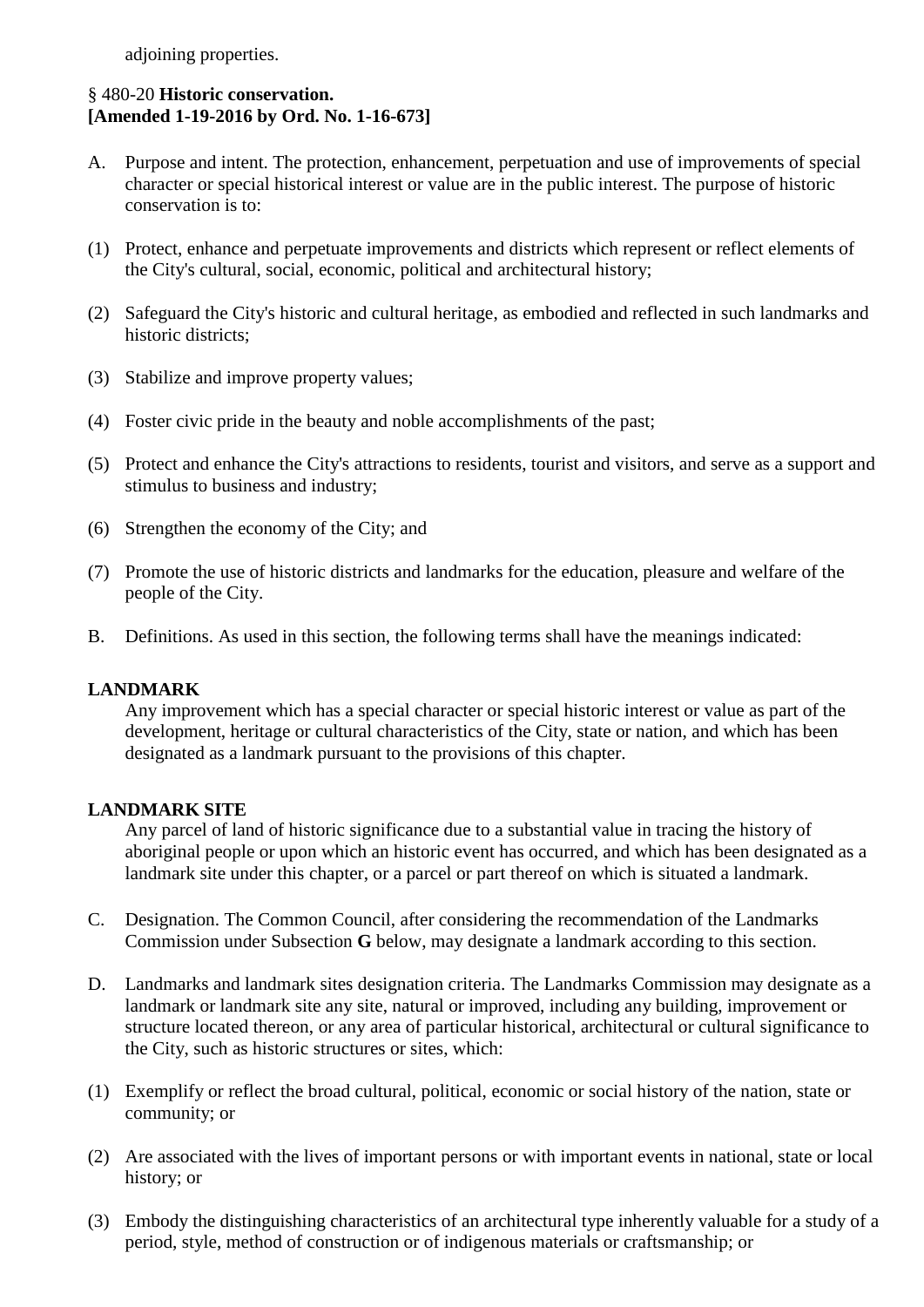adjoining properties.

§ 480-20 **Historic conservation.**
**[Amended 1-19-2016 by Ord. No. 1-16-673]**

A. Purpose and intent. The protection, enhancement, perpetuation and use of improvements of special character or special historical interest or value are in the public interest. The purpose of historic conservation is to:

(1) Protect, enhance and perpetuate improvements and districts which represent or reflect elements of the City's cultural, social, economic, political and architectural history;

(2) Safeguard the City's historic and cultural heritage, as embodied and reflected in such landmarks and historic districts;

(3) Stabilize and improve property values;

(4) Foster civic pride in the beauty and noble accomplishments of the past;

(5) Protect and enhance the City's attractions to residents, tourist and visitors, and serve as a support and stimulus to business and industry;

(6) Strengthen the economy of the City; and

(7) Promote the use of historic districts and landmarks for the education, pleasure and welfare of the people of the City.

B. Definitions. As used in this section, the following terms shall have the meanings indicated:

**LANDMARK**
Any improvement which has a special character or special historic interest or value as part of the development, heritage or cultural characteristics of the City, state or nation, and which has been designated as a landmark pursuant to the provisions of this chapter.

**LANDMARK SITE**
Any parcel of land of historic significance due to a substantial value in tracing the history of aboriginal people or upon which an historic event has occurred, and which has been designated as a landmark site under this chapter, or a parcel or part thereof on which is situated a landmark.

C. Designation. The Common Council, after considering the recommendation of the Landmarks Commission under Subsection **G** below, may designate a landmark according to this section.

D. Landmarks and landmark sites designation criteria. The Landmarks Commission may designate as a landmark or landmark site any site, natural or improved, including any building, improvement or structure located thereon, or any area of particular historical, architectural or cultural significance to the City, such as historic structures or sites, which:

(1) Exemplify or reflect the broad cultural, political, economic or social history of the nation, state or community; or

(2) Are associated with the lives of important persons or with important events in national, state or local history; or

(3) Embody the distinguishing characteristics of an architectural type inherently valuable for a study of a period, style, method of construction or of indigenous materials or craftsmanship; or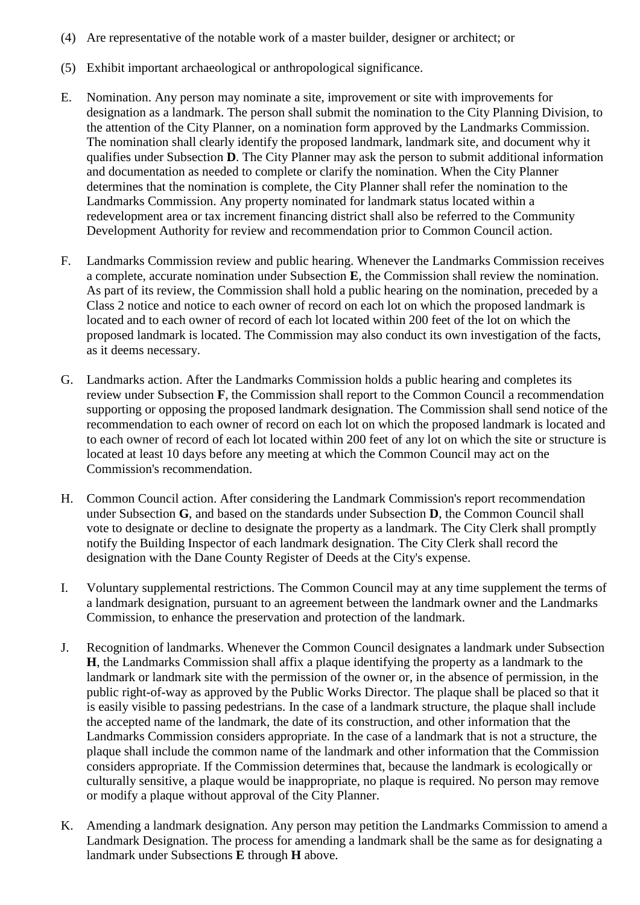(4) Are representative of the notable work of a master builder, designer or architect; or

(5) Exhibit important archaeological or anthropological significance.

E. Nomination. Any person may nominate a site, improvement or site with improvements for designation as a landmark. The person shall submit the nomination to the City Planning Division, to the attention of the City Planner, on a nomination form approved by the Landmarks Commission. The nomination shall clearly identify the proposed landmark, landmark site, and document why it qualifies under Subsection **D**. The City Planner may ask the person to submit additional information and documentation as needed to complete or clarify the nomination. When the City Planner determines that the nomination is complete, the City Planner shall refer the nomination to the Landmarks Commission. Any property nominated for landmark status located within a redevelopment area or tax increment financing district shall also be referred to the Community Development Authority for review and recommendation prior to Common Council action.

F. Landmarks Commission review and public hearing. Whenever the Landmarks Commission receives a complete, accurate nomination under Subsection **E**, the Commission shall review the nomination. As part of its review, the Commission shall hold a public hearing on the nomination, preceded by a Class 2 notice and notice to each owner of record on each lot on which the proposed landmark is located and to each owner of record of each lot located within 200 feet of the lot on which the proposed landmark is located. The Commission may also conduct its own investigation of the facts, as it deems necessary.

G. Landmarks action. After the Landmarks Commission holds a public hearing and completes its review under Subsection **F**, the Commission shall report to the Common Council a recommendation supporting or opposing the proposed landmark designation. The Commission shall send notice of the recommendation to each owner of record on each lot on which the proposed landmark is located and to each owner of record of each lot located within 200 feet of any lot on which the site or structure is located at least 10 days before any meeting at which the Common Council may act on the Commission's recommendation.

H. Common Council action. After considering the Landmark Commission's report recommendation under Subsection **G**, and based on the standards under Subsection **D**, the Common Council shall vote to designate or decline to designate the property as a landmark. The City Clerk shall promptly notify the Building Inspector of each landmark designation. The City Clerk shall record the designation with the Dane County Register of Deeds at the City's expense.

I. Voluntary supplemental restrictions. The Common Council may at any time supplement the terms of a landmark designation, pursuant to an agreement between the landmark owner and the Landmarks Commission, to enhance the preservation and protection of the landmark.

J. Recognition of landmarks. Whenever the Common Council designates a landmark under Subsection **H**, the Landmarks Commission shall affix a plaque identifying the property as a landmark to the landmark or landmark site with the permission of the owner or, in the absence of permission, in the public right-of-way as approved by the Public Works Director. The plaque shall be placed so that it is easily visible to passing pedestrians. In the case of a landmark structure, the plaque shall include the accepted name of the landmark, the date of its construction, and other information that the Landmarks Commission considers appropriate. In the case of a landmark that is not a structure, the plaque shall include the common name of the landmark and other information that the Commission considers appropriate. If the Commission determines that, because the landmark is ecologically or culturally sensitive, a plaque would be inappropriate, no plaque is required. No person may remove or modify a plaque without approval of the City Planner.

K. Amending a landmark designation. Any person may petition the Landmarks Commission to amend a Landmark Designation. The process for amending a landmark shall be the same as for designating a landmark under Subsections **E** through **H** above.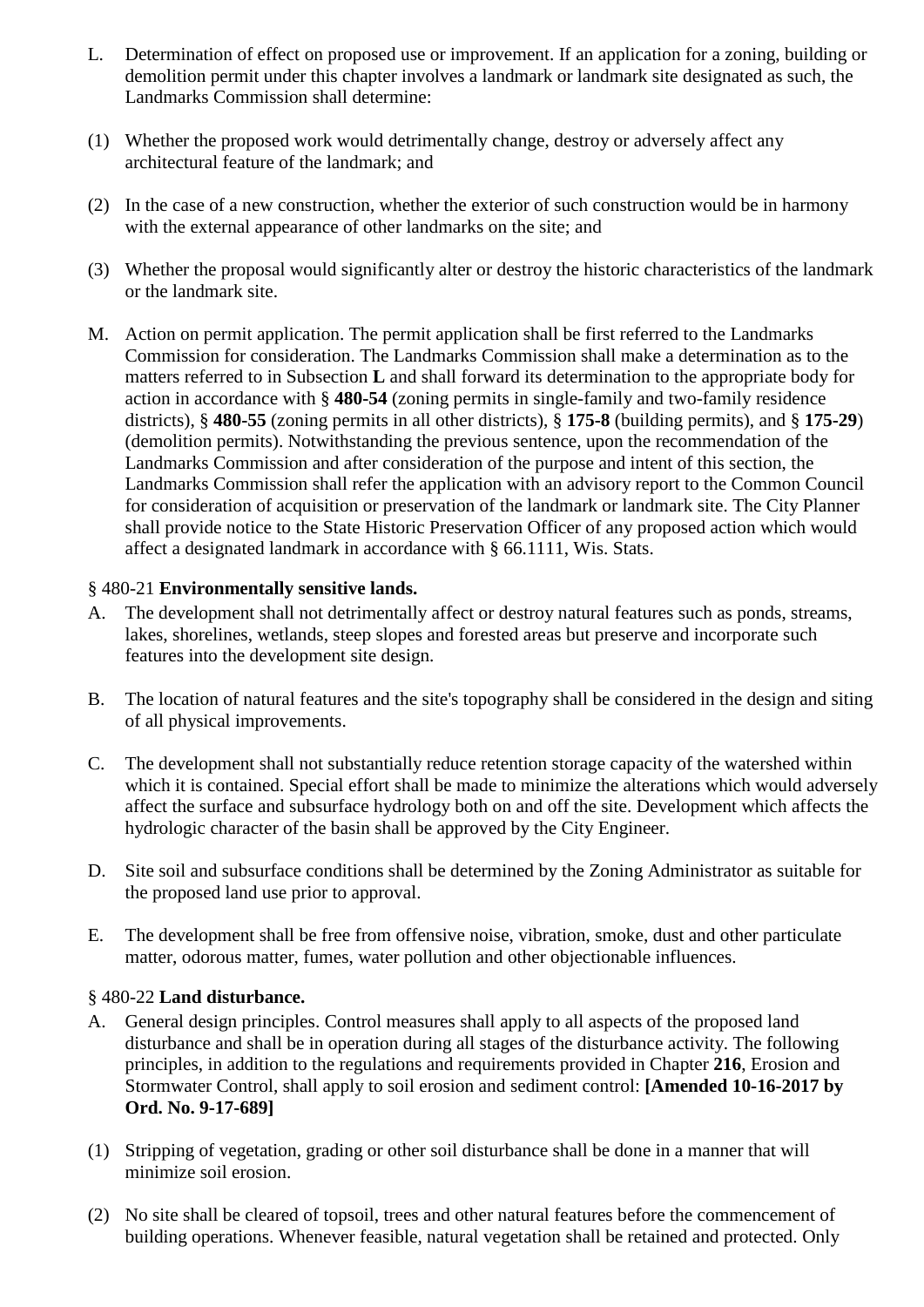L. Determination of effect on proposed use or improvement. If an application for a zoning, building or demolition permit under this chapter involves a landmark or landmark site designated as such, the Landmarks Commission shall determine:

(1) Whether the proposed work would detrimentally change, destroy or adversely affect any architectural feature of the landmark; and

(2) In the case of a new construction, whether the exterior of such construction would be in harmony with the external appearance of other landmarks on the site; and

(3) Whether the proposal would significantly alter or destroy the historic characteristics of the landmark or the landmark site.

M. Action on permit application. The permit application shall be first referred to the Landmarks Commission for consideration. The Landmarks Commission shall make a determination as to the matters referred to in Subsection **L** and shall forward its determination to the appropriate body for action in accordance with § **480-54** (zoning permits in single-family and two-family residence districts), § **480-55** (zoning permits in all other districts), § **175-8** (building permits), and § **175-29**) (demolition permits). Notwithstanding the previous sentence, upon the recommendation of the Landmarks Commission and after consideration of the purpose and intent of this section, the Landmarks Commission shall refer the application with an advisory report to the Common Council for consideration of acquisition or preservation of the landmark or landmark site. The City Planner shall provide notice to the State Historic Preservation Officer of any proposed action which would affect a designated landmark in accordance with § 66.1111, Wis. Stats.

### § 480-21 **Environmentally sensitive lands.**

A. The development shall not detrimentally affect or destroy natural features such as ponds, streams, lakes, shorelines, wetlands, steep slopes and forested areas but preserve and incorporate such features into the development site design.

B. The location of natural features and the site's topography shall be considered in the design and siting of all physical improvements.

C. The development shall not substantially reduce retention storage capacity of the watershed within which it is contained. Special effort shall be made to minimize the alterations which would adversely affect the surface and subsurface hydrology both on and off the site. Development which affects the hydrologic character of the basin shall be approved by the City Engineer.

D. Site soil and subsurface conditions shall be determined by the Zoning Administrator as suitable for the proposed land use prior to approval.

E. The development shall be free from offensive noise, vibration, smoke, dust and other particulate matter, odorous matter, fumes, water pollution and other objectionable influences.

### § 480-22 **Land disturbance.**

A. General design principles. Control measures shall apply to all aspects of the proposed land disturbance and shall be in operation during all stages of the disturbance activity. The following principles, in addition to the regulations and requirements provided in Chapter **216**, Erosion and Stormwater Control, shall apply to soil erosion and sediment control: **[Amended 10-16-2017 by Ord. No. 9-17-689]**

(1) Stripping of vegetation, grading or other soil disturbance shall be done in a manner that will minimize soil erosion.

(2) No site shall be cleared of topsoil, trees and other natural features before the commencement of building operations. Whenever feasible, natural vegetation shall be retained and protected. Only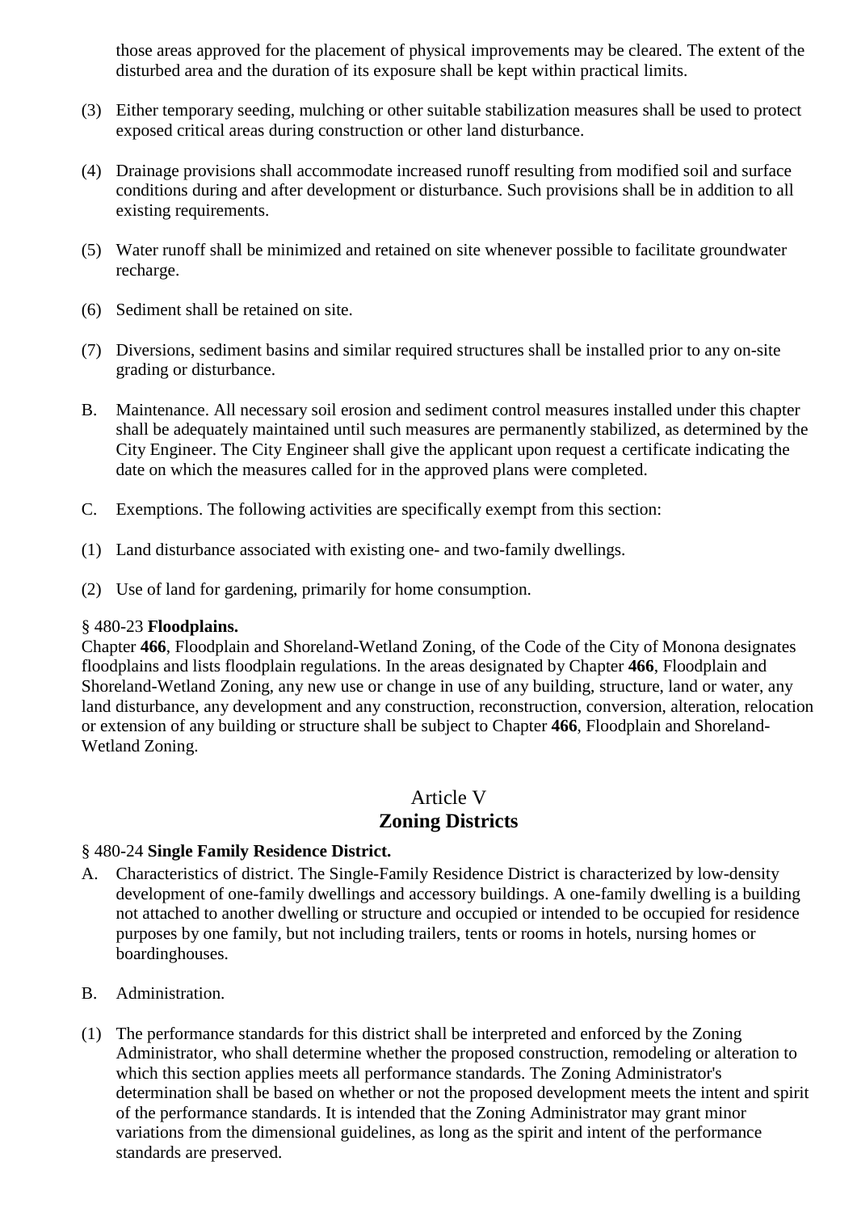those areas approved for the placement of physical improvements may be cleared. The extent of the disturbed area and the duration of its exposure shall be kept within practical limits.

(3) Either temporary seeding, mulching or other suitable stabilization measures shall be used to protect exposed critical areas during construction or other land disturbance.

(4) Drainage provisions shall accommodate increased runoff resulting from modified soil and surface conditions during and after development or disturbance. Such provisions shall be in addition to all existing requirements.

(5) Water runoff shall be minimized and retained on site whenever possible to facilitate groundwater recharge.

(6) Sediment shall be retained on site.

(7) Diversions, sediment basins and similar required structures shall be installed prior to any on-site grading or disturbance.

B. Maintenance. All necessary soil erosion and sediment control measures installed under this chapter shall be adequately maintained until such measures are permanently stabilized, as determined by the City Engineer. The City Engineer shall give the applicant upon request a certificate indicating the date on which the measures called for in the approved plans were completed.

C. Exemptions. The following activities are specifically exempt from this section:

(1) Land disturbance associated with existing one- and two-family dwellings.

(2) Use of land for gardening, primarily for home consumption.

§ 480-23 **Floodplains.**

Chapter **466**, Floodplain and Shoreland-Wetland Zoning, of the Code of the City of Monona designates floodplains and lists floodplain regulations. In the areas designated by Chapter **466**, Floodplain and Shoreland-Wetland Zoning, any new use or change in use of any building, structure, land or water, any land disturbance, any development and any construction, reconstruction, conversion, alteration, relocation or extension of any building or structure shall be subject to Chapter **466**, Floodplain and Shoreland-Wetland Zoning.

## Article V
## Zoning Districts

§ 480-24 **Single Family Residence District.**

A. Characteristics of district. The Single-Family Residence District is characterized by low-density development of one-family dwellings and accessory buildings. A one-family dwelling is a building not attached to another dwelling or structure and occupied or intended to be occupied for residence purposes by one family, but not including trailers, tents or rooms in hotels, nursing homes or boardinghouses.

B. Administration.

(1) The performance standards for this district shall be interpreted and enforced by the Zoning Administrator, who shall determine whether the proposed construction, remodeling or alteration to which this section applies meets all performance standards. The Zoning Administrator's determination shall be based on whether or not the proposed development meets the intent and spirit of the performance standards. It is intended that the Zoning Administrator may grant minor variations from the dimensional guidelines, as long as the spirit and intent of the performance standards are preserved.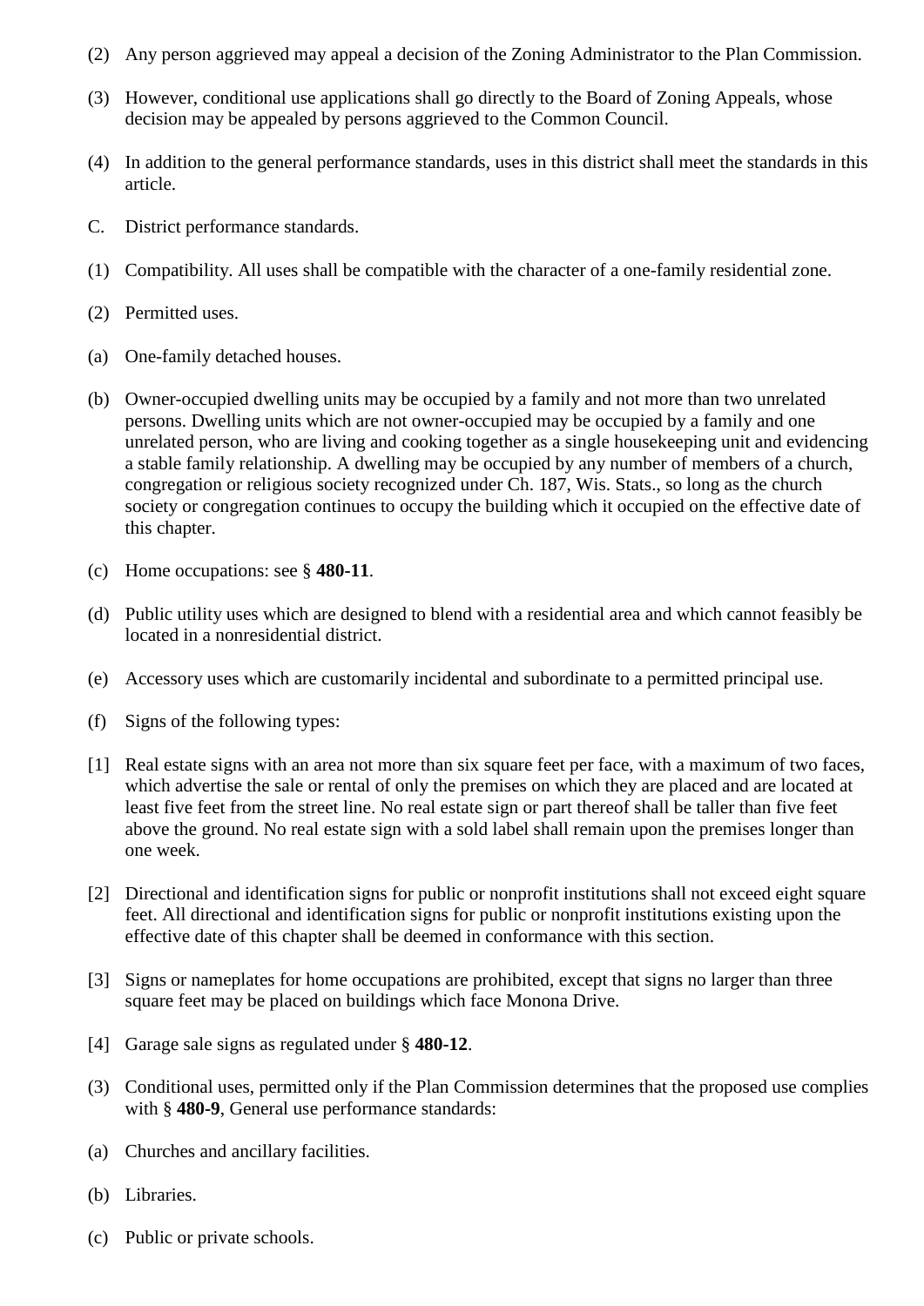(2) Any person aggrieved may appeal a decision of the Zoning Administrator to the Plan Commission.

(3) However, conditional use applications shall go directly to the Board of Zoning Appeals, whose decision may be appealed by persons aggrieved to the Common Council.

(4) In addition to the general performance standards, uses in this district shall meet the standards in this article.

C. District performance standards.

(1) Compatibility. All uses shall be compatible with the character of a one-family residential zone.

(2) Permitted uses.

(a) One-family detached houses.

(b) Owner-occupied dwelling units may be occupied by a family and not more than two unrelated persons. Dwelling units which are not owner-occupied may be occupied by a family and one unrelated person, who are living and cooking together as a single housekeeping unit and evidencing a stable family relationship. A dwelling may be occupied by any number of members of a church, congregation or religious society recognized under Ch. 187, Wis. Stats., so long as the church society or congregation continues to occupy the building which it occupied on the effective date of this chapter.

(c) Home occupations: see § **480-11**.

(d) Public utility uses which are designed to blend with a residential area and which cannot feasibly be located in a nonresidential district.

(e) Accessory uses which are customarily incidental and subordinate to a permitted principal use.

(f) Signs of the following types:

[1] Real estate signs with an area not more than six square feet per face, with a maximum of two faces, which advertise the sale or rental of only the premises on which they are placed and are located at least five feet from the street line. No real estate sign or part thereof shall be taller than five feet above the ground. No real estate sign with a sold label shall remain upon the premises longer than one week.

[2] Directional and identification signs for public or nonprofit institutions shall not exceed eight square feet. All directional and identification signs for public or nonprofit institutions existing upon the effective date of this chapter shall be deemed in conformance with this section.

[3] Signs or nameplates for home occupations are prohibited, except that signs no larger than three square feet may be placed on buildings which face Monona Drive.

[4] Garage sale signs as regulated under § **480-12**.

(3) Conditional uses, permitted only if the Plan Commission determines that the proposed use complies with § **480-9**, General use performance standards:

(a) Churches and ancillary facilities.

(b) Libraries.

(c) Public or private schools.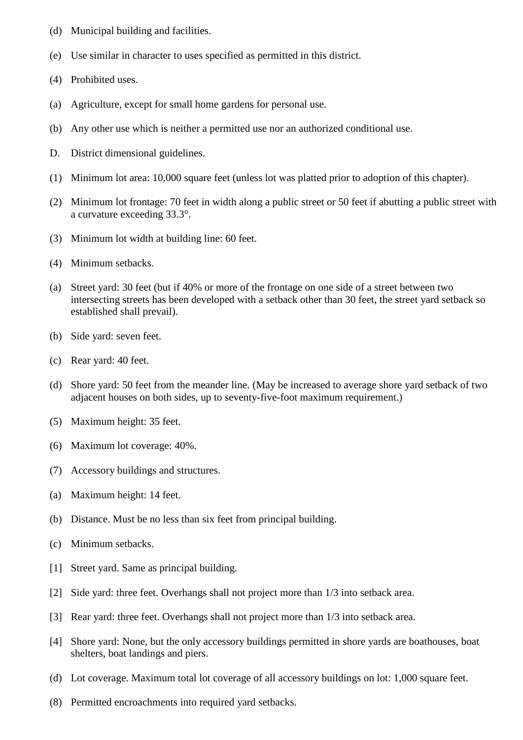(d) Municipal building and facilities.

(e) Use similar in character to uses specified as permitted in this district.

(4) Prohibited uses.

(a) Agriculture, except for small home gardens for personal use.

(b) Any other use which is neither a permitted use nor an authorized conditional use.

D. District dimensional guidelines.

(1) Minimum lot area: 10,000 square feet (unless lot was platted prior to adoption of this chapter).

(2) Minimum lot frontage: 70 feet in width along a public street or 50 feet if abutting a public street with a curvature exceeding 33.3°.

(3) Minimum lot width at building line: 60 feet.

(4) Minimum setbacks.

(a) Street yard: 30 feet (but if 40% or more of the frontage on one side of a street between two intersecting streets has been developed with a setback other than 30 feet, the street yard setback so established shall prevail).

(b) Side yard: seven feet.

(c) Rear yard: 40 feet.

(d) Shore yard: 50 feet from the meander line. (May be increased to average shore yard setback of two adjacent houses on both sides, up to seventy-five-foot maximum requirement.)

(5) Maximum height: 35 feet.

(6) Maximum lot coverage: 40%.

(7) Accessory buildings and structures.

(a) Maximum height: 14 feet.

(b) Distance. Must be no less than six feet from principal building.

(c) Minimum setbacks.

[1] Street yard. Same as principal building.

[2] Side yard: three feet. Overhangs shall not project more than 1/3 into setback area.

[3] Rear yard: three feet. Overhangs shall not project more than 1/3 into setback area.

[4] Shore yard: None, but the only accessory buildings permitted in shore yards are boathouses, boat shelters, boat landings and piers.

(d) Lot coverage. Maximum total lot coverage of all accessory buildings on lot: 1,000 square feet.

(8) Permitted encroachments into required yard setbacks.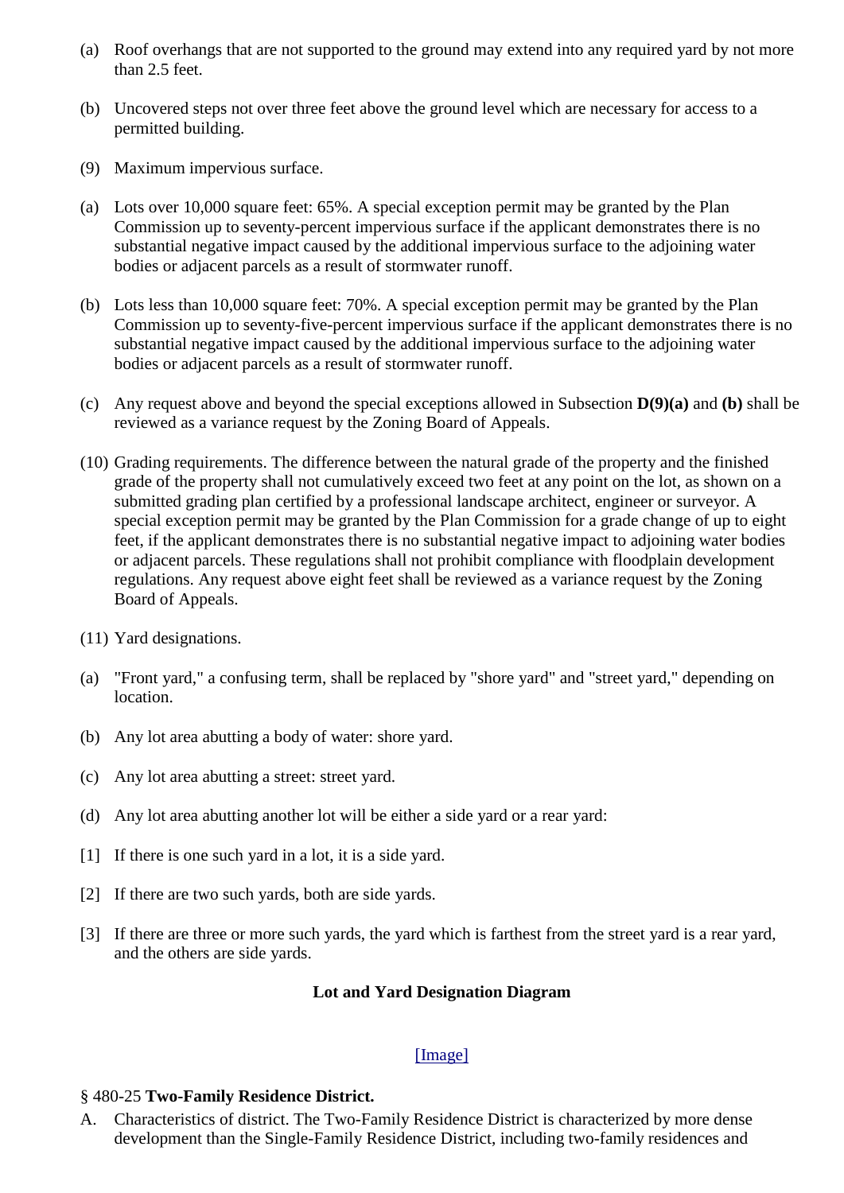(a) Roof overhangs that are not supported to the ground may extend into any required yard by not more than 2.5 feet.

(b) Uncovered steps not over three feet above the ground level which are necessary for access to a permitted building.

(9) Maximum impervious surface.

(a) Lots over 10,000 square feet: 65%. A special exception permit may be granted by the Plan Commission up to seventy-percent impervious surface if the applicant demonstrates there is no substantial negative impact caused by the additional impervious surface to the adjoining water bodies or adjacent parcels as a result of stormwater runoff.

(b) Lots less than 10,000 square feet: 70%. A special exception permit may be granted by the Plan Commission up to seventy-five-percent impervious surface if the applicant demonstrates there is no substantial negative impact caused by the additional impervious surface to the adjoining water bodies or adjacent parcels as a result of stormwater runoff.

(c) Any request above and beyond the special exceptions allowed in Subsection **D(9)(a)** and **(b)** shall be reviewed as a variance request by the Zoning Board of Appeals.

(10) Grading requirements. The difference between the natural grade of the property and the finished grade of the property shall not cumulatively exceed two feet at any point on the lot, as shown on a submitted grading plan certified by a professional landscape architect, engineer or surveyor. A special exception permit may be granted by the Plan Commission for a grade change of up to eight feet, if the applicant demonstrates there is no substantial negative impact to adjoining water bodies or adjacent parcels. These regulations shall not prohibit compliance with floodplain development regulations. Any request above eight feet shall be reviewed as a variance request by the Zoning Board of Appeals.

(11) Yard designations.

(a) "Front yard," a confusing term, shall be replaced by "shore yard" and "street yard," depending on location.

(b) Any lot area abutting a body of water: shore yard.

(c) Any lot area abutting a street: street yard.

(d) Any lot area abutting another lot will be either a side yard or a rear yard:

[1] If there is one such yard in a lot, it is a side yard.

[2] If there are two such yards, both are side yards.

[3] If there are three or more such yards, the yard which is farthest from the street yard is a rear yard, and the others are side yards.

**Lot and Yard Designation Diagram**

[Image]

§ 480-25 **Two-Family Residence District.**

A. Characteristics of district. The Two-Family Residence District is characterized by more dense development than the Single-Family Residence District, including two-family residences and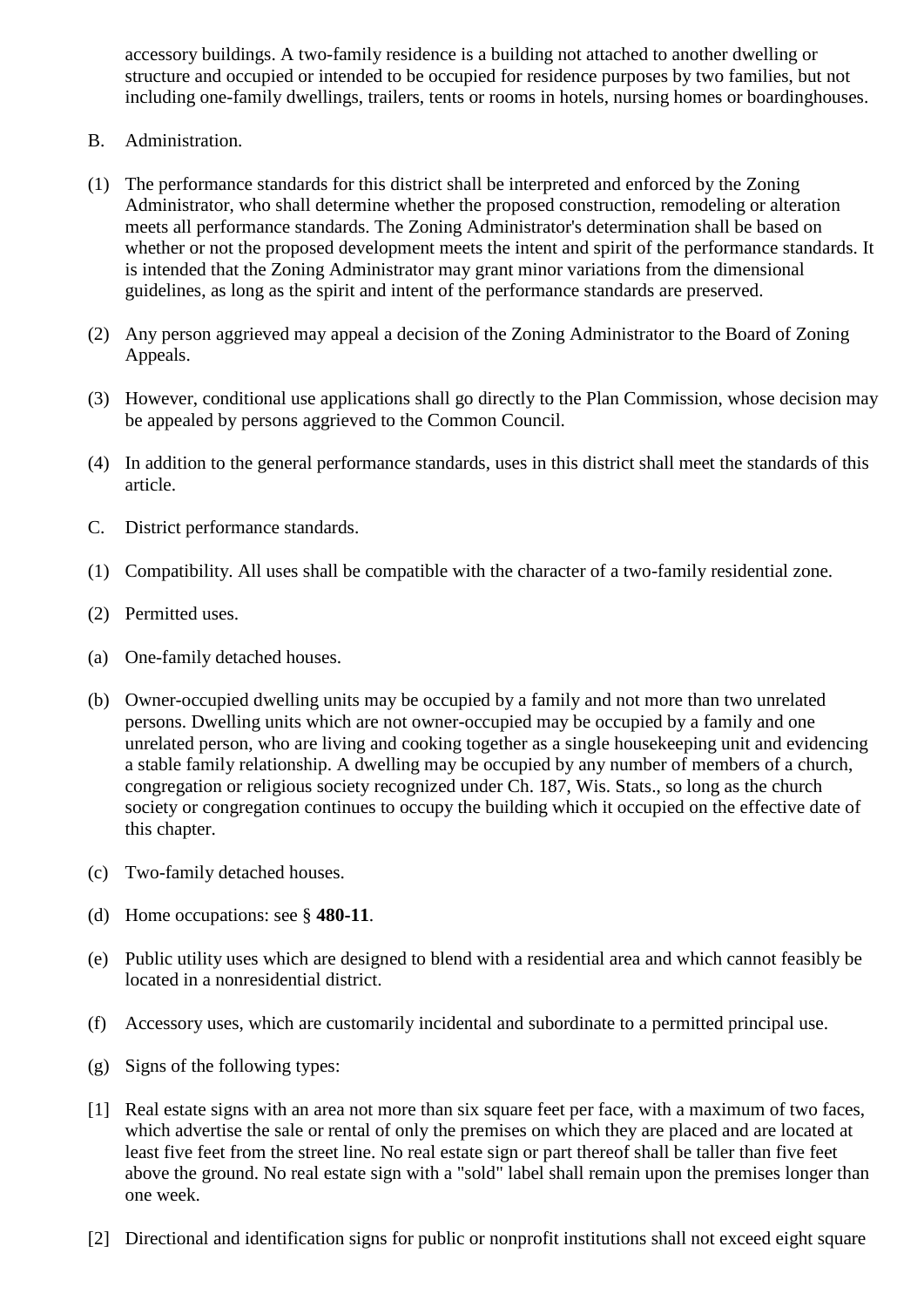accessory buildings. A two-family residence is a building not attached to another dwelling or structure and occupied or intended to be occupied for residence purposes by two families, but not including one-family dwellings, trailers, tents or rooms in hotels, nursing homes or boardinghouses.

B. Administration.

(1) The performance standards for this district shall be interpreted and enforced by the Zoning Administrator, who shall determine whether the proposed construction, remodeling or alteration meets all performance standards. The Zoning Administrator's determination shall be based on whether or not the proposed development meets the intent and spirit of the performance standards. It is intended that the Zoning Administrator may grant minor variations from the dimensional guidelines, as long as the spirit and intent of the performance standards are preserved.

(2) Any person aggrieved may appeal a decision of the Zoning Administrator to the Board of Zoning Appeals.

(3) However, conditional use applications shall go directly to the Plan Commission, whose decision may be appealed by persons aggrieved to the Common Council.

(4) In addition to the general performance standards, uses in this district shall meet the standards of this article.

C. District performance standards.

(1) Compatibility. All uses shall be compatible with the character of a two-family residential zone.

(2) Permitted uses.

(a) One-family detached houses.

(b) Owner-occupied dwelling units may be occupied by a family and not more than two unrelated persons. Dwelling units which are not owner-occupied may be occupied by a family and one unrelated person, who are living and cooking together as a single housekeeping unit and evidencing a stable family relationship. A dwelling may be occupied by any number of members of a church, congregation or religious society recognized under Ch. 187, Wis. Stats., so long as the church society or congregation continues to occupy the building which it occupied on the effective date of this chapter.

(c) Two-family detached houses.

(d) Home occupations: see § **480-11**.

(e) Public utility uses which are designed to blend with a residential area and which cannot feasibly be located in a nonresidential district.

(f) Accessory uses, which are customarily incidental and subordinate to a permitted principal use.

(g) Signs of the following types:

[1] Real estate signs with an area not more than six square feet per face, with a maximum of two faces, which advertise the sale or rental of only the premises on which they are placed and are located at least five feet from the street line. No real estate sign or part thereof shall be taller than five feet above the ground. No real estate sign with a "sold" label shall remain upon the premises longer than one week.

[2] Directional and identification signs for public or nonprofit institutions shall not exceed eight square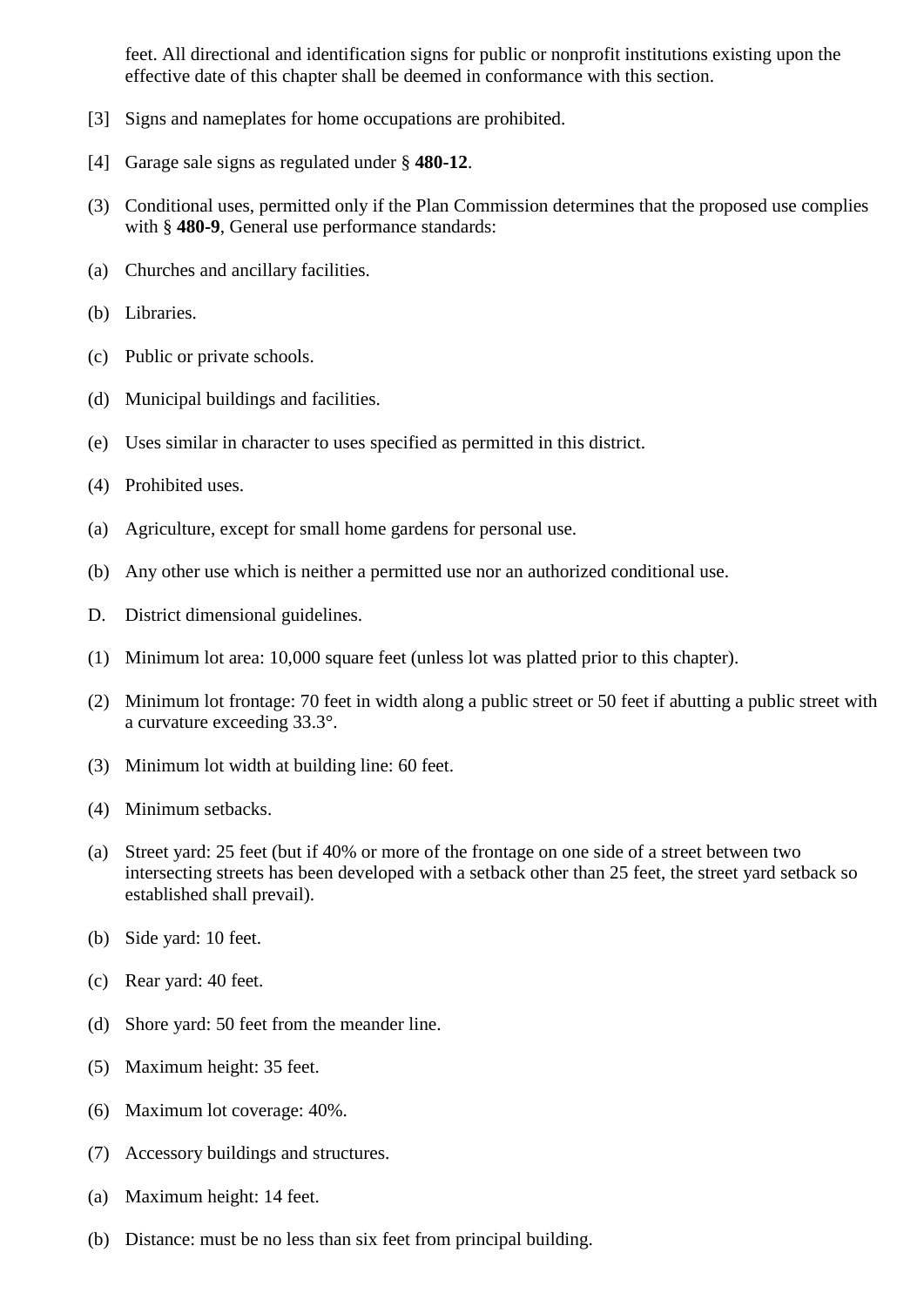feet. All directional and identification signs for public or nonprofit institutions existing upon the effective date of this chapter shall be deemed in conformance with this section.

[3] Signs and nameplates for home occupations are prohibited.

[4] Garage sale signs as regulated under § **480-12**.

(3) Conditional uses, permitted only if the Plan Commission determines that the proposed use complies with § **480-9**, General use performance standards:

(a) Churches and ancillary facilities.

(b) Libraries.

(c) Public or private schools.

(d) Municipal buildings and facilities.

(e) Uses similar in character to uses specified as permitted in this district.

(4) Prohibited uses.

(a) Agriculture, except for small home gardens for personal use.

(b) Any other use which is neither a permitted use nor an authorized conditional use.

D. District dimensional guidelines.

(1) Minimum lot area: 10,000 square feet (unless lot was platted prior to this chapter).

(2) Minimum lot frontage: 70 feet in width along a public street or 50 feet if abutting a public street with a curvature exceeding 33.3°.

(3) Minimum lot width at building line: 60 feet.

(4) Minimum setbacks.

(a) Street yard: 25 feet (but if 40% or more of the frontage on one side of a street between two intersecting streets has been developed with a setback other than 25 feet, the street yard setback so established shall prevail).

(b) Side yard: 10 feet.

(c) Rear yard: 40 feet.

(d) Shore yard: 50 feet from the meander line.

(5) Maximum height: 35 feet.

(6) Maximum lot coverage: 40%.

(7) Accessory buildings and structures.

(a) Maximum height: 14 feet.

(b) Distance: must be no less than six feet from principal building.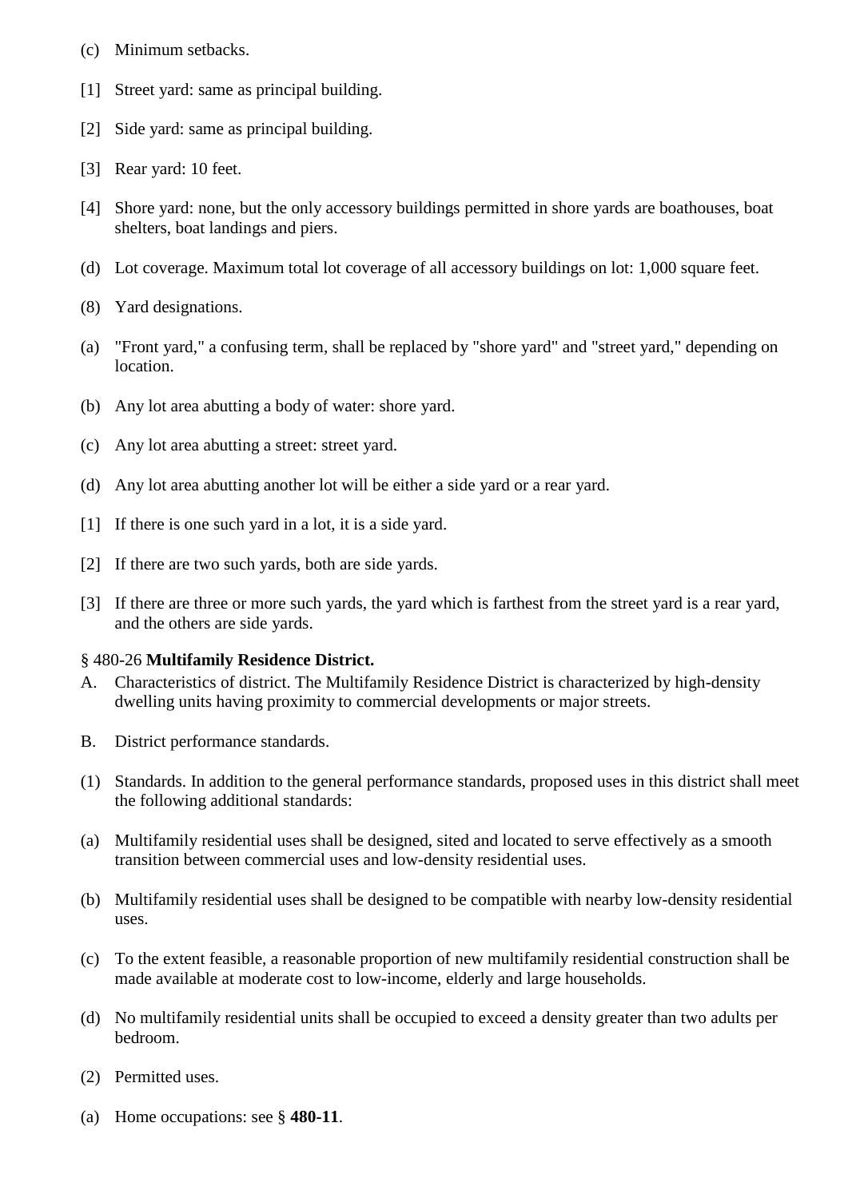(c) Minimum setbacks.

[1] Street yard: same as principal building.

[2] Side yard: same as principal building.

[3] Rear yard: 10 feet.

[4] Shore yard: none, but the only accessory buildings permitted in shore yards are boathouses, boat shelters, boat landings and piers.

(d) Lot coverage. Maximum total lot coverage of all accessory buildings on lot: 1,000 square feet.

(8) Yard designations.

(a) "Front yard," a confusing term, shall be replaced by "shore yard" and "street yard," depending on location.

(b) Any lot area abutting a body of water: shore yard.

(c) Any lot area abutting a street: street yard.

(d) Any lot area abutting another lot will be either a side yard or a rear yard.

[1] If there is one such yard in a lot, it is a side yard.

[2] If there are two such yards, both are side yards.

[3] If there are three or more such yards, the yard which is farthest from the street yard is a rear yard, and the others are side yards.

§ 480-26 **Multifamily Residence District.**

A. Characteristics of district. The Multifamily Residence District is characterized by high-density dwelling units having proximity to commercial developments or major streets.

B. District performance standards.

(1) Standards. In addition to the general performance standards, proposed uses in this district shall meet the following additional standards:

(a) Multifamily residential uses shall be designed, sited and located to serve effectively as a smooth transition between commercial uses and low-density residential uses.

(b) Multifamily residential uses shall be designed to be compatible with nearby low-density residential uses.

(c) To the extent feasible, a reasonable proportion of new multifamily residential construction shall be made available at moderate cost to low-income, elderly and large households.

(d) No multifamily residential units shall be occupied to exceed a density greater than two adults per bedroom.

(2) Permitted uses.

(a) Home occupations: see § **480-11**.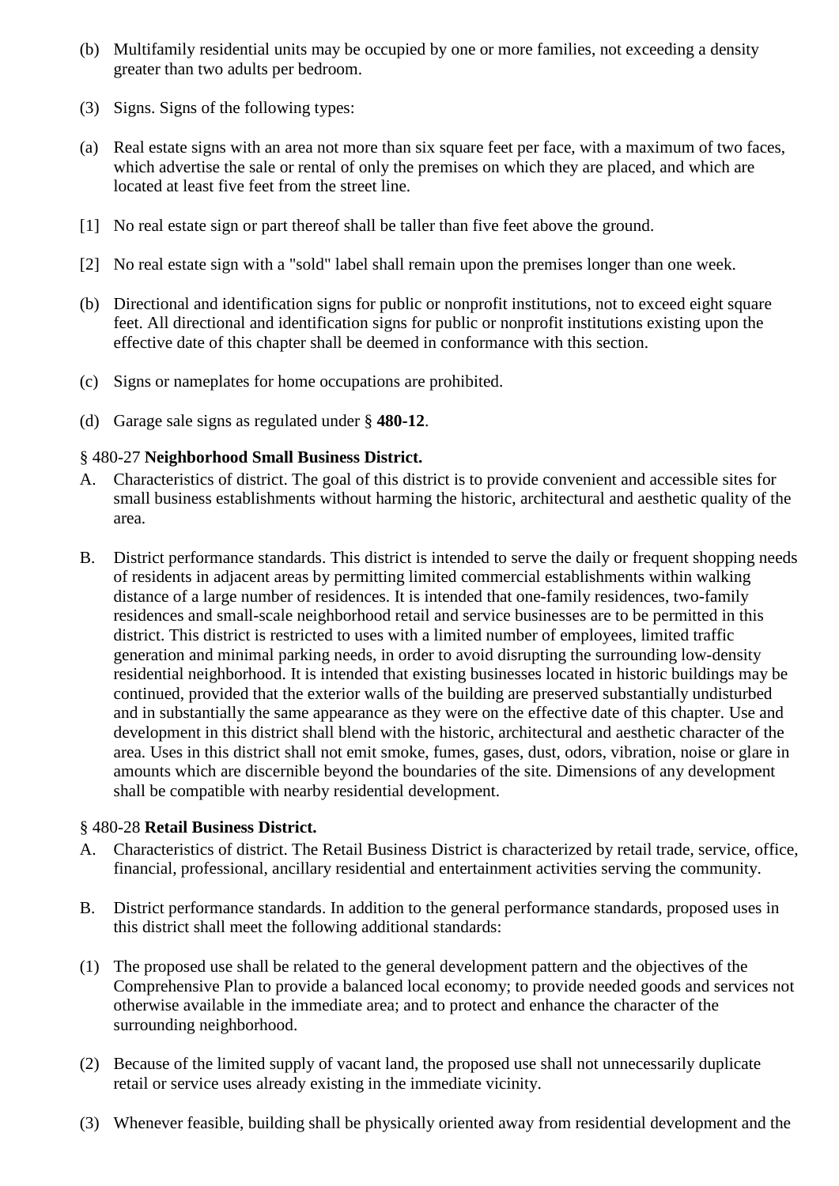(b) Multifamily residential units may be occupied by one or more families, not exceeding a density greater than two adults per bedroom.

(3) Signs. Signs of the following types:

(a) Real estate signs with an area not more than six square feet per face, with a maximum of two faces, which advertise the sale or rental of only the premises on which they are placed, and which are located at least five feet from the street line.

[1] No real estate sign or part thereof shall be taller than five feet above the ground.

[2] No real estate sign with a "sold" label shall remain upon the premises longer than one week.

(b) Directional and identification signs for public or nonprofit institutions, not to exceed eight square feet. All directional and identification signs for public or nonprofit institutions existing upon the effective date of this chapter shall be deemed in conformance with this section.

(c) Signs or nameplates for home occupations are prohibited.

(d) Garage sale signs as regulated under § **480-12**.

§ 480-27 **Neighborhood Small Business District.**

A. Characteristics of district. The goal of this district is to provide convenient and accessible sites for small business establishments without harming the historic, architectural and aesthetic quality of the area.

B. District performance standards. This district is intended to serve the daily or frequent shopping needs of residents in adjacent areas by permitting limited commercial establishments within walking distance of a large number of residences. It is intended that one-family residences, two-family residences and small-scale neighborhood retail and service businesses are to be permitted in this district. This district is restricted to uses with a limited number of employees, limited traffic generation and minimal parking needs, in order to avoid disrupting the surrounding low-density residential neighborhood. It is intended that existing businesses located in historic buildings may be continued, provided that the exterior walls of the building are preserved substantially undisturbed and in substantially the same appearance as they were on the effective date of this chapter. Use and development in this district shall blend with the historic, architectural and aesthetic character of the area. Uses in this district shall not emit smoke, fumes, gases, dust, odors, vibration, noise or glare in amounts which are discernible beyond the boundaries of the site. Dimensions of any development shall be compatible with nearby residential development.

§ 480-28 **Retail Business District.**

A. Characteristics of district. The Retail Business District is characterized by retail trade, service, office, financial, professional, ancillary residential and entertainment activities serving the community.

B. District performance standards. In addition to the general performance standards, proposed uses in this district shall meet the following additional standards:

(1) The proposed use shall be related to the general development pattern and the objectives of the Comprehensive Plan to provide a balanced local economy; to provide needed goods and services not otherwise available in the immediate area; and to protect and enhance the character of the surrounding neighborhood.

(2) Because of the limited supply of vacant land, the proposed use shall not unnecessarily duplicate retail or service uses already existing in the immediate vicinity.

(3) Whenever feasible, building shall be physically oriented away from residential development and the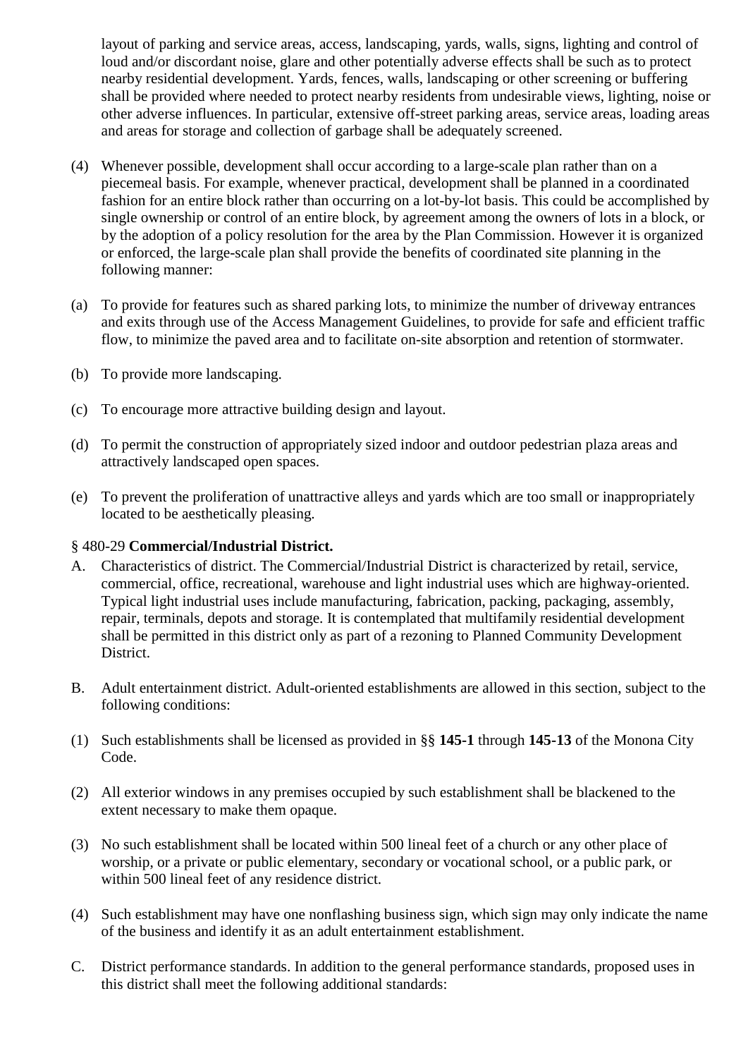layout of parking and service areas, access, landscaping, yards, walls, signs, lighting and control of loud and/or discordant noise, glare and other potentially adverse effects shall be such as to protect nearby residential development. Yards, fences, walls, landscaping or other screening or buffering shall be provided where needed to protect nearby residents from undesirable views, lighting, noise or other adverse influences. In particular, extensive off-street parking areas, service areas, loading areas and areas for storage and collection of garbage shall be adequately screened.

(4) Whenever possible, development shall occur according to a large-scale plan rather than on a piecemeal basis. For example, whenever practical, development shall be planned in a coordinated fashion for an entire block rather than occurring on a lot-by-lot basis. This could be accomplished by single ownership or control of an entire block, by agreement among the owners of lots in a block, or by the adoption of a policy resolution for the area by the Plan Commission. However it is organized or enforced, the large-scale plan shall provide the benefits of coordinated site planning in the following manner:

(a) To provide for features such as shared parking lots, to minimize the number of driveway entrances and exits through use of the Access Management Guidelines, to provide for safe and efficient traffic flow, to minimize the paved area and to facilitate on-site absorption and retention of stormwater.

(b) To provide more landscaping.

(c) To encourage more attractive building design and layout.

(d) To permit the construction of appropriately sized indoor and outdoor pedestrian plaza areas and attractively landscaped open spaces.

(e) To prevent the proliferation of unattractive alleys and yards which are too small or inappropriately located to be aesthetically pleasing.

§ 480-29 **Commercial/Industrial District.**

A. Characteristics of district. The Commercial/Industrial District is characterized by retail, service, commercial, office, recreational, warehouse and light industrial uses which are highway-oriented. Typical light industrial uses include manufacturing, fabrication, packing, packaging, assembly, repair, terminals, depots and storage. It is contemplated that multifamily residential development shall be permitted in this district only as part of a rezoning to Planned Community Development District.

B. Adult entertainment district. Adult-oriented establishments are allowed in this section, subject to the following conditions:

(1) Such establishments shall be licensed as provided in §§ **145-1** through **145-13** of the Monona City Code.

(2) All exterior windows in any premises occupied by such establishment shall be blackened to the extent necessary to make them opaque.

(3) No such establishment shall be located within 500 lineal feet of a church or any other place of worship, or a private or public elementary, secondary or vocational school, or a public park, or within 500 lineal feet of any residence district.

(4) Such establishment may have one nonflashing business sign, which sign may only indicate the name of the business and identify it as an adult entertainment establishment.

C. District performance standards. In addition to the general performance standards, proposed uses in this district shall meet the following additional standards: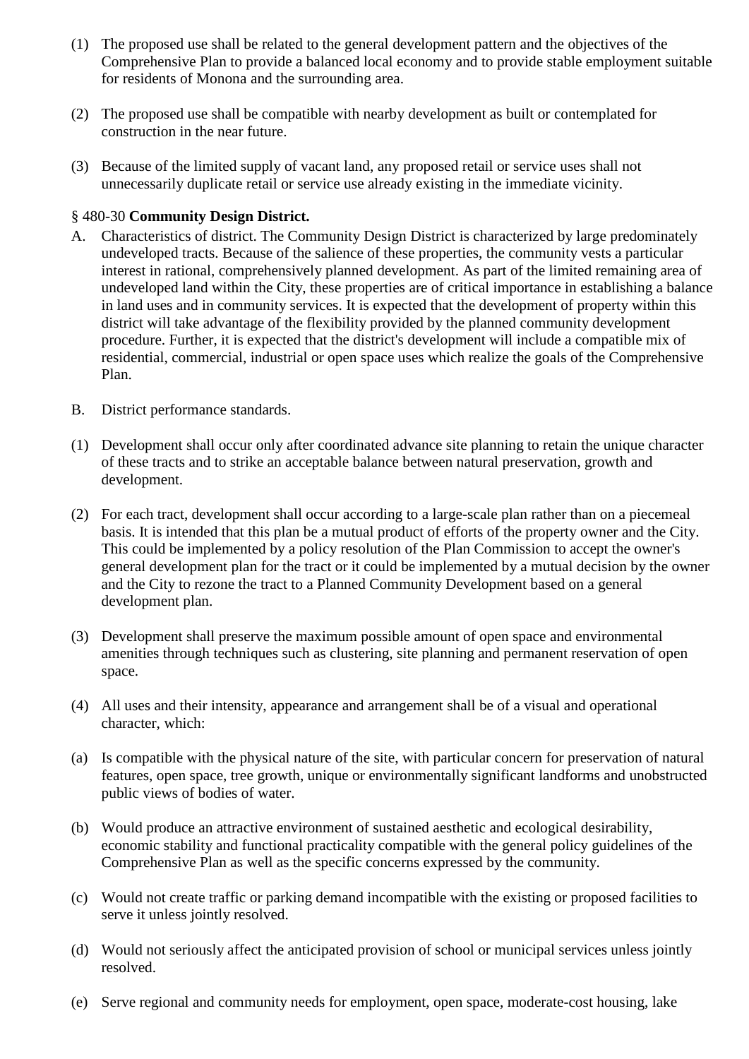(1) The proposed use shall be related to the general development pattern and the objectives of the Comprehensive Plan to provide a balanced local economy and to provide stable employment suitable for residents of Monona and the surrounding area.

(2) The proposed use shall be compatible with nearby development as built or contemplated for construction in the near future.

(3) Because of the limited supply of vacant land, any proposed retail or service uses shall not unnecessarily duplicate retail or service use already existing in the immediate vicinity.

§ 480-30 **Community Design District.**

A. Characteristics of district. The Community Design District is characterized by large predominately undeveloped tracts. Because of the salience of these properties, the community vests a particular interest in rational, comprehensively planned development. As part of the limited remaining area of undeveloped land within the City, these properties are of critical importance in establishing a balance in land uses and in community services. It is expected that the development of property within this district will take advantage of the flexibility provided by the planned community development procedure. Further, it is expected that the district's development will include a compatible mix of residential, commercial, industrial or open space uses which realize the goals of the Comprehensive Plan.

B. District performance standards.

(1) Development shall occur only after coordinated advance site planning to retain the unique character of these tracts and to strike an acceptable balance between natural preservation, growth and development.

(2) For each tract, development shall occur according to a large-scale plan rather than on a piecemeal basis. It is intended that this plan be a mutual product of efforts of the property owner and the City. This could be implemented by a policy resolution of the Plan Commission to accept the owner's general development plan for the tract or it could be implemented by a mutual decision by the owner and the City to rezone the tract to a Planned Community Development based on a general development plan.

(3) Development shall preserve the maximum possible amount of open space and environmental amenities through techniques such as clustering, site planning and permanent reservation of open space.

(4) All uses and their intensity, appearance and arrangement shall be of a visual and operational character, which:

(a) Is compatible with the physical nature of the site, with particular concern for preservation of natural features, open space, tree growth, unique or environmentally significant landforms and unobstructed public views of bodies of water.

(b) Would produce an attractive environment of sustained aesthetic and ecological desirability, economic stability and functional practicality compatible with the general policy guidelines of the Comprehensive Plan as well as the specific concerns expressed by the community.

(c) Would not create traffic or parking demand incompatible with the existing or proposed facilities to serve it unless jointly resolved.

(d) Would not seriously affect the anticipated provision of school or municipal services unless jointly resolved.

(e) Serve regional and community needs for employment, open space, moderate-cost housing, lake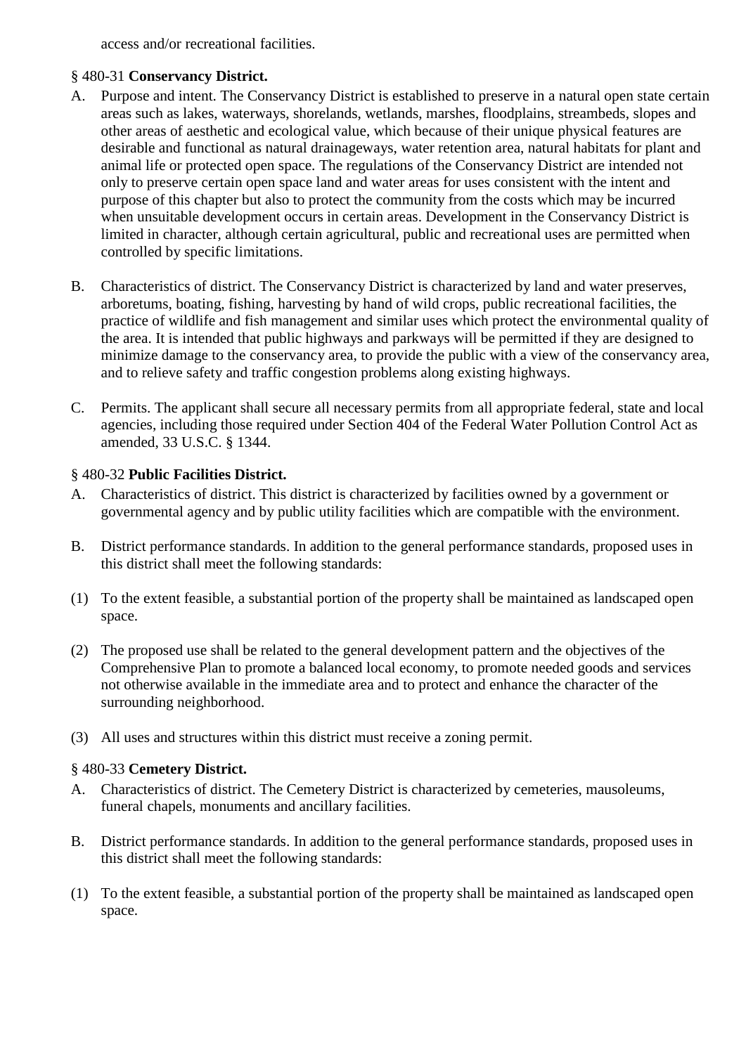access and/or recreational facilities.

§ 480-31 **Conservancy District.**

A. Purpose and intent. The Conservancy District is established to preserve in a natural open state certain areas such as lakes, waterways, shorelands, wetlands, marshes, floodplains, streambeds, slopes and other areas of aesthetic and ecological value, which because of their unique physical features are desirable and functional as natural drainageways, water retention area, natural habitats for plant and animal life or protected open space. The regulations of the Conservancy District are intended not only to preserve certain open space land and water areas for uses consistent with the intent and purpose of this chapter but also to protect the community from the costs which may be incurred when unsuitable development occurs in certain areas. Development in the Conservancy District is limited in character, although certain agricultural, public and recreational uses are permitted when controlled by specific limitations.

B. Characteristics of district. The Conservancy District is characterized by land and water preserves, arboretums, boating, fishing, harvesting by hand of wild crops, public recreational facilities, the practice of wildlife and fish management and similar uses which protect the environmental quality of the area. It is intended that public highways and parkways will be permitted if they are designed to minimize damage to the conservancy area, to provide the public with a view of the conservancy area, and to relieve safety and traffic congestion problems along existing highways.

C. Permits. The applicant shall secure all necessary permits from all appropriate federal, state and local agencies, including those required under Section 404 of the Federal Water Pollution Control Act as amended, 33 U.S.C. § 1344.

§ 480-32 **Public Facilities District.**

A. Characteristics of district. This district is characterized by facilities owned by a government or governmental agency and by public utility facilities which are compatible with the environment.

B. District performance standards. In addition to the general performance standards, proposed uses in this district shall meet the following standards:

(1) To the extent feasible, a substantial portion of the property shall be maintained as landscaped open space.

(2) The proposed use shall be related to the general development pattern and the objectives of the Comprehensive Plan to promote a balanced local economy, to promote needed goods and services not otherwise available in the immediate area and to protect and enhance the character of the surrounding neighborhood.

(3) All uses and structures within this district must receive a zoning permit.

§ 480-33 **Cemetery District.**

A. Characteristics of district. The Cemetery District is characterized by cemeteries, mausoleums, funeral chapels, monuments and ancillary facilities.

B. District performance standards. In addition to the general performance standards, proposed uses in this district shall meet the following standards:

(1) To the extent feasible, a substantial portion of the property shall be maintained as landscaped open space.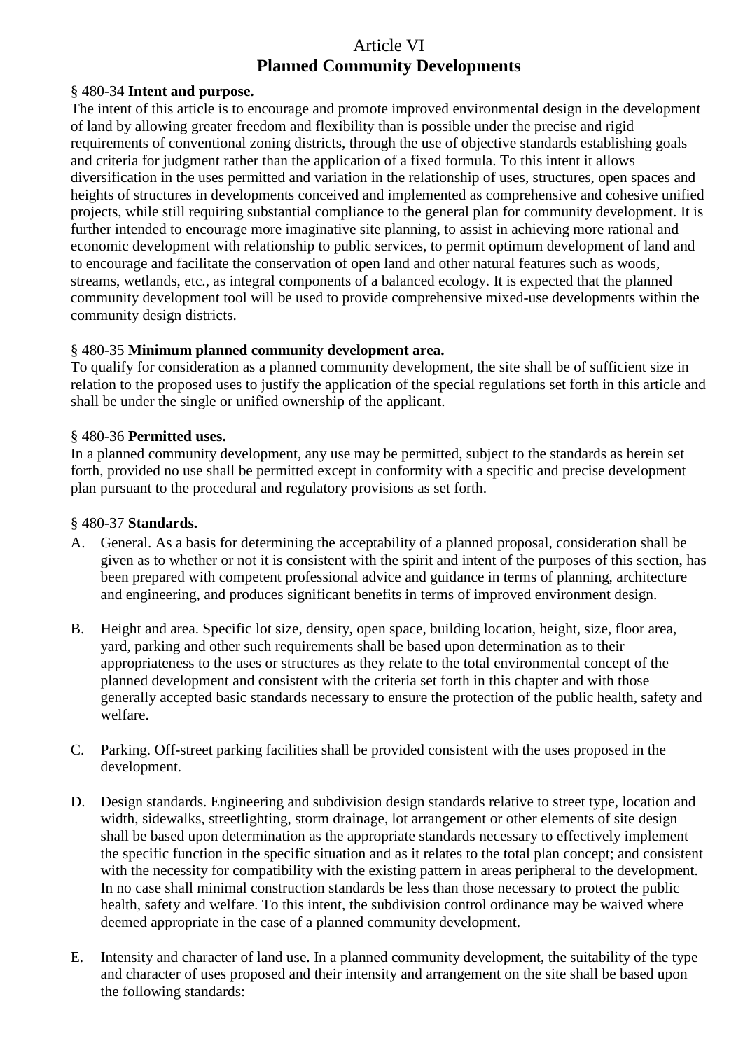# Article VI
# Planned Community Developments

§ 480-34 **Intent and purpose.**

The intent of this article is to encourage and promote improved environmental design in the development of land by allowing greater freedom and flexibility than is possible under the precise and rigid requirements of conventional zoning districts, through the use of objective standards establishing goals and criteria for judgment rather than the application of a fixed formula. To this intent it allows diversification in the uses permitted and variation in the relationship of uses, structures, open spaces and heights of structures in developments conceived and implemented as comprehensive and cohesive unified projects, while still requiring substantial compliance to the general plan for community development. It is further intended to encourage more imaginative site planning, to assist in achieving more rational and economic development with relationship to public services, to permit optimum development of land and to encourage and facilitate the conservation of open land and other natural features such as woods, streams, wetlands, etc., as integral components of a balanced ecology. It is expected that the planned community development tool will be used to provide comprehensive mixed-use developments within the community design districts.

§ 480-35 **Minimum planned community development area.**

To qualify for consideration as a planned community development, the site shall be of sufficient size in relation to the proposed uses to justify the application of the special regulations set forth in this article and shall be under the single or unified ownership of the applicant.

§ 480-36 **Permitted uses.**

In a planned community development, any use may be permitted, subject to the standards as herein set forth, provided no use shall be permitted except in conformity with a specific and precise development plan pursuant to the procedural and regulatory provisions as set forth.

§ 480-37 **Standards.**

A. General. As a basis for determining the acceptability of a planned proposal, consideration shall be given as to whether or not it is consistent with the spirit and intent of the purposes of this section, has been prepared with competent professional advice and guidance in terms of planning, architecture and engineering, and produces significant benefits in terms of improved environment design.

B. Height and area. Specific lot size, density, open space, building location, height, size, floor area, yard, parking and other such requirements shall be based upon determination as to their appropriateness to the uses or structures as they relate to the total environmental concept of the planned development and consistent with the criteria set forth in this chapter and with those generally accepted basic standards necessary to ensure the protection of the public health, safety and welfare.

C. Parking. Off-street parking facilities shall be provided consistent with the uses proposed in the development.

D. Design standards. Engineering and subdivision design standards relative to street type, location and width, sidewalks, streetlighting, storm drainage, lot arrangement or other elements of site design shall be based upon determination as the appropriate standards necessary to effectively implement the specific function in the specific situation and as it relates to the total plan concept; and consistent with the necessity for compatibility with the existing pattern in areas peripheral to the development. In no case shall minimal construction standards be less than those necessary to protect the public health, safety and welfare. To this intent, the subdivision control ordinance may be waived where deemed appropriate in the case of a planned community development.

E. Intensity and character of land use. In a planned community development, the suitability of the type and character of uses proposed and their intensity and arrangement on the site shall be based upon the following standards: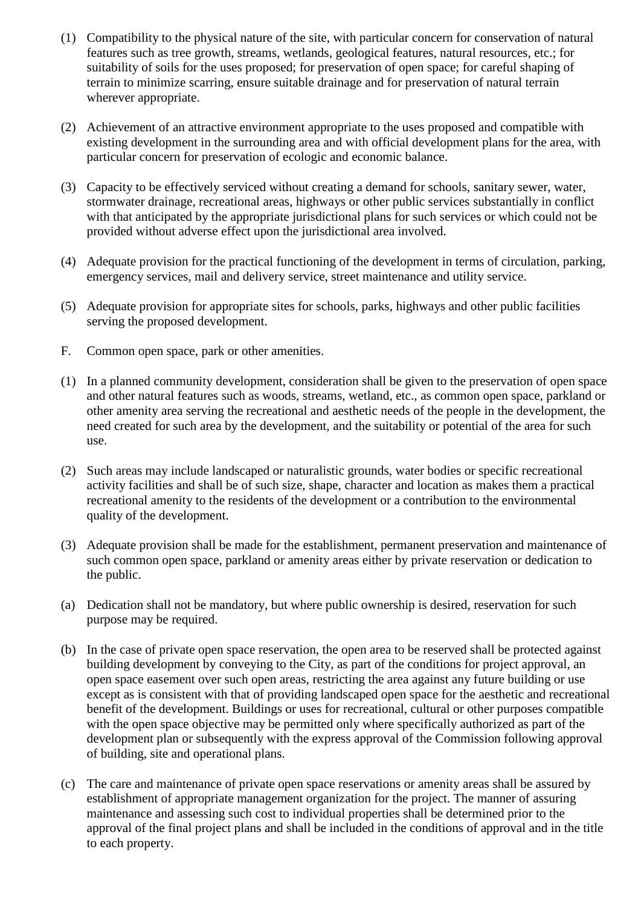(1) Compatibility to the physical nature of the site, with particular concern for conservation of natural features such as tree growth, streams, wetlands, geological features, natural resources, etc.; for suitability of soils for the uses proposed; for preservation of open space; for careful shaping of terrain to minimize scarring, ensure suitable drainage and for preservation of natural terrain wherever appropriate.

(2) Achievement of an attractive environment appropriate to the uses proposed and compatible with existing development in the surrounding area and with official development plans for the area, with particular concern for preservation of ecologic and economic balance.

(3) Capacity to be effectively serviced without creating a demand for schools, sanitary sewer, water, stormwater drainage, recreational areas, highways or other public services substantially in conflict with that anticipated by the appropriate jurisdictional plans for such services or which could not be provided without adverse effect upon the jurisdictional area involved.

(4) Adequate provision for the practical functioning of the development in terms of circulation, parking, emergency services, mail and delivery service, street maintenance and utility service.

(5) Adequate provision for appropriate sites for schools, parks, highways and other public facilities serving the proposed development.

F. Common open space, park or other amenities.

(1) In a planned community development, consideration shall be given to the preservation of open space and other natural features such as woods, streams, wetland, etc., as common open space, parkland or other amenity area serving the recreational and aesthetic needs of the people in the development, the need created for such area by the development, and the suitability or potential of the area for such use.

(2) Such areas may include landscaped or naturalistic grounds, water bodies or specific recreational activity facilities and shall be of such size, shape, character and location as makes them a practical recreational amenity to the residents of the development or a contribution to the environmental quality of the development.

(3) Adequate provision shall be made for the establishment, permanent preservation and maintenance of such common open space, parkland or amenity areas either by private reservation or dedication to the public.

(a) Dedication shall not be mandatory, but where public ownership is desired, reservation for such purpose may be required.

(b) In the case of private open space reservation, the open area to be reserved shall be protected against building development by conveying to the City, as part of the conditions for project approval, an open space easement over such open areas, restricting the area against any future building or use except as is consistent with that of providing landscaped open space for the aesthetic and recreational benefit of the development. Buildings or uses for recreational, cultural or other purposes compatible with the open space objective may be permitted only where specifically authorized as part of the development plan or subsequently with the express approval of the Commission following approval of building, site and operational plans.

(c) The care and maintenance of private open space reservations or amenity areas shall be assured by establishment of appropriate management organization for the project. The manner of assuring maintenance and assessing such cost to individual properties shall be determined prior to the approval of the final project plans and shall be included in the conditions of approval and in the title to each property.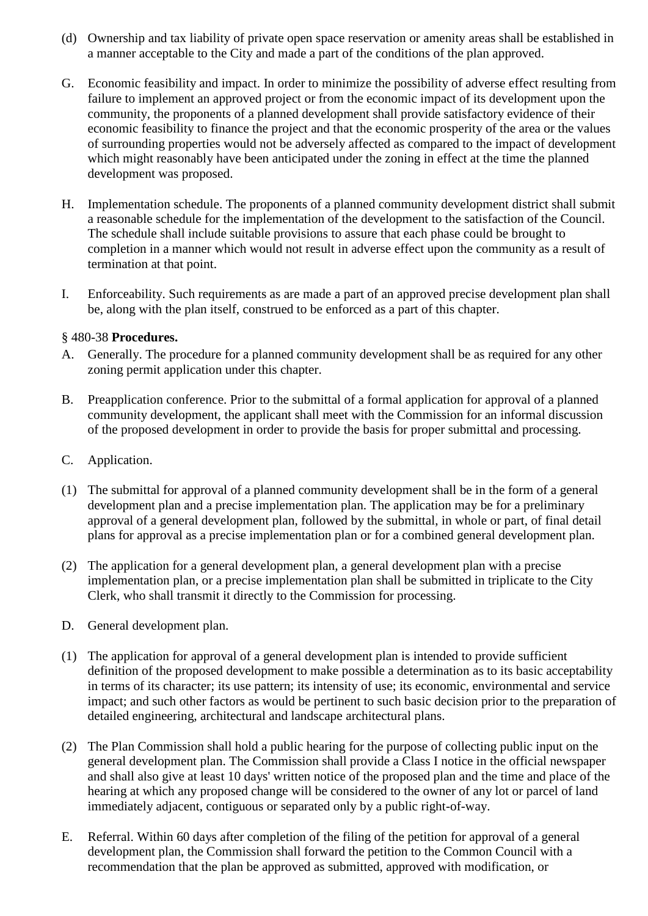(d) Ownership and tax liability of private open space reservation or amenity areas shall be established in a manner acceptable to the City and made a part of the conditions of the plan approved.

G. Economic feasibility and impact. In order to minimize the possibility of adverse effect resulting from failure to implement an approved project or from the economic impact of its development upon the community, the proponents of a planned development shall provide satisfactory evidence of their economic feasibility to finance the project and that the economic prosperity of the area or the values of surrounding properties would not be adversely affected as compared to the impact of development which might reasonably have been anticipated under the zoning in effect at the time the planned development was proposed.

H. Implementation schedule. The proponents of a planned community development district shall submit a reasonable schedule for the implementation of the development to the satisfaction of the Council. The schedule shall include suitable provisions to assure that each phase could be brought to completion in a manner which would not result in adverse effect upon the community as a result of termination at that point.

I. Enforceability. Such requirements as are made a part of an approved precise development plan shall be, along with the plan itself, construed to be enforced as a part of this chapter.

§ 480-38 **Procedures.**

A. Generally. The procedure for a planned community development shall be as required for any other zoning permit application under this chapter.

B. Preapplication conference. Prior to the submittal of a formal application for approval of a planned community development, the applicant shall meet with the Commission for an informal discussion of the proposed development in order to provide the basis for proper submittal and processing.

C. Application.

(1) The submittal for approval of a planned community development shall be in the form of a general development plan and a precise implementation plan. The application may be for a preliminary approval of a general development plan, followed by the submittal, in whole or part, of final detail plans for approval as a precise implementation plan or for a combined general development plan.

(2) The application for a general development plan, a general development plan with a precise implementation plan, or a precise implementation plan shall be submitted in triplicate to the City Clerk, who shall transmit it directly to the Commission for processing.

D. General development plan.

(1) The application for approval of a general development plan is intended to provide sufficient definition of the proposed development to make possible a determination as to its basic acceptability in terms of its character; its use pattern; its intensity of use; its economic, environmental and service impact; and such other factors as would be pertinent to such basic decision prior to the preparation of detailed engineering, architectural and landscape architectural plans.

(2) The Plan Commission shall hold a public hearing for the purpose of collecting public input on the general development plan. The Commission shall provide a Class I notice in the official newspaper and shall also give at least 10 days' written notice of the proposed plan and the time and place of the hearing at which any proposed change will be considered to the owner of any lot or parcel of land immediately adjacent, contiguous or separated only by a public right-of-way.

E. Referral. Within 60 days after completion of the filing of the petition for approval of a general development plan, the Commission shall forward the petition to the Common Council with a recommendation that the plan be approved as submitted, approved with modification, or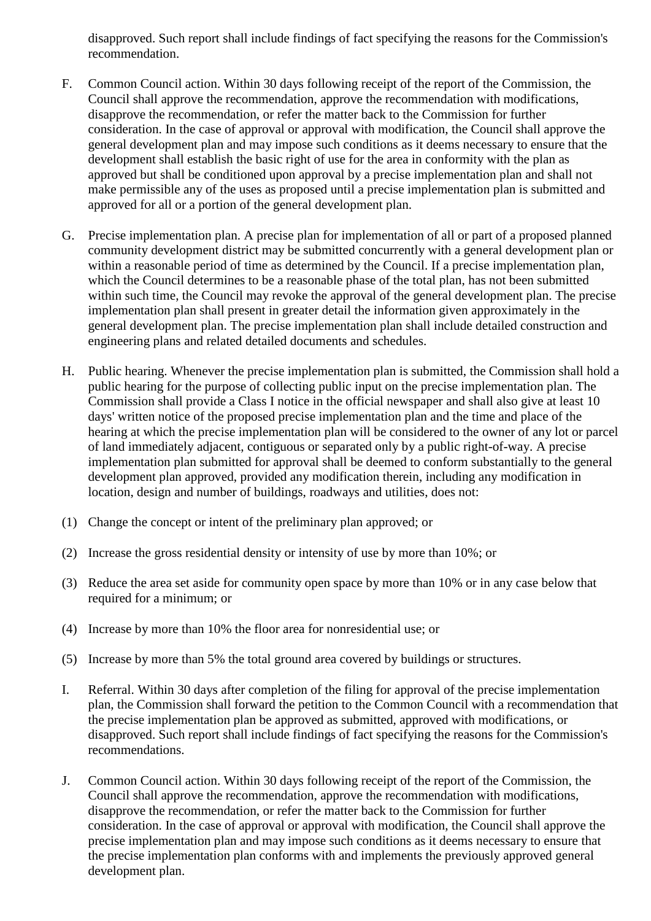disapproved. Such report shall include findings of fact specifying the reasons for the Commission's recommendation.

F. Common Council action. Within 30 days following receipt of the report of the Commission, the Council shall approve the recommendation, approve the recommendation with modifications, disapprove the recommendation, or refer the matter back to the Commission for further consideration. In the case of approval or approval with modification, the Council shall approve the general development plan and may impose such conditions as it deems necessary to ensure that the development shall establish the basic right of use for the area in conformity with the plan as approved but shall be conditioned upon approval by a precise implementation plan and shall not make permissible any of the uses as proposed until a precise implementation plan is submitted and approved for all or a portion of the general development plan.

G. Precise implementation plan. A precise plan for implementation of all or part of a proposed planned community development district may be submitted concurrently with a general development plan or within a reasonable period of time as determined by the Council. If a precise implementation plan, which the Council determines to be a reasonable phase of the total plan, has not been submitted within such time, the Council may revoke the approval of the general development plan. The precise implementation plan shall present in greater detail the information given approximately in the general development plan. The precise implementation plan shall include detailed construction and engineering plans and related detailed documents and schedules.

H. Public hearing. Whenever the precise implementation plan is submitted, the Commission shall hold a public hearing for the purpose of collecting public input on the precise implementation plan. The Commission shall provide a Class I notice in the official newspaper and shall also give at least 10 days' written notice of the proposed precise implementation plan and the time and place of the hearing at which the precise implementation plan will be considered to the owner of any lot or parcel of land immediately adjacent, contiguous or separated only by a public right-of-way. A precise implementation plan submitted for approval shall be deemed to conform substantially to the general development plan approved, provided any modification therein, including any modification in location, design and number of buildings, roadways and utilities, does not:

(1) Change the concept or intent of the preliminary plan approved; or

(2) Increase the gross residential density or intensity of use by more than 10%; or

(3) Reduce the area set aside for community open space by more than 10% or in any case below that required for a minimum; or

(4) Increase by more than 10% the floor area for nonresidential use; or

(5) Increase by more than 5% the total ground area covered by buildings or structures.

I. Referral. Within 30 days after completion of the filing for approval of the precise implementation plan, the Commission shall forward the petition to the Common Council with a recommendation that the precise implementation plan be approved as submitted, approved with modifications, or disapproved. Such report shall include findings of fact specifying the reasons for the Commission's recommendations.

J. Common Council action. Within 30 days following receipt of the report of the Commission, the Council shall approve the recommendation, approve the recommendation with modifications, disapprove the recommendation, or refer the matter back to the Commission for further consideration. In the case of approval or approval with modification, the Council shall approve the precise implementation plan and may impose such conditions as it deems necessary to ensure that the precise implementation plan conforms with and implements the previously approved general development plan.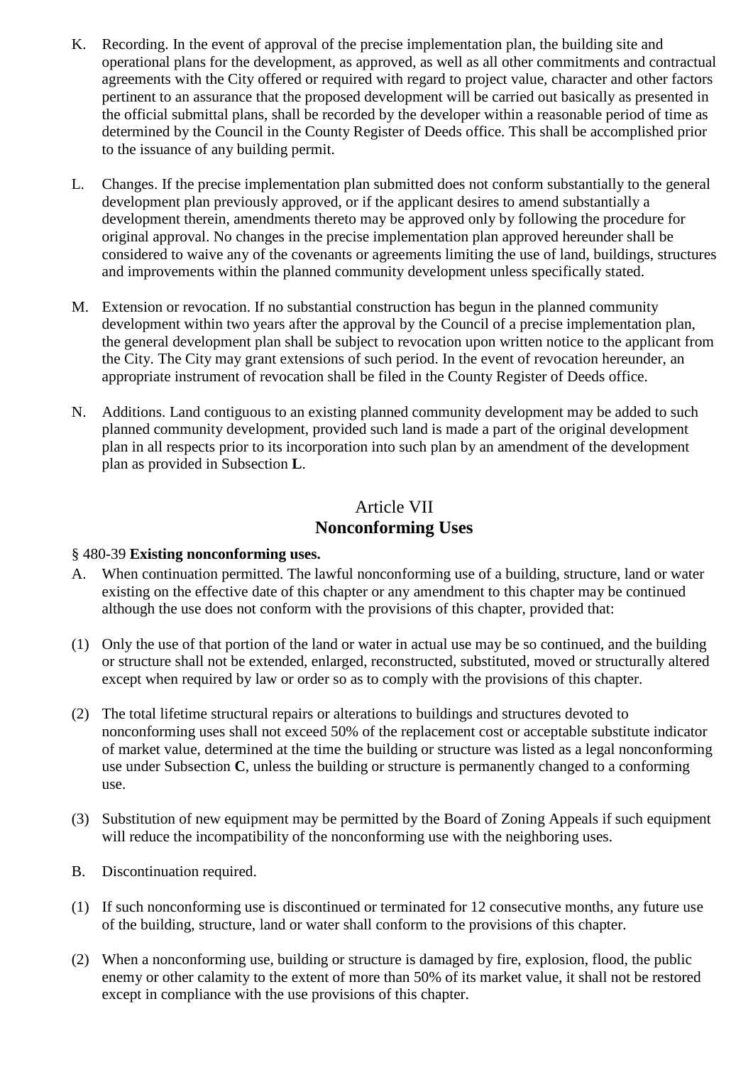K. Recording. In the event of approval of the precise implementation plan, the building site and operational plans for the development, as approved, as well as all other commitments and contractual agreements with the City offered or required with regard to project value, character and other factors pertinent to an assurance that the proposed development will be carried out basically as presented in the official submittal plans, shall be recorded by the developer within a reasonable period of time as determined by the Council in the County Register of Deeds office. This shall be accomplished prior to the issuance of any building permit.

L. Changes. If the precise implementation plan submitted does not conform substantially to the general development plan previously approved, or if the applicant desires to amend substantially a development therein, amendments thereto may be approved only by following the procedure for original approval. No changes in the precise implementation plan approved hereunder shall be considered to waive any of the covenants or agreements limiting the use of land, buildings, structures and improvements within the planned community development unless specifically stated.

M. Extension or revocation. If no substantial construction has begun in the planned community development within two years after the approval by the Council of a precise implementation plan, the general development plan shall be subject to revocation upon written notice to the applicant from the City. The City may grant extensions of such period. In the event of revocation hereunder, an appropriate instrument of revocation shall be filed in the County Register of Deeds office.

N. Additions. Land contiguous to an existing planned community development may be added to such planned community development, provided such land is made a part of the original development plan in all respects prior to its incorporation into such plan by an amendment of the development plan as provided in Subsection **L**.

## Article VII
## Nonconforming Uses

§ 480-39 **Existing nonconforming uses.**

A. When continuation permitted. The lawful nonconforming use of a building, structure, land or water existing on the effective date of this chapter or any amendment to this chapter may be continued although the use does not conform with the provisions of this chapter, provided that:

(1) Only the use of that portion of the land or water in actual use may be so continued, and the building or structure shall not be extended, enlarged, reconstructed, substituted, moved or structurally altered except when required by law or order so as to comply with the provisions of this chapter.

(2) The total lifetime structural repairs or alterations to buildings and structures devoted to nonconforming uses shall not exceed 50% of the replacement cost or acceptable substitute indicator of market value, determined at the time the building or structure was listed as a legal nonconforming use under Subsection **C**, unless the building or structure is permanently changed to a conforming use.

(3) Substitution of new equipment may be permitted by the Board of Zoning Appeals if such equipment will reduce the incompatibility of the nonconforming use with the neighboring uses.

B. Discontinuation required.

(1) If such nonconforming use is discontinued or terminated for 12 consecutive months, any future use of the building, structure, land or water shall conform to the provisions of this chapter.

(2) When a nonconforming use, building or structure is damaged by fire, explosion, flood, the public enemy or other calamity to the extent of more than 50% of its market value, it shall not be restored except in compliance with the use provisions of this chapter.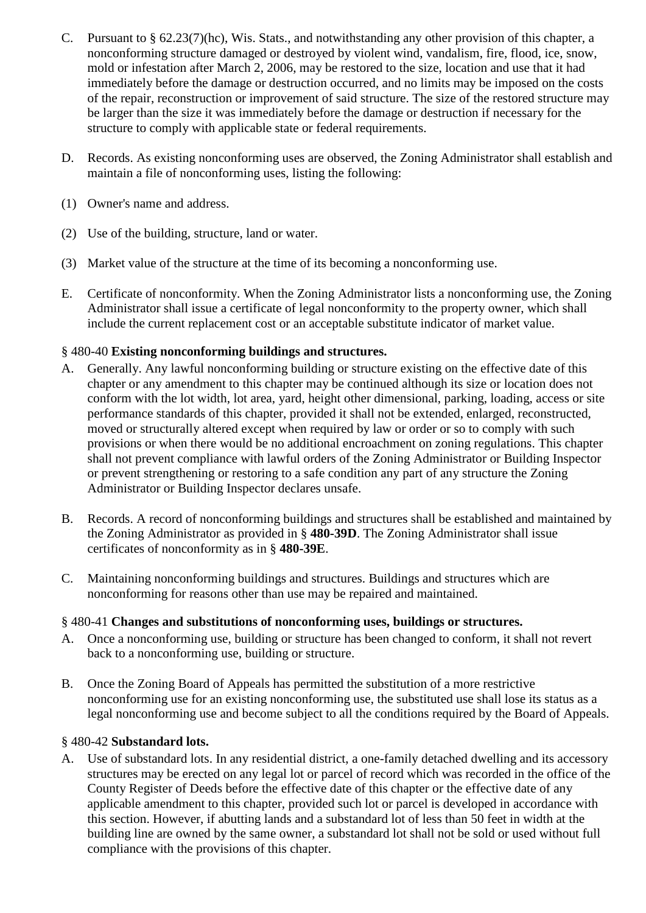C. Pursuant to § 62.23(7)(hc), Wis. Stats., and notwithstanding any other provision of this chapter, a nonconforming structure damaged or destroyed by violent wind, vandalism, fire, flood, ice, snow, mold or infestation after March 2, 2006, may be restored to the size, location and use that it had immediately before the damage or destruction occurred, and no limits may be imposed on the costs of the repair, reconstruction or improvement of said structure. The size of the restored structure may be larger than the size it was immediately before the damage or destruction if necessary for the structure to comply with applicable state or federal requirements.

D. Records. As existing nonconforming uses are observed, the Zoning Administrator shall establish and maintain a file of nonconforming uses, listing the following:

(1) Owner's name and address.

(2) Use of the building, structure, land or water.

(3) Market value of the structure at the time of its becoming a nonconforming use.

E. Certificate of nonconformity. When the Zoning Administrator lists a nonconforming use, the Zoning Administrator shall issue a certificate of legal nonconformity to the property owner, which shall include the current replacement cost or an acceptable substitute indicator of market value.

§ 480-40 **Existing nonconforming buildings and structures.**

A. Generally. Any lawful nonconforming building or structure existing on the effective date of this chapter or any amendment to this chapter may be continued although its size or location does not conform with the lot width, lot area, yard, height other dimensional, parking, loading, access or site performance standards of this chapter, provided it shall not be extended, enlarged, reconstructed, moved or structurally altered except when required by law or order or so to comply with such provisions or when there would be no additional encroachment on zoning regulations. This chapter shall not prevent compliance with lawful orders of the Zoning Administrator or Building Inspector or prevent strengthening or restoring to a safe condition any part of any structure the Zoning Administrator or Building Inspector declares unsafe.

B. Records. A record of nonconforming buildings and structures shall be established and maintained by the Zoning Administrator as provided in § **480-39D**. The Zoning Administrator shall issue certificates of nonconformity as in § **480-39E**.

C. Maintaining nonconforming buildings and structures. Buildings and structures which are nonconforming for reasons other than use may be repaired and maintained.

§ 480-41 **Changes and substitutions of nonconforming uses, buildings or structures.**

A. Once a nonconforming use, building or structure has been changed to conform, it shall not revert back to a nonconforming use, building or structure.

B. Once the Zoning Board of Appeals has permitted the substitution of a more restrictive nonconforming use for an existing nonconforming use, the substituted use shall lose its status as a legal nonconforming use and become subject to all the conditions required by the Board of Appeals.

§ 480-42 **Substandard lots.**

A. Use of substandard lots. In any residential district, a one-family detached dwelling and its accessory structures may be erected on any legal lot or parcel of record which was recorded in the office of the County Register of Deeds before the effective date of this chapter or the effective date of any applicable amendment to this chapter, provided such lot or parcel is developed in accordance with this section. However, if abutting lands and a substandard lot of less than 50 feet in width at the building line are owned by the same owner, a substandard lot shall not be sold or used without full compliance with the provisions of this chapter.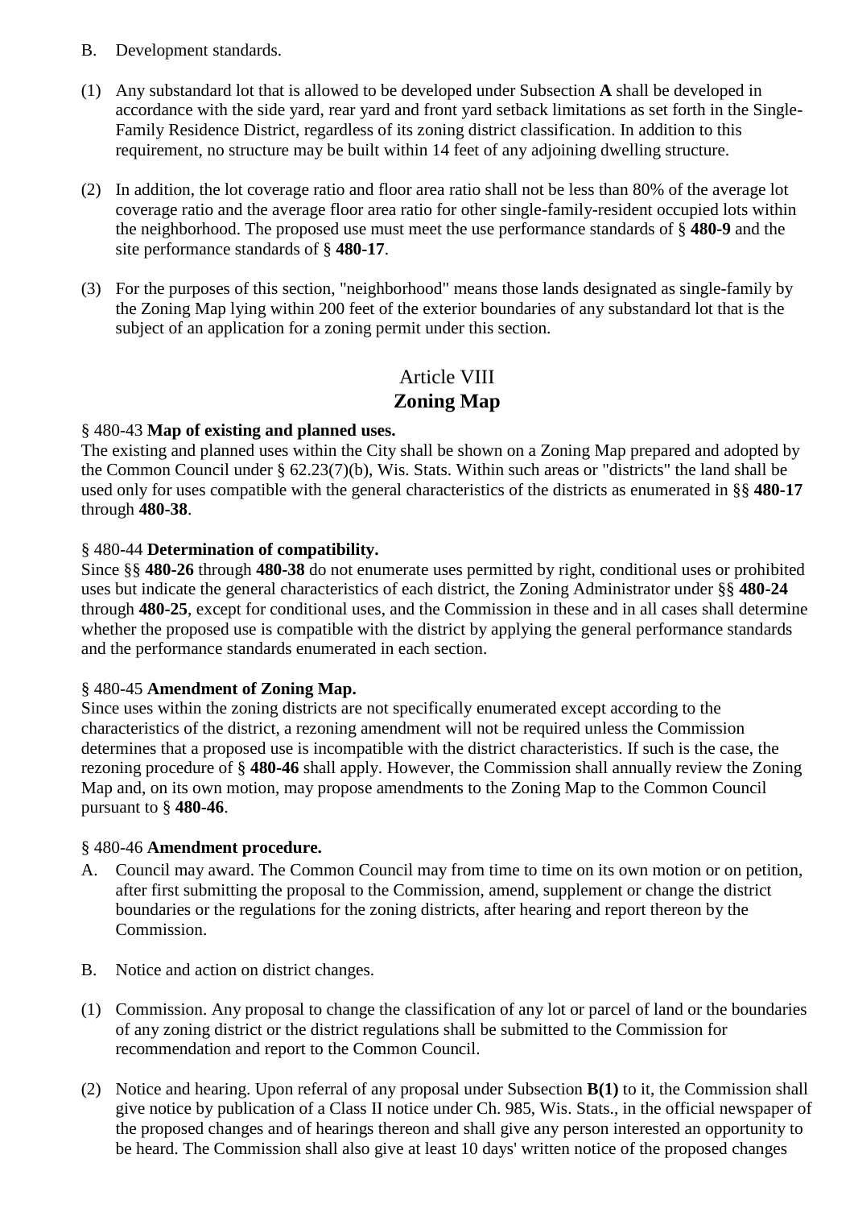B. Development standards.

(1) Any substandard lot that is allowed to be developed under Subsection **A** shall be developed in accordance with the side yard, rear yard and front yard setback limitations as set forth in the Single-Family Residence District, regardless of its zoning district classification. In addition to this requirement, no structure may be built within 14 feet of any adjoining dwelling structure.

(2) In addition, the lot coverage ratio and floor area ratio shall not be less than 80% of the average lot coverage ratio and the average floor area ratio for other single-family-resident occupied lots within the neighborhood. The proposed use must meet the use performance standards of § **480-9** and the site performance standards of § **480-17**.

(3) For the purposes of this section, "neighborhood" means those lands designated as single-family by the Zoning Map lying within 200 feet of the exterior boundaries of any substandard lot that is the subject of an application for a zoning permit under this section.

## Article VIII
## **Zoning Map**

§ 480-43 **Map of existing and planned uses.**

The existing and planned uses within the City shall be shown on a Zoning Map prepared and adopted by the Common Council under § 62.23(7)(b), Wis. Stats. Within such areas or "districts" the land shall be used only for uses compatible with the general characteristics of the districts as enumerated in §§ **480-17** through **480-38**.

§ 480-44 **Determination of compatibility.**

Since §§ **480-26** through **480-38** do not enumerate uses permitted by right, conditional uses or prohibited uses but indicate the general characteristics of each district, the Zoning Administrator under §§ **480-24** through **480-25**, except for conditional uses, and the Commission in these and in all cases shall determine whether the proposed use is compatible with the district by applying the general performance standards and the performance standards enumerated in each section.

§ 480-45 **Amendment of Zoning Map.**

Since uses within the zoning districts are not specifically enumerated except according to the characteristics of the district, a rezoning amendment will not be required unless the Commission determines that a proposed use is incompatible with the district characteristics. If such is the case, the rezoning procedure of § **480-46** shall apply. However, the Commission shall annually review the Zoning Map and, on its own motion, may propose amendments to the Zoning Map to the Common Council pursuant to § **480-46**.

§ 480-46 **Amendment procedure.**

A. Council may award. The Common Council may from time to time on its own motion or on petition, after first submitting the proposal to the Commission, amend, supplement or change the district boundaries or the regulations for the zoning districts, after hearing and report thereon by the Commission.

B. Notice and action on district changes.

(1) Commission. Any proposal to change the classification of any lot or parcel of land or the boundaries of any zoning district or the district regulations shall be submitted to the Commission for recommendation and report to the Common Council.

(2) Notice and hearing. Upon referral of any proposal under Subsection **B(1)** to it, the Commission shall give notice by publication of a Class II notice under Ch. 985, Wis. Stats., in the official newspaper of the proposed changes and of hearings thereon and shall give any person interested an opportunity to be heard. The Commission shall also give at least 10 days' written notice of the proposed changes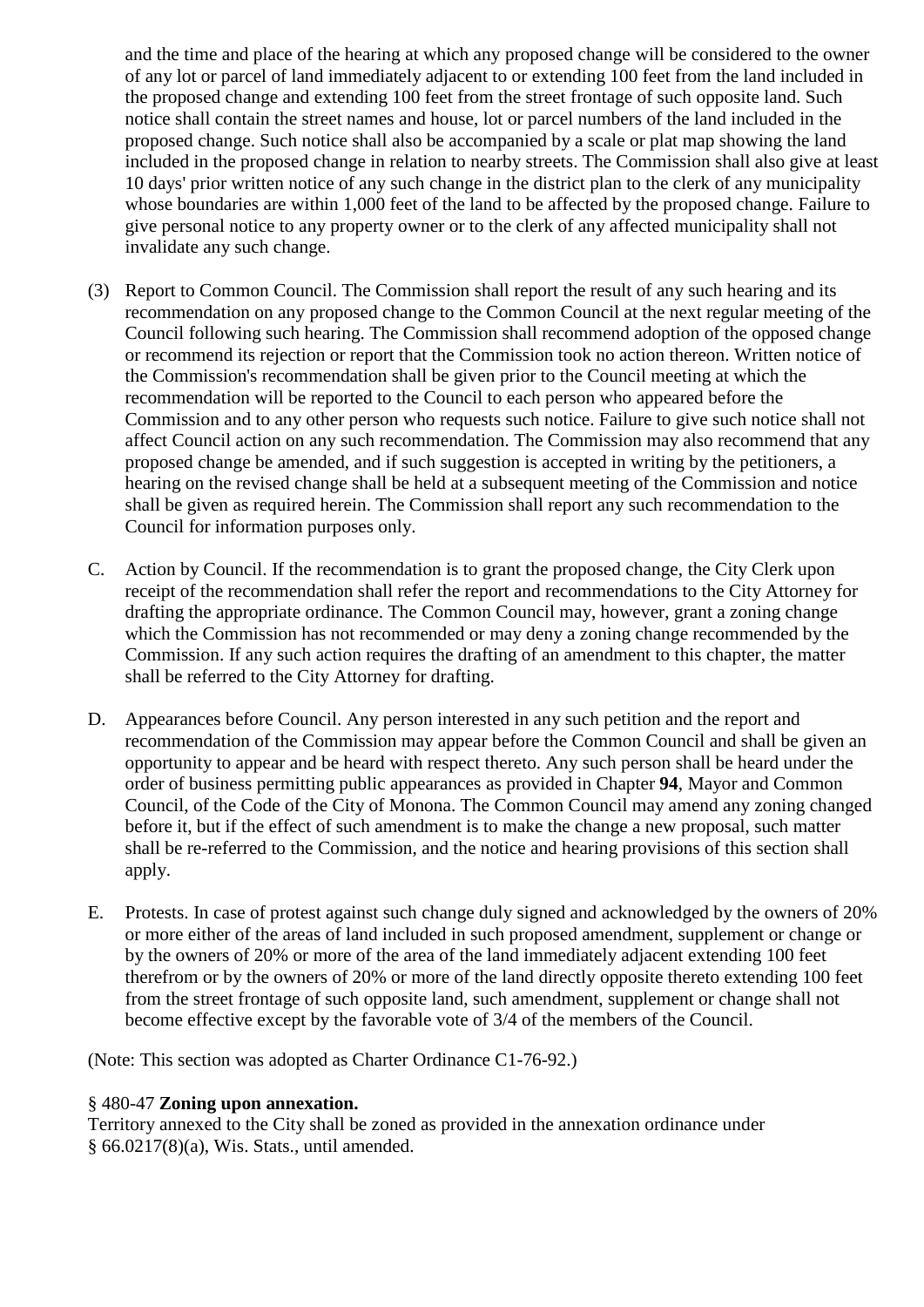and the time and place of the hearing at which any proposed change will be considered to the owner of any lot or parcel of land immediately adjacent to or extending 100 feet from the land included in the proposed change and extending 100 feet from the street frontage of such opposite land. Such notice shall contain the street names and house, lot or parcel numbers of the land included in the proposed change. Such notice shall also be accompanied by a scale or plat map showing the land included in the proposed change in relation to nearby streets. The Commission shall also give at least 10 days' prior written notice of any such change in the district plan to the clerk of any municipality whose boundaries are within 1,000 feet of the land to be affected by the proposed change. Failure to give personal notice to any property owner or to the clerk of any affected municipality shall not invalidate any such change.

(3) Report to Common Council. The Commission shall report the result of any such hearing and its recommendation on any proposed change to the Common Council at the next regular meeting of the Council following such hearing. The Commission shall recommend adoption of the opposed change or recommend its rejection or report that the Commission took no action thereon. Written notice of the Commission's recommendation shall be given prior to the Council meeting at which the recommendation will be reported to the Council to each person who appeared before the Commission and to any other person who requests such notice. Failure to give such notice shall not affect Council action on any such recommendation. The Commission may also recommend that any proposed change be amended, and if such suggestion is accepted in writing by the petitioners, a hearing on the revised change shall be held at a subsequent meeting of the Commission and notice shall be given as required herein. The Commission shall report any such recommendation to the Council for information purposes only.

C. Action by Council. If the recommendation is to grant the proposed change, the City Clerk upon receipt of the recommendation shall refer the report and recommendations to the City Attorney for drafting the appropriate ordinance. The Common Council may, however, grant a zoning change which the Commission has not recommended or may deny a zoning change recommended by the Commission. If any such action requires the drafting of an amendment to this chapter, the matter shall be referred to the City Attorney for drafting.

D. Appearances before Council. Any person interested in any such petition and the report and recommendation of the Commission may appear before the Common Council and shall be given an opportunity to appear and be heard with respect thereto. Any such person shall be heard under the order of business permitting public appearances as provided in Chapter **94**, Mayor and Common Council, of the Code of the City of Monona. The Common Council may amend any zoning changed before it, but if the effect of such amendment is to make the change a new proposal, such matter shall be re-referred to the Commission, and the notice and hearing provisions of this section shall apply.

E. Protests. In case of protest against such change duly signed and acknowledged by the owners of 20% or more either of the areas of land included in such proposed amendment, supplement or change or by the owners of 20% or more of the area of the land immediately adjacent extending 100 feet therefrom or by the owners of 20% or more of the land directly opposite thereto extending 100 feet from the street frontage of such opposite land, such amendment, supplement or change shall not become effective except by the favorable vote of 3/4 of the members of the Council.

(Note: This section was adopted as Charter Ordinance C1-76-92.)

§ 480-47 **Zoning upon annexation.**

Territory annexed to the City shall be zoned as provided in the annexation ordinance under § 66.0217(8)(a), Wis. Stats., until amended.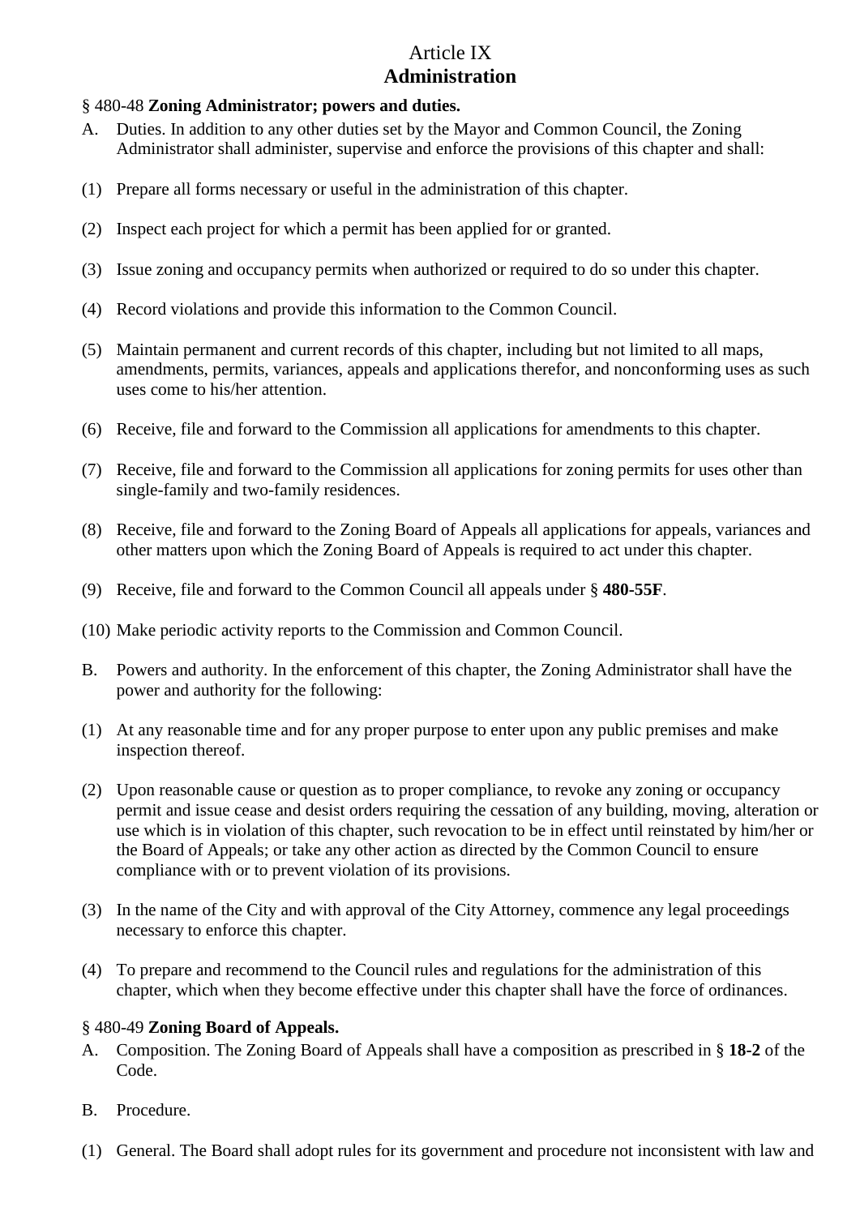# Article IX
# Administration

§ 480-48 **Zoning Administrator; powers and duties.**

A. Duties. In addition to any other duties set by the Mayor and Common Council, the Zoning Administrator shall administer, supervise and enforce the provisions of this chapter and shall:

(1) Prepare all forms necessary or useful in the administration of this chapter.

(2) Inspect each project for which a permit has been applied for or granted.

(3) Issue zoning and occupancy permits when authorized or required to do so under this chapter.

(4) Record violations and provide this information to the Common Council.

(5) Maintain permanent and current records of this chapter, including but not limited to all maps, amendments, permits, variances, appeals and applications therefor, and nonconforming uses as such uses come to his/her attention.

(6) Receive, file and forward to the Commission all applications for amendments to this chapter.

(7) Receive, file and forward to the Commission all applications for zoning permits for uses other than single-family and two-family residences.

(8) Receive, file and forward to the Zoning Board of Appeals all applications for appeals, variances and other matters upon which the Zoning Board of Appeals is required to act under this chapter.

(9) Receive, file and forward to the Common Council all appeals under § **480-55F**.

(10) Make periodic activity reports to the Commission and Common Council.

B. Powers and authority. In the enforcement of this chapter, the Zoning Administrator shall have the power and authority for the following:

(1) At any reasonable time and for any proper purpose to enter upon any public premises and make inspection thereof.

(2) Upon reasonable cause or question as to proper compliance, to revoke any zoning or occupancy permit and issue cease and desist orders requiring the cessation of any building, moving, alteration or use which is in violation of this chapter, such revocation to be in effect until reinstated by him/her or the Board of Appeals; or take any other action as directed by the Common Council to ensure compliance with or to prevent violation of its provisions.

(3) In the name of the City and with approval of the City Attorney, commence any legal proceedings necessary to enforce this chapter.

(4) To prepare and recommend to the Council rules and regulations for the administration of this chapter, which when they become effective under this chapter shall have the force of ordinances.

§ 480-49 **Zoning Board of Appeals.**

A. Composition. The Zoning Board of Appeals shall have a composition as prescribed in § **18-2** of the Code.

B. Procedure.

(1) General. The Board shall adopt rules for its government and procedure not inconsistent with law and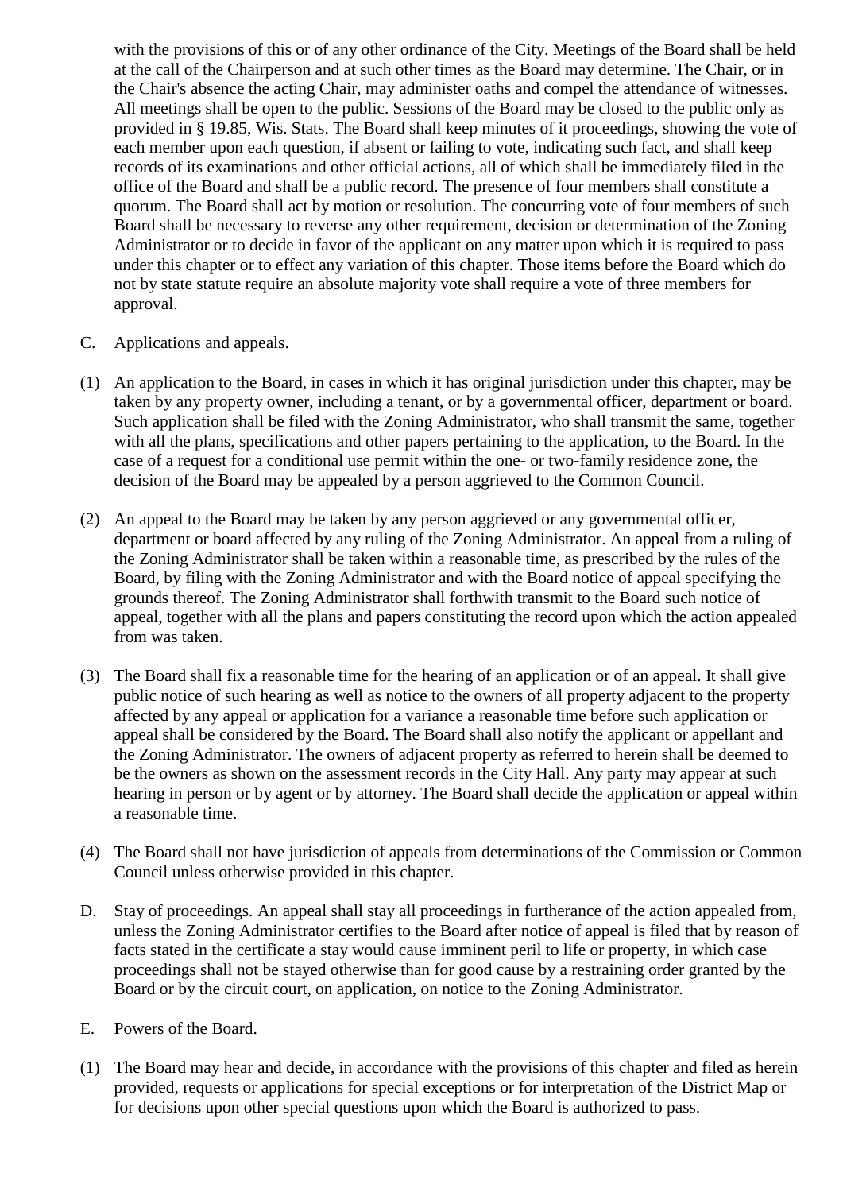with the provisions of this or of any other ordinance of the City. Meetings of the Board shall be held at the call of the Chairperson and at such other times as the Board may determine. The Chair, or in the Chair's absence the acting Chair, may administer oaths and compel the attendance of witnesses. All meetings shall be open to the public. Sessions of the Board may be closed to the public only as provided in § 19.85, Wis. Stats. The Board shall keep minutes of it proceedings, showing the vote of each member upon each question, if absent or failing to vote, indicating such fact, and shall keep records of its examinations and other official actions, all of which shall be immediately filed in the office of the Board and shall be a public record. The presence of four members shall constitute a quorum. The Board shall act by motion or resolution. The concurring vote of four members of such Board shall be necessary to reverse any other requirement, decision or determination of the Zoning Administrator or to decide in favor of the applicant on any matter upon which it is required to pass under this chapter or to effect any variation of this chapter. Those items before the Board which do not by state statute require an absolute majority vote shall require a vote of three members for approval.

C. Applications and appeals.

(1) An application to the Board, in cases in which it has original jurisdiction under this chapter, may be taken by any property owner, including a tenant, or by a governmental officer, department or board. Such application shall be filed with the Zoning Administrator, who shall transmit the same, together with all the plans, specifications and other papers pertaining to the application, to the Board. In the case of a request for a conditional use permit within the one- or two-family residence zone, the decision of the Board may be appealed by a person aggrieved to the Common Council.

(2) An appeal to the Board may be taken by any person aggrieved or any governmental officer, department or board affected by any ruling of the Zoning Administrator. An appeal from a ruling of the Zoning Administrator shall be taken within a reasonable time, as prescribed by the rules of the Board, by filing with the Zoning Administrator and with the Board notice of appeal specifying the grounds thereof. The Zoning Administrator shall forthwith transmit to the Board such notice of appeal, together with all the plans and papers constituting the record upon which the action appealed from was taken.

(3) The Board shall fix a reasonable time for the hearing of an application or of an appeal. It shall give public notice of such hearing as well as notice to the owners of all property adjacent to the property affected by any appeal or application for a variance a reasonable time before such application or appeal shall be considered by the Board. The Board shall also notify the applicant or appellant and the Zoning Administrator. The owners of adjacent property as referred to herein shall be deemed to be the owners as shown on the assessment records in the City Hall. Any party may appear at such hearing in person or by agent or by attorney. The Board shall decide the application or appeal within a reasonable time.

(4) The Board shall not have jurisdiction of appeals from determinations of the Commission or Common Council unless otherwise provided in this chapter.

D. Stay of proceedings. An appeal shall stay all proceedings in furtherance of the action appealed from, unless the Zoning Administrator certifies to the Board after notice of appeal is filed that by reason of facts stated in the certificate a stay would cause imminent peril to life or property, in which case proceedings shall not be stayed otherwise than for good cause by a restraining order granted by the Board or by the circuit court, on application, on notice to the Zoning Administrator.

E. Powers of the Board.

(1) The Board may hear and decide, in accordance with the provisions of this chapter and filed as herein provided, requests or applications for special exceptions or for interpretation of the District Map or for decisions upon other special questions upon which the Board is authorized to pass.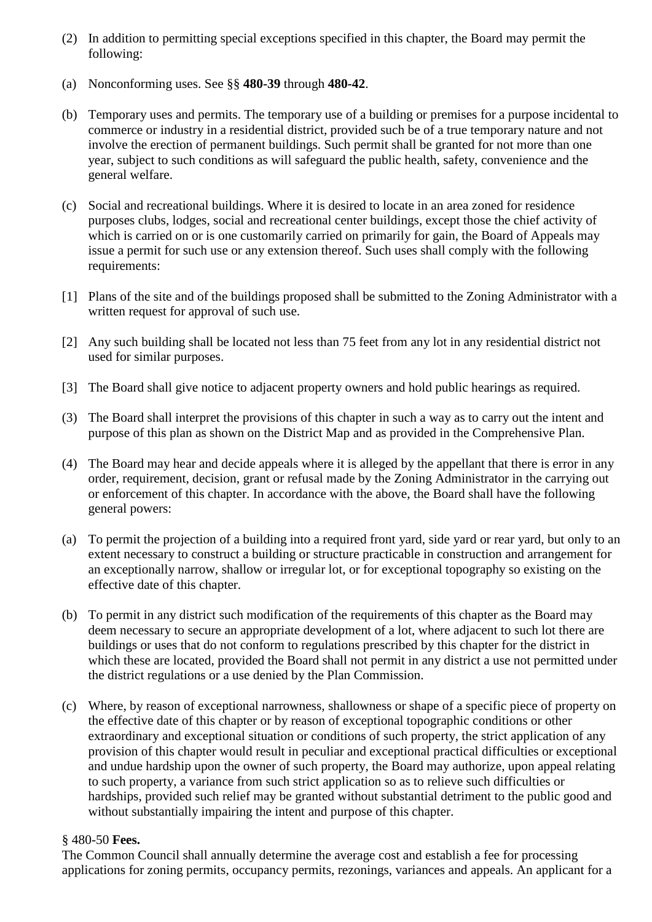(2) In addition to permitting special exceptions specified in this chapter, the Board may permit the following:

(a) Nonconforming uses. See §§ **480-39** through **480-42**.

(b) Temporary uses and permits. The temporary use of a building or premises for a purpose incidental to commerce or industry in a residential district, provided such be of a true temporary nature and not involve the erection of permanent buildings. Such permit shall be granted for not more than one year, subject to such conditions as will safeguard the public health, safety, convenience and the general welfare.

(c) Social and recreational buildings. Where it is desired to locate in an area zoned for residence purposes clubs, lodges, social and recreational center buildings, except those the chief activity of which is carried on or is one customarily carried on primarily for gain, the Board of Appeals may issue a permit for such use or any extension thereof. Such uses shall comply with the following requirements:

[1] Plans of the site and of the buildings proposed shall be submitted to the Zoning Administrator with a written request for approval of such use.

[2] Any such building shall be located not less than 75 feet from any lot in any residential district not used for similar purposes.

[3] The Board shall give notice to adjacent property owners and hold public hearings as required.

(3) The Board shall interpret the provisions of this chapter in such a way as to carry out the intent and purpose of this plan as shown on the District Map and as provided in the Comprehensive Plan.

(4) The Board may hear and decide appeals where it is alleged by the appellant that there is error in any order, requirement, decision, grant or refusal made by the Zoning Administrator in the carrying out or enforcement of this chapter. In accordance with the above, the Board shall have the following general powers:

(a) To permit the projection of a building into a required front yard, side yard or rear yard, but only to an extent necessary to construct a building or structure practicable in construction and arrangement for an exceptionally narrow, shallow or irregular lot, or for exceptional topography so existing on the effective date of this chapter.

(b) To permit in any district such modification of the requirements of this chapter as the Board may deem necessary to secure an appropriate development of a lot, where adjacent to such lot there are buildings or uses that do not conform to regulations prescribed by this chapter for the district in which these are located, provided the Board shall not permit in any district a use not permitted under the district regulations or a use denied by the Plan Commission.

(c) Where, by reason of exceptional narrowness, shallowness or shape of a specific piece of property on the effective date of this chapter or by reason of exceptional topographic conditions or other extraordinary and exceptional situation or conditions of such property, the strict application of any provision of this chapter would result in peculiar and exceptional practical difficulties or exceptional and undue hardship upon the owner of such property, the Board may authorize, upon appeal relating to such property, a variance from such strict application so as to relieve such difficulties or hardships, provided such relief may be granted without substantial detriment to the public good and without substantially impairing the intent and purpose of this chapter.

§ 480-50 **Fees.**

The Common Council shall annually determine the average cost and establish a fee for processing applications for zoning permits, occupancy permits, rezonings, variances and appeals. An applicant for a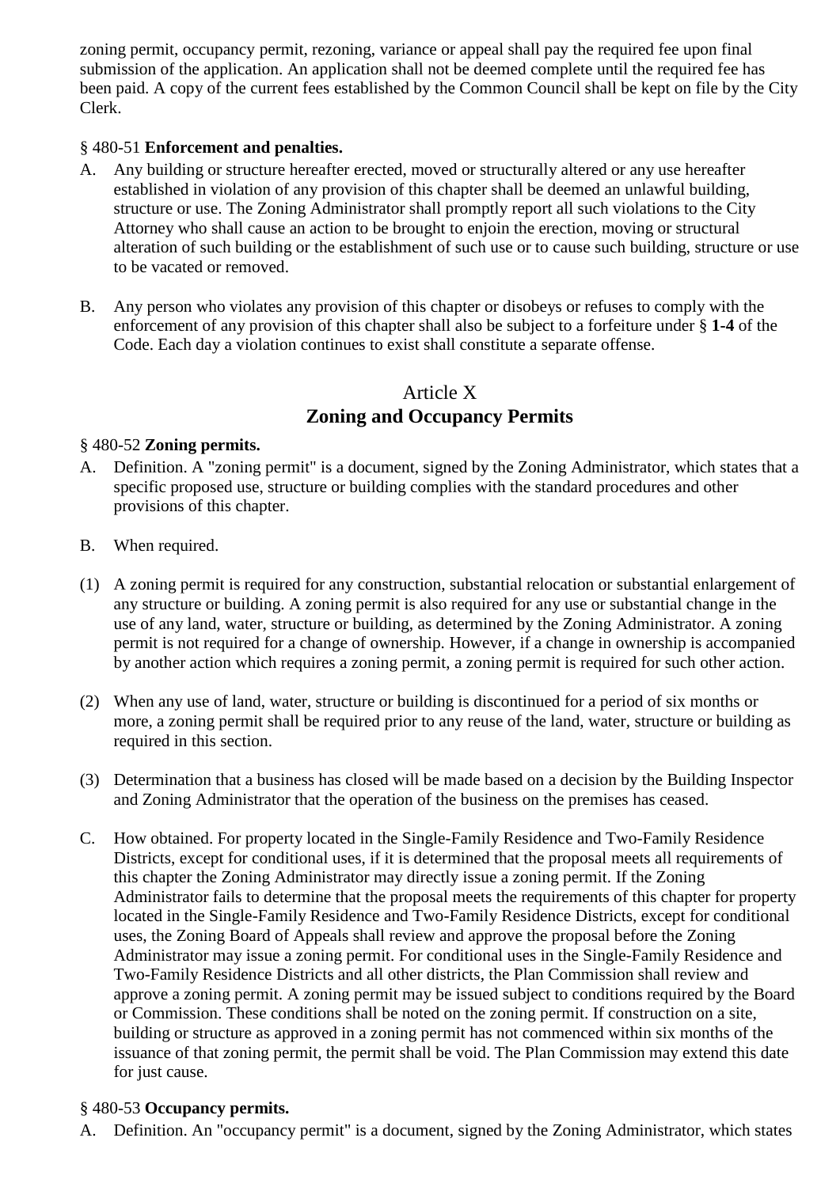zoning permit, occupancy permit, rezoning, variance or appeal shall pay the required fee upon final submission of the application. An application shall not be deemed complete until the required fee has been paid. A copy of the current fees established by the Common Council shall be kept on file by the City Clerk.

§ 480-51 **Enforcement and penalties.**

A. Any building or structure hereafter erected, moved or structurally altered or any use hereafter established in violation of any provision of this chapter shall be deemed an unlawful building, structure or use. The Zoning Administrator shall promptly report all such violations to the City Attorney who shall cause an action to be brought to enjoin the erection, moving or structural alteration of such building or the establishment of such use or to cause such building, structure or use to be vacated or removed.

B. Any person who violates any provision of this chapter or disobeys or refuses to comply with the enforcement of any provision of this chapter shall also be subject to a forfeiture under § **1-4** of the Code. Each day a violation continues to exist shall constitute a separate offense.

## Article X
## Zoning and Occupancy Permits

§ 480-52 **Zoning permits.**

A. Definition. A "zoning permit" is a document, signed by the Zoning Administrator, which states that a specific proposed use, structure or building complies with the standard procedures and other provisions of this chapter.

B. When required.

(1) A zoning permit is required for any construction, substantial relocation or substantial enlargement of any structure or building. A zoning permit is also required for any use or substantial change in the use of any land, water, structure or building, as determined by the Zoning Administrator. A zoning permit is not required for a change of ownership. However, if a change in ownership is accompanied by another action which requires a zoning permit, a zoning permit is required for such other action.

(2) When any use of land, water, structure or building is discontinued for a period of six months or more, a zoning permit shall be required prior to any reuse of the land, water, structure or building as required in this section.

(3) Determination that a business has closed will be made based on a decision by the Building Inspector and Zoning Administrator that the operation of the business on the premises has ceased.

C. How obtained. For property located in the Single-Family Residence and Two-Family Residence Districts, except for conditional uses, if it is determined that the proposal meets all requirements of this chapter the Zoning Administrator may directly issue a zoning permit. If the Zoning Administrator fails to determine that the proposal meets the requirements of this chapter for property located in the Single-Family Residence and Two-Family Residence Districts, except for conditional uses, the Zoning Board of Appeals shall review and approve the proposal before the Zoning Administrator may issue a zoning permit. For conditional uses in the Single-Family Residence and Two-Family Residence Districts and all other districts, the Plan Commission shall review and approve a zoning permit. A zoning permit may be issued subject to conditions required by the Board or Commission. These conditions shall be noted on the zoning permit. If construction on a site, building or structure as approved in a zoning permit has not commenced within six months of the issuance of that zoning permit, the permit shall be void. The Plan Commission may extend this date for just cause.

§ 480-53 **Occupancy permits.**

A. Definition. An "occupancy permit" is a document, signed by the Zoning Administrator, which states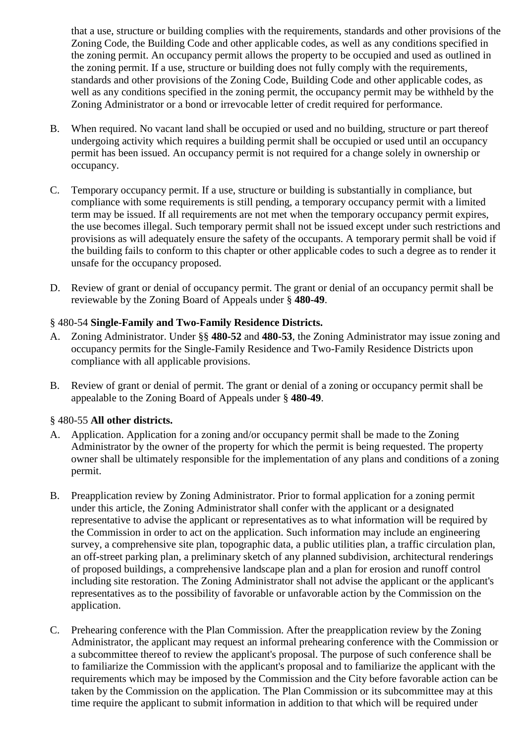that a use, structure or building complies with the requirements, standards and other provisions of the Zoning Code, the Building Code and other applicable codes, as well as any conditions specified in the zoning permit. An occupancy permit allows the property to be occupied and used as outlined in the zoning permit. If a use, structure or building does not fully comply with the requirements, standards and other provisions of the Zoning Code, Building Code and other applicable codes, as well as any conditions specified in the zoning permit, the occupancy permit may be withheld by the Zoning Administrator or a bond or irrevocable letter of credit required for performance.

B. When required. No vacant land shall be occupied or used and no building, structure or part thereof undergoing activity which requires a building permit shall be occupied or used until an occupancy permit has been issued. An occupancy permit is not required for a change solely in ownership or occupancy.

C. Temporary occupancy permit. If a use, structure or building is substantially in compliance, but compliance with some requirements is still pending, a temporary occupancy permit with a limited term may be issued. If all requirements are not met when the temporary occupancy permit expires, the use becomes illegal. Such temporary permit shall not be issued except under such restrictions and provisions as will adequately ensure the safety of the occupants. A temporary permit shall be void if the building fails to conform to this chapter or other applicable codes to such a degree as to render it unsafe for the occupancy proposed.

D. Review of grant or denial of occupancy permit. The grant or denial of an occupancy permit shall be reviewable by the Zoning Board of Appeals under § **480-49**.

§ 480-54 **Single-Family and Two-Family Residence Districts.**

A. Zoning Administrator. Under §§ **480-52** and **480-53**, the Zoning Administrator may issue zoning and occupancy permits for the Single-Family Residence and Two-Family Residence Districts upon compliance with all applicable provisions.

B. Review of grant or denial of permit. The grant or denial of a zoning or occupancy permit shall be appealable to the Zoning Board of Appeals under § **480-49**.

§ 480-55 **All other districts.**

A. Application. Application for a zoning and/or occupancy permit shall be made to the Zoning Administrator by the owner of the property for which the permit is being requested. The property owner shall be ultimately responsible for the implementation of any plans and conditions of a zoning permit.

B. Preapplication review by Zoning Administrator. Prior to formal application for a zoning permit under this article, the Zoning Administrator shall confer with the applicant or a designated representative to advise the applicant or representatives as to what information will be required by the Commission in order to act on the application. Such information may include an engineering survey, a comprehensive site plan, topographic data, a public utilities plan, a traffic circulation plan, an off-street parking plan, a preliminary sketch of any planned subdivision, architectural renderings of proposed buildings, a comprehensive landscape plan and a plan for erosion and runoff control including site restoration. The Zoning Administrator shall not advise the applicant or the applicant's representatives as to the possibility of favorable or unfavorable action by the Commission on the application.

C. Prehearing conference with the Plan Commission. After the preapplication review by the Zoning Administrator, the applicant may request an informal prehearing conference with the Commission or a subcommittee thereof to review the applicant's proposal. The purpose of such conference shall be to familiarize the Commission with the applicant's proposal and to familiarize the applicant with the requirements which may be imposed by the Commission and the City before favorable action can be taken by the Commission on the application. The Plan Commission or its subcommittee may at this time require the applicant to submit information in addition to that which will be required under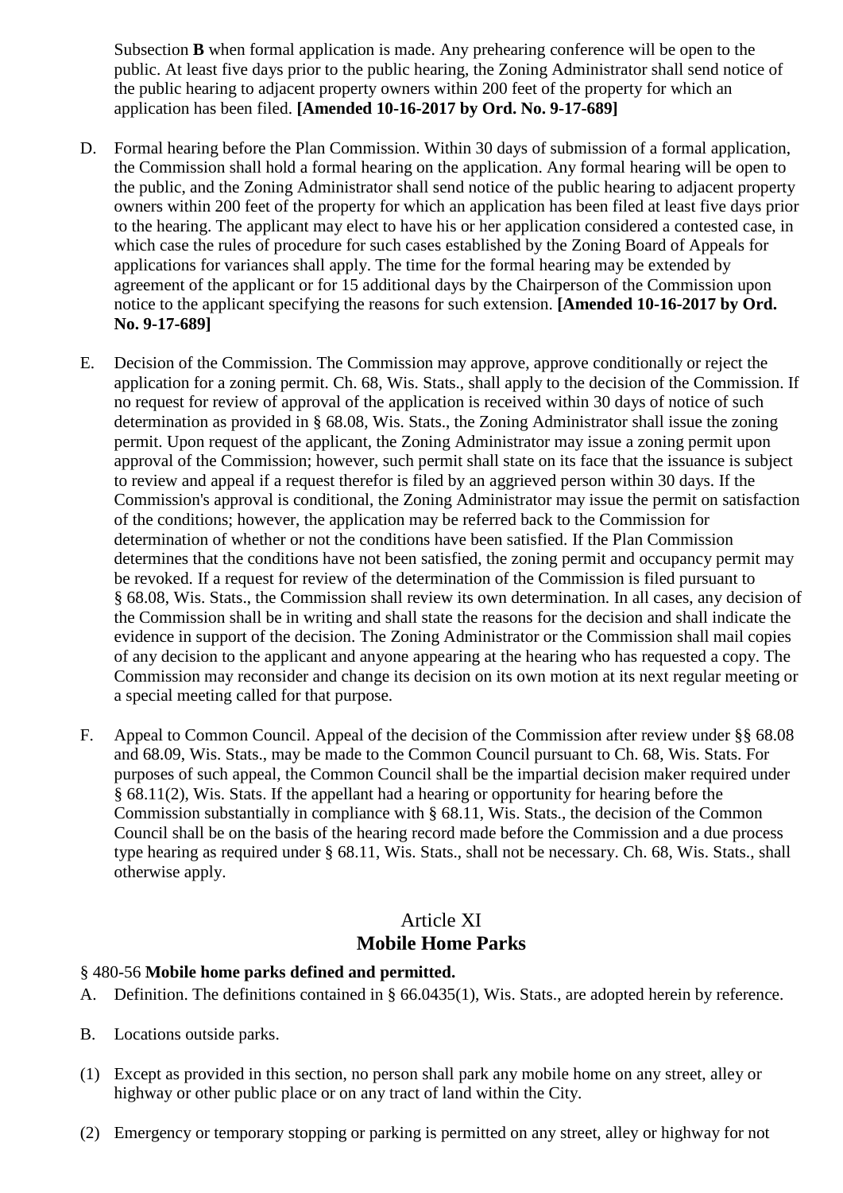Subsection **B** when formal application is made. Any prehearing conference will be open to the public. At least five days prior to the public hearing, the Zoning Administrator shall send notice of the public hearing to adjacent property owners within 200 feet of the property for which an application has been filed. **[Amended 10-16-2017 by Ord. No. 9-17-689]**

D. Formal hearing before the Plan Commission. Within 30 days of submission of a formal application, the Commission shall hold a formal hearing on the application. Any formal hearing will be open to the public, and the Zoning Administrator shall send notice of the public hearing to adjacent property owners within 200 feet of the property for which an application has been filed at least five days prior to the hearing. The applicant may elect to have his or her application considered a contested case, in which case the rules of procedure for such cases established by the Zoning Board of Appeals for applications for variances shall apply. The time for the formal hearing may be extended by agreement of the applicant or for 15 additional days by the Chairperson of the Commission upon notice to the applicant specifying the reasons for such extension. **[Amended 10-16-2017 by Ord. No. 9-17-689]**

E. Decision of the Commission. The Commission may approve, approve conditionally or reject the application for a zoning permit. Ch. 68, Wis. Stats., shall apply to the decision of the Commission. If no request for review of approval of the application is received within 30 days of notice of such determination as provided in § 68.08, Wis. Stats., the Zoning Administrator shall issue the zoning permit. Upon request of the applicant, the Zoning Administrator may issue a zoning permit upon approval of the Commission; however, such permit shall state on its face that the issuance is subject to review and appeal if a request therefor is filed by an aggrieved person within 30 days. If the Commission's approval is conditional, the Zoning Administrator may issue the permit on satisfaction of the conditions; however, the application may be referred back to the Commission for determination of whether or not the conditions have been satisfied. If the Plan Commission determines that the conditions have not been satisfied, the zoning permit and occupancy permit may be revoked. If a request for review of the determination of the Commission is filed pursuant to § 68.08, Wis. Stats., the Commission shall review its own determination. In all cases, any decision of the Commission shall be in writing and shall state the reasons for the decision and shall indicate the evidence in support of the decision. The Zoning Administrator or the Commission shall mail copies of any decision to the applicant and anyone appearing at the hearing who has requested a copy. The Commission may reconsider and change its decision on its own motion at its next regular meeting or a special meeting called for that purpose.

F. Appeal to Common Council. Appeal of the decision of the Commission after review under §§ 68.08 and 68.09, Wis. Stats., may be made to the Common Council pursuant to Ch. 68, Wis. Stats. For purposes of such appeal, the Common Council shall be the impartial decision maker required under § 68.11(2), Wis. Stats. If the appellant had a hearing or opportunity for hearing before the Commission substantially in compliance with § 68.11, Wis. Stats., the decision of the Common Council shall be on the basis of the hearing record made before the Commission and a due process type hearing as required under § 68.11, Wis. Stats., shall not be necessary. Ch. 68, Wis. Stats., shall otherwise apply.

## Article XI
## Mobile Home Parks

§ 480-56 **Mobile home parks defined and permitted.**

A. Definition. The definitions contained in § 66.0435(1), Wis. Stats., are adopted herein by reference.

B. Locations outside parks.

(1) Except as provided in this section, no person shall park any mobile home on any street, alley or highway or other public place or on any tract of land within the City.

(2) Emergency or temporary stopping or parking is permitted on any street, alley or highway for not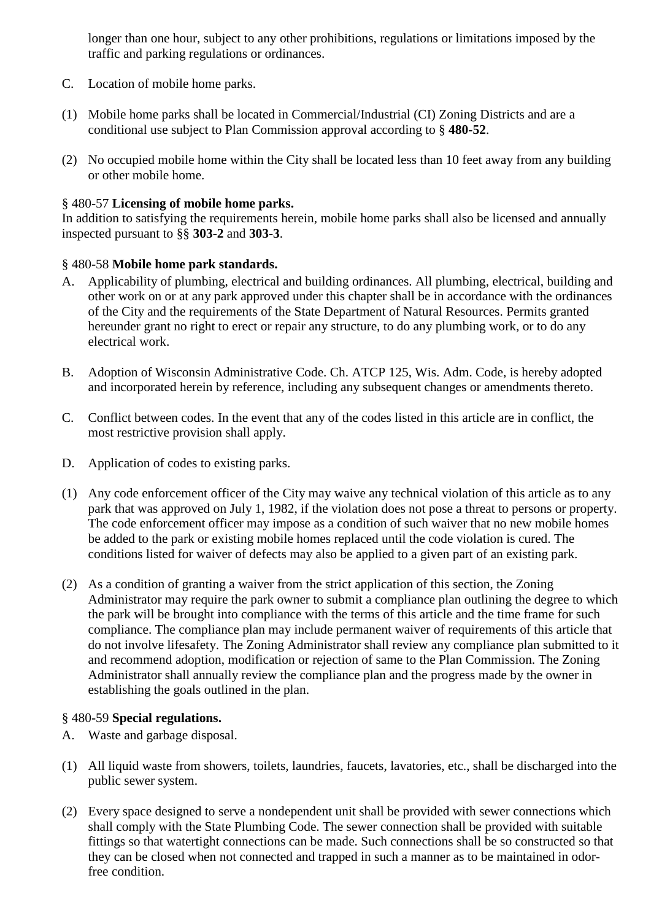longer than one hour, subject to any other prohibitions, regulations or limitations imposed by the traffic and parking regulations or ordinances.

C. Location of mobile home parks.

(1) Mobile home parks shall be located in Commercial/Industrial (CI) Zoning Districts and are a conditional use subject to Plan Commission approval according to § **480-52**.

(2) No occupied mobile home within the City shall be located less than 10 feet away from any building or other mobile home.

§ 480-57 **Licensing of mobile home parks.**

In addition to satisfying the requirements herein, mobile home parks shall also be licensed and annually inspected pursuant to §§ **303-2** and **303-3**.

§ 480-58 **Mobile home park standards.**

A. Applicability of plumbing, electrical and building ordinances. All plumbing, electrical, building and other work on or at any park approved under this chapter shall be in accordance with the ordinances of the City and the requirements of the State Department of Natural Resources. Permits granted hereunder grant no right to erect or repair any structure, to do any plumbing work, or to do any electrical work.

B. Adoption of Wisconsin Administrative Code. Ch. ATCP 125, Wis. Adm. Code, is hereby adopted and incorporated herein by reference, including any subsequent changes or amendments thereto.

C. Conflict between codes. In the event that any of the codes listed in this article are in conflict, the most restrictive provision shall apply.

D. Application of codes to existing parks.

(1) Any code enforcement officer of the City may waive any technical violation of this article as to any park that was approved on July 1, 1982, if the violation does not pose a threat to persons or property. The code enforcement officer may impose as a condition of such waiver that no new mobile homes be added to the park or existing mobile homes replaced until the code violation is cured. The conditions listed for waiver of defects may also be applied to a given part of an existing park.

(2) As a condition of granting a waiver from the strict application of this section, the Zoning Administrator may require the park owner to submit a compliance plan outlining the degree to which the park will be brought into compliance with the terms of this article and the time frame for such compliance. The compliance plan may include permanent waiver of requirements of this article that do not involve lifesafety. The Zoning Administrator shall review any compliance plan submitted to it and recommend adoption, modification or rejection of same to the Plan Commission. The Zoning Administrator shall annually review the compliance plan and the progress made by the owner in establishing the goals outlined in the plan.

§ 480-59 **Special regulations.**

A. Waste and garbage disposal.

(1) All liquid waste from showers, toilets, laundries, faucets, lavatories, etc., shall be discharged into the public sewer system.

(2) Every space designed to serve a nondependent unit shall be provided with sewer connections which shall comply with the State Plumbing Code. The sewer connection shall be provided with suitable fittings so that watertight connections can be made. Such connections shall be so constructed so that they can be closed when not connected and trapped in such a manner as to be maintained in odor-free condition.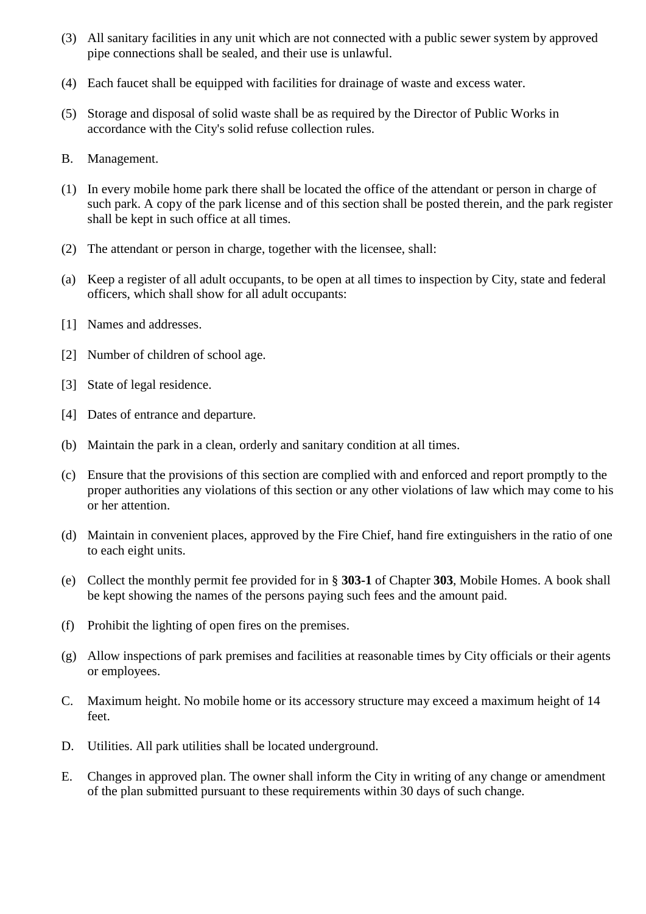(3) All sanitary facilities in any unit which are not connected with a public sewer system by approved pipe connections shall be sealed, and their use is unlawful.

(4) Each faucet shall be equipped with facilities for drainage of waste and excess water.

(5) Storage and disposal of solid waste shall be as required by the Director of Public Works in accordance with the City's solid refuse collection rules.

B. Management.

(1) In every mobile home park there shall be located the office of the attendant or person in charge of such park. A copy of the park license and of this section shall be posted therein, and the park register shall be kept in such office at all times.

(2) The attendant or person in charge, together with the licensee, shall:

(a) Keep a register of all adult occupants, to be open at all times to inspection by City, state and federal officers, which shall show for all adult occupants:

[1] Names and addresses.

[2] Number of children of school age.

[3] State of legal residence.

[4] Dates of entrance and departure.

(b) Maintain the park in a clean, orderly and sanitary condition at all times.

(c) Ensure that the provisions of this section are complied with and enforced and report promptly to the proper authorities any violations of this section or any other violations of law which may come to his or her attention.

(d) Maintain in convenient places, approved by the Fire Chief, hand fire extinguishers in the ratio of one to each eight units.

(e) Collect the monthly permit fee provided for in § **303-1** of Chapter **303**, Mobile Homes. A book shall be kept showing the names of the persons paying such fees and the amount paid.

(f) Prohibit the lighting of open fires on the premises.

(g) Allow inspections of park premises and facilities at reasonable times by City officials or their agents or employees.

C. Maximum height. No mobile home or its accessory structure may exceed a maximum height of 14 feet.

D. Utilities. All park utilities shall be located underground.

E. Changes in approved plan. The owner shall inform the City in writing of any change or amendment of the plan submitted pursuant to these requirements within 30 days of such change.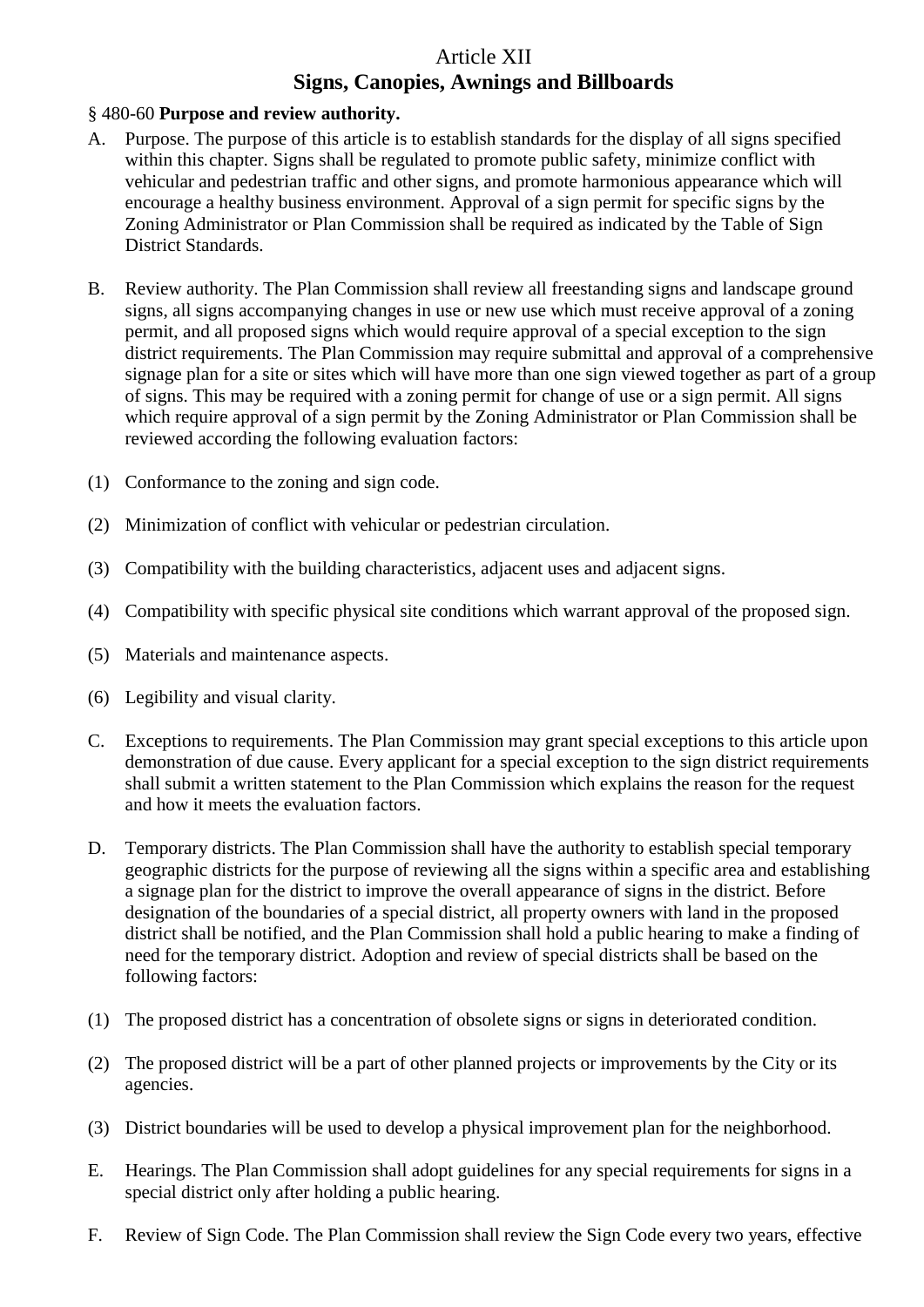# Article XII
## Signs, Canopies, Awnings and Billboards

§ 480-60 **Purpose and review authority.**

A. Purpose. The purpose of this article is to establish standards for the display of all signs specified within this chapter. Signs shall be regulated to promote public safety, minimize conflict with vehicular and pedestrian traffic and other signs, and promote harmonious appearance which will encourage a healthy business environment. Approval of a sign permit for specific signs by the Zoning Administrator or Plan Commission shall be required as indicated by the Table of Sign District Standards.

B. Review authority. The Plan Commission shall review all freestanding signs and landscape ground signs, all signs accompanying changes in use or new use which must receive approval of a zoning permit, and all proposed signs which would require approval of a special exception to the sign district requirements. The Plan Commission may require submittal and approval of a comprehensive signage plan for a site or sites which will have more than one sign viewed together as part of a group of signs. This may be required with a zoning permit for change of use or a sign permit. All signs which require approval of a sign permit by the Zoning Administrator or Plan Commission shall be reviewed according the following evaluation factors:

(1) Conformance to the zoning and sign code.

(2) Minimization of conflict with vehicular or pedestrian circulation.

(3) Compatibility with the building characteristics, adjacent uses and adjacent signs.

(4) Compatibility with specific physical site conditions which warrant approval of the proposed sign.

(5) Materials and maintenance aspects.

(6) Legibility and visual clarity.

C. Exceptions to requirements. The Plan Commission may grant special exceptions to this article upon demonstration of due cause. Every applicant for a special exception to the sign district requirements shall submit a written statement to the Plan Commission which explains the reason for the request and how it meets the evaluation factors.

D. Temporary districts. The Plan Commission shall have the authority to establish special temporary geographic districts for the purpose of reviewing all the signs within a specific area and establishing a signage plan for the district to improve the overall appearance of signs in the district. Before designation of the boundaries of a special district, all property owners with land in the proposed district shall be notified, and the Plan Commission shall hold a public hearing to make a finding of need for the temporary district. Adoption and review of special districts shall be based on the following factors:

(1) The proposed district has a concentration of obsolete signs or signs in deteriorated condition.

(2) The proposed district will be a part of other planned projects or improvements by the City or its agencies.

(3) District boundaries will be used to develop a physical improvement plan for the neighborhood.

E. Hearings. The Plan Commission shall adopt guidelines for any special requirements for signs in a special district only after holding a public hearing.

F. Review of Sign Code. The Plan Commission shall review the Sign Code every two years, effective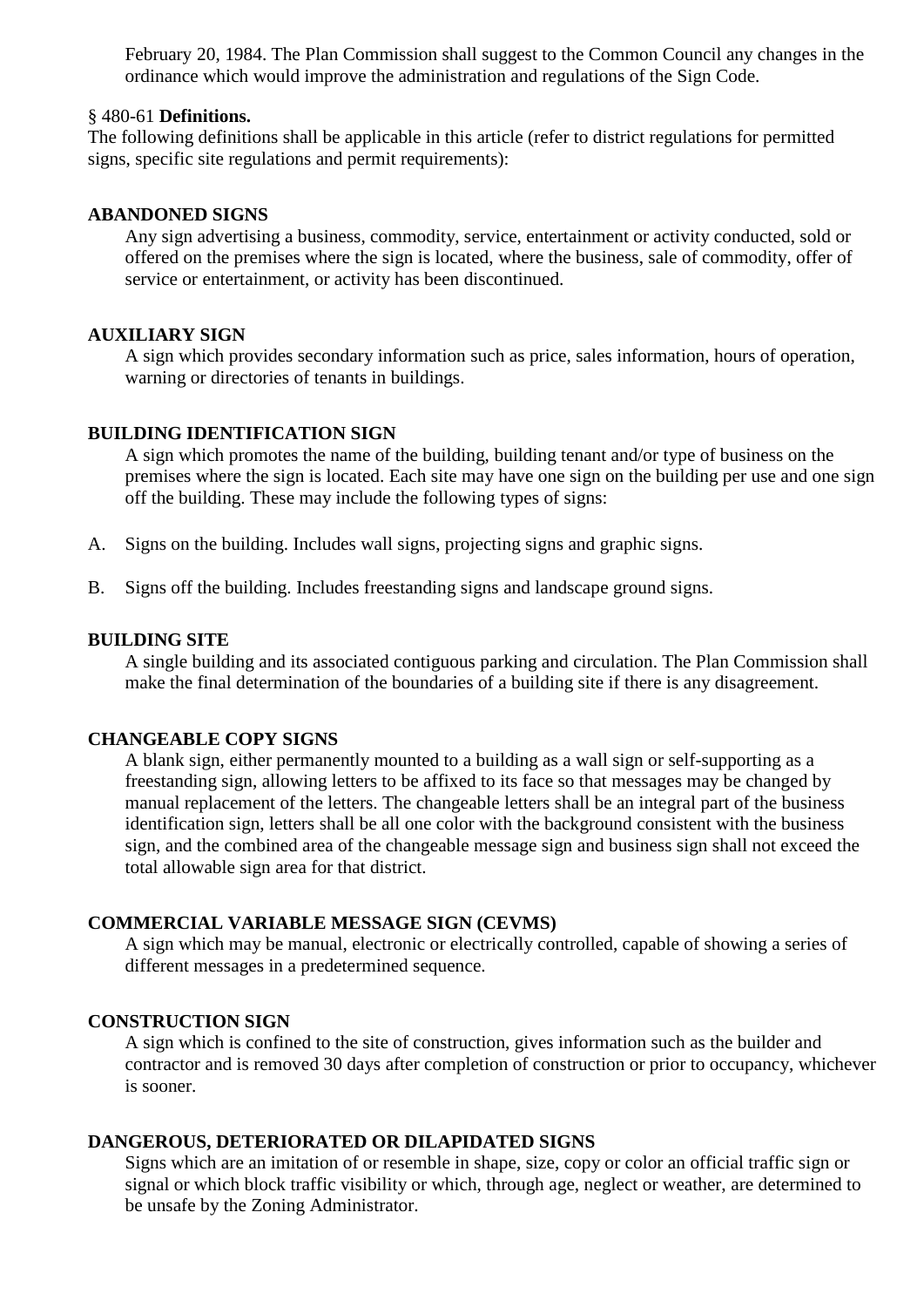February 20, 1984. The Plan Commission shall suggest to the Common Council any changes in the ordinance which would improve the administration and regulations of the Sign Code.

§ 480-61 **Definitions.**

The following definitions shall be applicable in this article (refer to district regulations for permitted signs, specific site regulations and permit requirements):

**ABANDONED SIGNS**

Any sign advertising a business, commodity, service, entertainment or activity conducted, sold or offered on the premises where the sign is located, where the business, sale of commodity, offer of service or entertainment, or activity has been discontinued.

**AUXILIARY SIGN**

A sign which provides secondary information such as price, sales information, hours of operation, warning or directories of tenants in buildings.

**BUILDING IDENTIFICATION SIGN**

A sign which promotes the name of the building, building tenant and/or type of business on the premises where the sign is located. Each site may have one sign on the building per use and one sign off the building. These may include the following types of signs:

A. Signs on the building. Includes wall signs, projecting signs and graphic signs.

B. Signs off the building. Includes freestanding signs and landscape ground signs.

**BUILDING SITE**

A single building and its associated contiguous parking and circulation. The Plan Commission shall make the final determination of the boundaries of a building site if there is any disagreement.

**CHANGEABLE COPY SIGNS**

A blank sign, either permanently mounted to a building as a wall sign or self-supporting as a freestanding sign, allowing letters to be affixed to its face so that messages may be changed by manual replacement of the letters. The changeable letters shall be an integral part of the business identification sign, letters shall be all one color with the background consistent with the business sign, and the combined area of the changeable message sign and business sign shall not exceed the total allowable sign area for that district.

**COMMERCIAL VARIABLE MESSAGE SIGN (CEVMS)**

A sign which may be manual, electronic or electrically controlled, capable of showing a series of different messages in a predetermined sequence.

**CONSTRUCTION SIGN**

A sign which is confined to the site of construction, gives information such as the builder and contractor and is removed 30 days after completion of construction or prior to occupancy, whichever is sooner.

**DANGEROUS, DETERIORATED OR DILAPIDATED SIGNS**

Signs which are an imitation of or resemble in shape, size, copy or color an official traffic sign or signal or which block traffic visibility or which, through age, neglect or weather, are determined to be unsafe by the Zoning Administrator.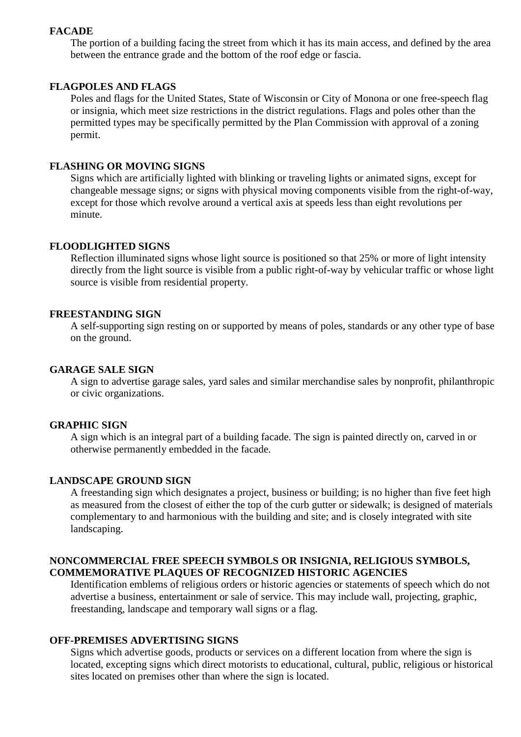**FACADE**

The portion of a building facing the street from which it has its main access, and defined by the area between the entrance grade and the bottom of the roof edge or fascia.

**FLAGPOLES AND FLAGS**

Poles and flags for the United States, State of Wisconsin or City of Monona or one free-speech flag or insignia, which meet size restrictions in the district regulations. Flags and poles other than the permitted types may be specifically permitted by the Plan Commission with approval of a zoning permit.

**FLASHING OR MOVING SIGNS**

Signs which are artificially lighted with blinking or traveling lights or animated signs, except for changeable message signs; or signs with physical moving components visible from the right-of-way, except for those which revolve around a vertical axis at speeds less than eight revolutions per minute.

**FLOODLIGHTED SIGNS**

Reflection illuminated signs whose light source is positioned so that 25% or more of light intensity directly from the light source is visible from a public right-of-way by vehicular traffic or whose light source is visible from residential property.

**FREESTANDING SIGN**

A self-supporting sign resting on or supported by means of poles, standards or any other type of base on the ground.

**GARAGE SALE SIGN**

A sign to advertise garage sales, yard sales and similar merchandise sales by nonprofit, philanthropic or civic organizations.

**GRAPHIC SIGN**

A sign which is an integral part of a building facade. The sign is painted directly on, carved in or otherwise permanently embedded in the facade.

**LANDSCAPE GROUND SIGN**

A freestanding sign which designates a project, business or building; is no higher than five feet high as measured from the closest of either the top of the curb gutter or sidewalk; is designed of materials complementary to and harmonious with the building and site; and is closely integrated with site landscaping.

**NONCOMMERCIAL FREE SPEECH SYMBOLS OR INSIGNIA, RELIGIOUS SYMBOLS, COMMEMORATIVE PLAQUES OF RECOGNIZED HISTORIC AGENCIES**

Identification emblems of religious orders or historic agencies or statements of speech which do not advertise a business, entertainment or sale of service. This may include wall, projecting, graphic, freestanding, landscape and temporary wall signs or a flag.

**OFF-PREMISES ADVERTISING SIGNS**

Signs which advertise goods, products or services on a different location from where the sign is located, excepting signs which direct motorists to educational, cultural, public, religious or historical sites located on premises other than where the sign is located.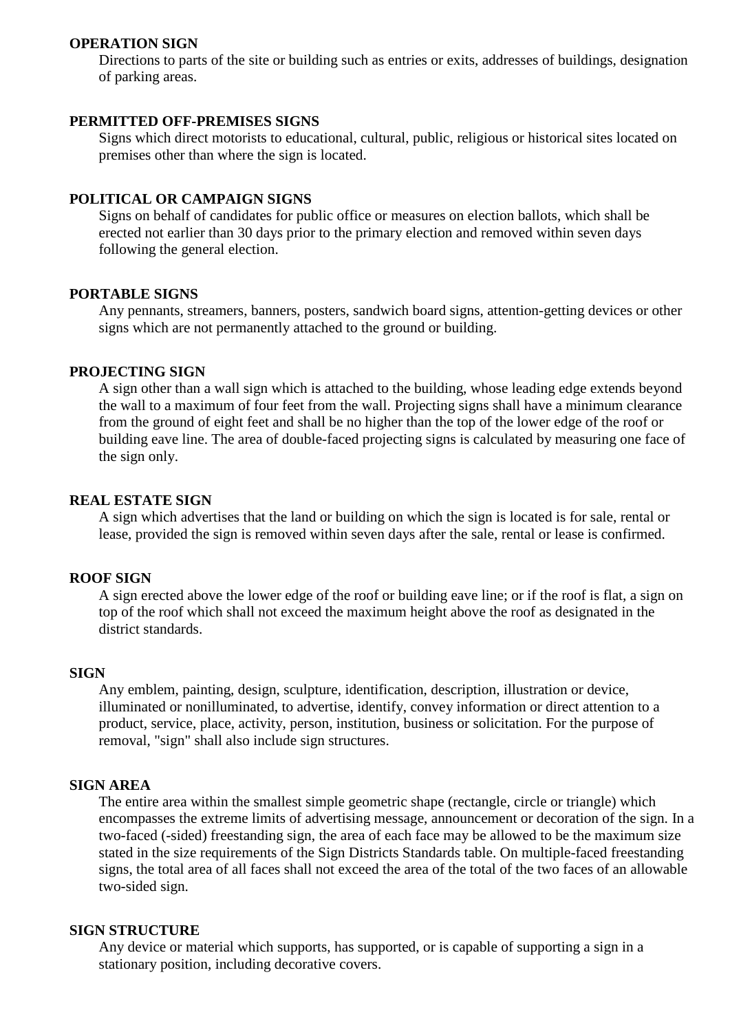**OPERATION SIGN**

Directions to parts of the site or building such as entries or exits, addresses of buildings, designation of parking areas.

**PERMITTED OFF-PREMISES SIGNS**

Signs which direct motorists to educational, cultural, public, religious or historical sites located on premises other than where the sign is located.

**POLITICAL OR CAMPAIGN SIGNS**

Signs on behalf of candidates for public office or measures on election ballots, which shall be erected not earlier than 30 days prior to the primary election and removed within seven days following the general election.

**PORTABLE SIGNS**

Any pennants, streamers, banners, posters, sandwich board signs, attention-getting devices or other signs which are not permanently attached to the ground or building.

**PROJECTING SIGN**

A sign other than a wall sign which is attached to the building, whose leading edge extends beyond the wall to a maximum of four feet from the wall. Projecting signs shall have a minimum clearance from the ground of eight feet and shall be no higher than the top of the lower edge of the roof or building eave line. The area of double-faced projecting signs is calculated by measuring one face of the sign only.

**REAL ESTATE SIGN**

A sign which advertises that the land or building on which the sign is located is for sale, rental or lease, provided the sign is removed within seven days after the sale, rental or lease is confirmed.

**ROOF SIGN**

A sign erected above the lower edge of the roof or building eave line; or if the roof is flat, a sign on top of the roof which shall not exceed the maximum height above the roof as designated in the district standards.

**SIGN**

Any emblem, painting, design, sculpture, identification, description, illustration or device, illuminated or nonilluminated, to advertise, identify, convey information or direct attention to a product, service, place, activity, person, institution, business or solicitation. For the purpose of removal, "sign" shall also include sign structures.

**SIGN AREA**

The entire area within the smallest simple geometric shape (rectangle, circle or triangle) which encompasses the extreme limits of advertising message, announcement or decoration of the sign. In a two-faced (-sided) freestanding sign, the area of each face may be allowed to be the maximum size stated in the size requirements of the Sign Districts Standards table. On multiple-faced freestanding signs, the total area of all faces shall not exceed the area of the total of the two faces of an allowable two-sided sign.

**SIGN STRUCTURE**

Any device or material which supports, has supported, or is capable of supporting a sign in a stationary position, including decorative covers.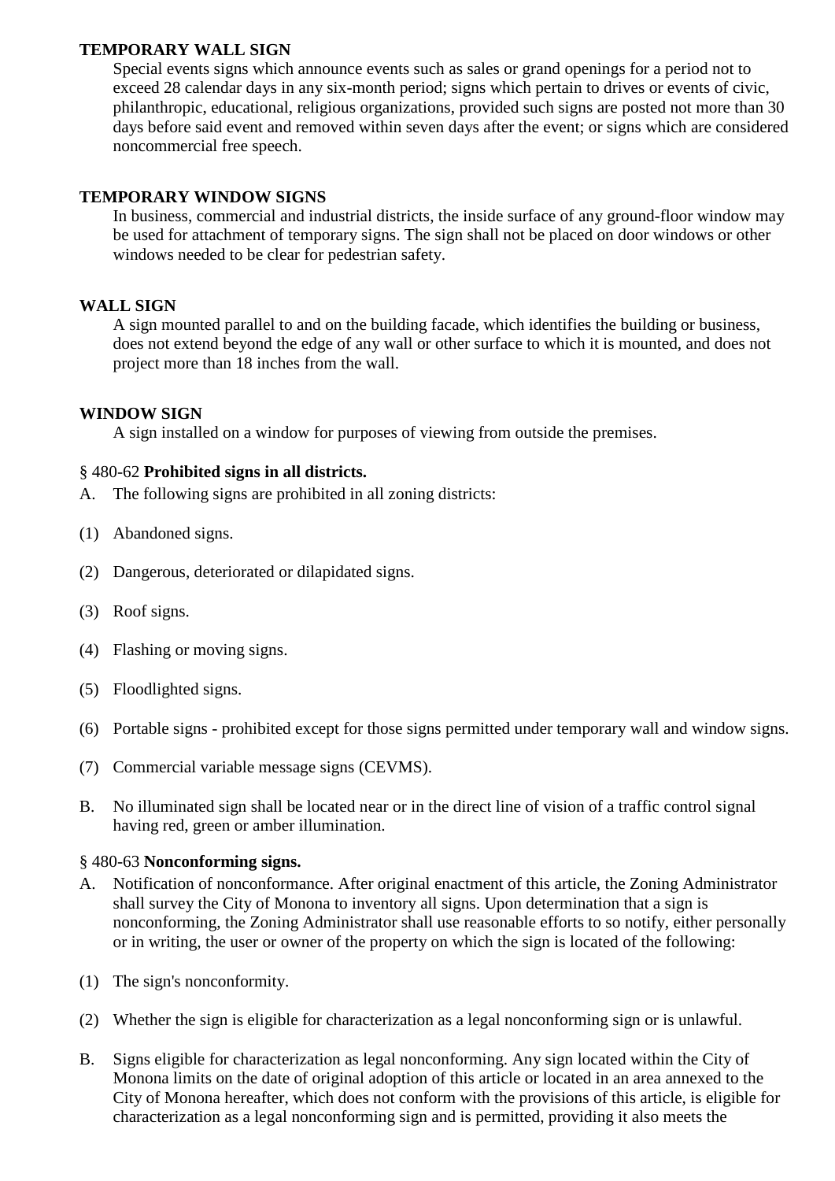**TEMPORARY WALL SIGN**

Special events signs which announce events such as sales or grand openings for a period not to exceed 28 calendar days in any six-month period; signs which pertain to drives or events of civic, philanthropic, educational, religious organizations, provided such signs are posted not more than 30 days before said event and removed within seven days after the event; or signs which are considered noncommercial free speech.

**TEMPORARY WINDOW SIGNS**

In business, commercial and industrial districts, the inside surface of any ground-floor window may be used for attachment of temporary signs. The sign shall not be placed on door windows or other windows needed to be clear for pedestrian safety.

**WALL SIGN**

A sign mounted parallel to and on the building facade, which identifies the building or business, does not extend beyond the edge of any wall or other surface to which it is mounted, and does not project more than 18 inches from the wall.

**WINDOW SIGN**

A sign installed on a window for purposes of viewing from outside the premises.

§ 480-62 **Prohibited signs in all districts.**

A. The following signs are prohibited in all zoning districts:

(1) Abandoned signs.

(2) Dangerous, deteriorated or dilapidated signs.

(3) Roof signs.

(4) Flashing or moving signs.

(5) Floodlighted signs.

(6) Portable signs - prohibited except for those signs permitted under temporary wall and window signs.

(7) Commercial variable message signs (CEVMS).

B. No illuminated sign shall be located near or in the direct line of vision of a traffic control signal having red, green or amber illumination.

§ 480-63 **Nonconforming signs.**

A. Notification of nonconformance. After original enactment of this article, the Zoning Administrator shall survey the City of Monona to inventory all signs. Upon determination that a sign is nonconforming, the Zoning Administrator shall use reasonable efforts to so notify, either personally or in writing, the user or owner of the property on which the sign is located of the following:

(1) The sign's nonconformity.

(2) Whether the sign is eligible for characterization as a legal nonconforming sign or is unlawful.

B. Signs eligible for characterization as legal nonconforming. Any sign located within the City of Monona limits on the date of original adoption of this article or located in an area annexed to the City of Monona hereafter, which does not conform with the provisions of this article, is eligible for characterization as a legal nonconforming sign and is permitted, providing it also meets the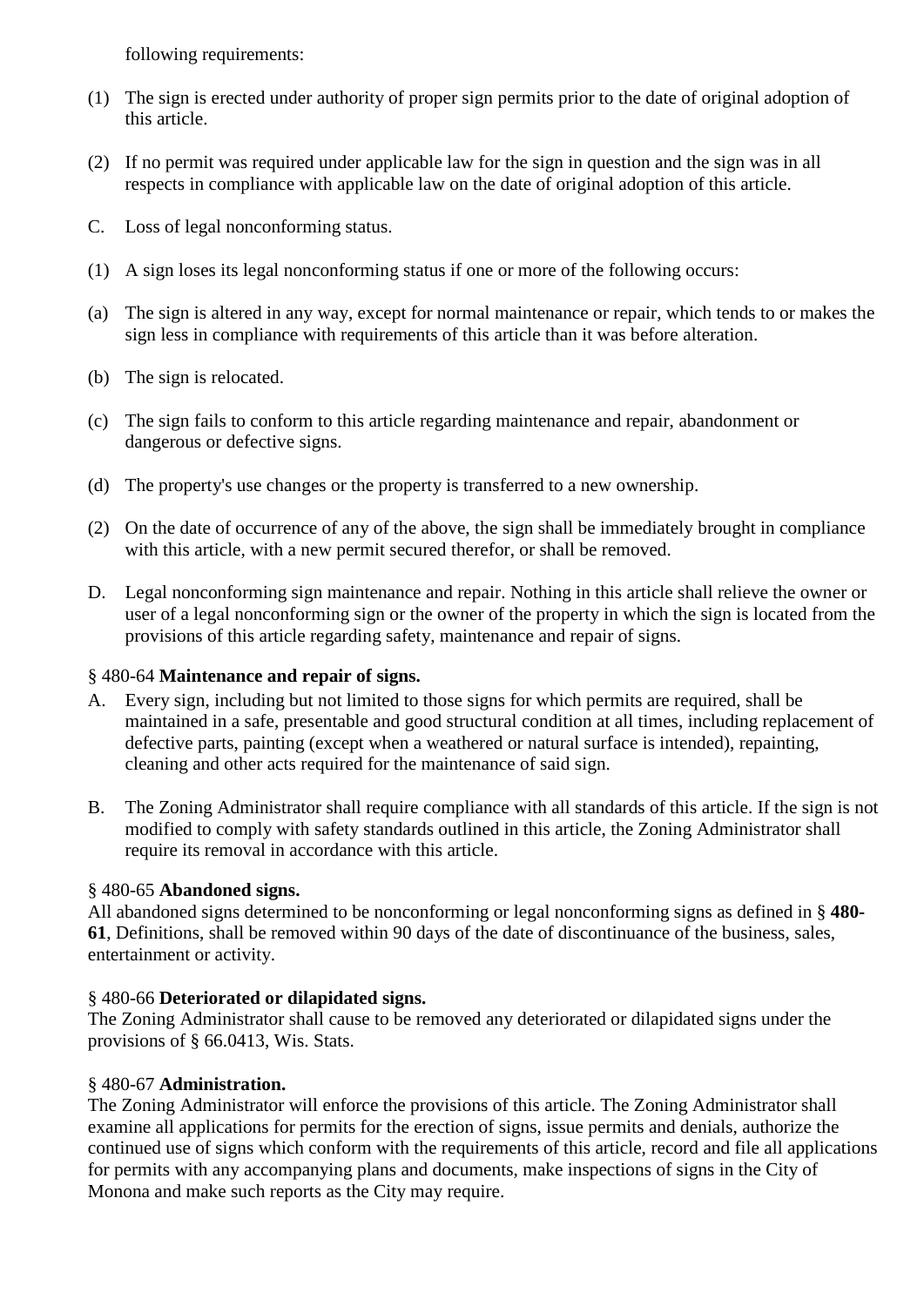following requirements:

(1) The sign is erected under authority of proper sign permits prior to the date of original adoption of this article.

(2) If no permit was required under applicable law for the sign in question and the sign was in all respects in compliance with applicable law on the date of original adoption of this article.

C. Loss of legal nonconforming status.

(1) A sign loses its legal nonconforming status if one or more of the following occurs:

(a) The sign is altered in any way, except for normal maintenance or repair, which tends to or makes the sign less in compliance with requirements of this article than it was before alteration.

(b) The sign is relocated.

(c) The sign fails to conform to this article regarding maintenance and repair, abandonment or dangerous or defective signs.

(d) The property's use changes or the property is transferred to a new ownership.

(2) On the date of occurrence of any of the above, the sign shall be immediately brought in compliance with this article, with a new permit secured therefor, or shall be removed.

D. Legal nonconforming sign maintenance and repair. Nothing in this article shall relieve the owner or user of a legal nonconforming sign or the owner of the property in which the sign is located from the provisions of this article regarding safety, maintenance and repair of signs.

§ 480-64 **Maintenance and repair of signs.**

A. Every sign, including but not limited to those signs for which permits are required, shall be maintained in a safe, presentable and good structural condition at all times, including replacement of defective parts, painting (except when a weathered or natural surface is intended), repainting, cleaning and other acts required for the maintenance of said sign.

B. The Zoning Administrator shall require compliance with all standards of this article. If the sign is not modified to comply with safety standards outlined in this article, the Zoning Administrator shall require its removal in accordance with this article.

§ 480-65 **Abandoned signs.**

All abandoned signs determined to be nonconforming or legal nonconforming signs as defined in § **480-61**, Definitions, shall be removed within 90 days of the date of discontinuance of the business, sales, entertainment or activity.

§ 480-66 **Deteriorated or dilapidated signs.**

The Zoning Administrator shall cause to be removed any deteriorated or dilapidated signs under the provisions of § 66.0413, Wis. Stats.

§ 480-67 **Administration.**

The Zoning Administrator will enforce the provisions of this article. The Zoning Administrator shall examine all applications for permits for the erection of signs, issue permits and denials, authorize the continued use of signs which conform with the requirements of this article, record and file all applications for permits with any accompanying plans and documents, make inspections of signs in the City of Monona and make such reports as the City may require.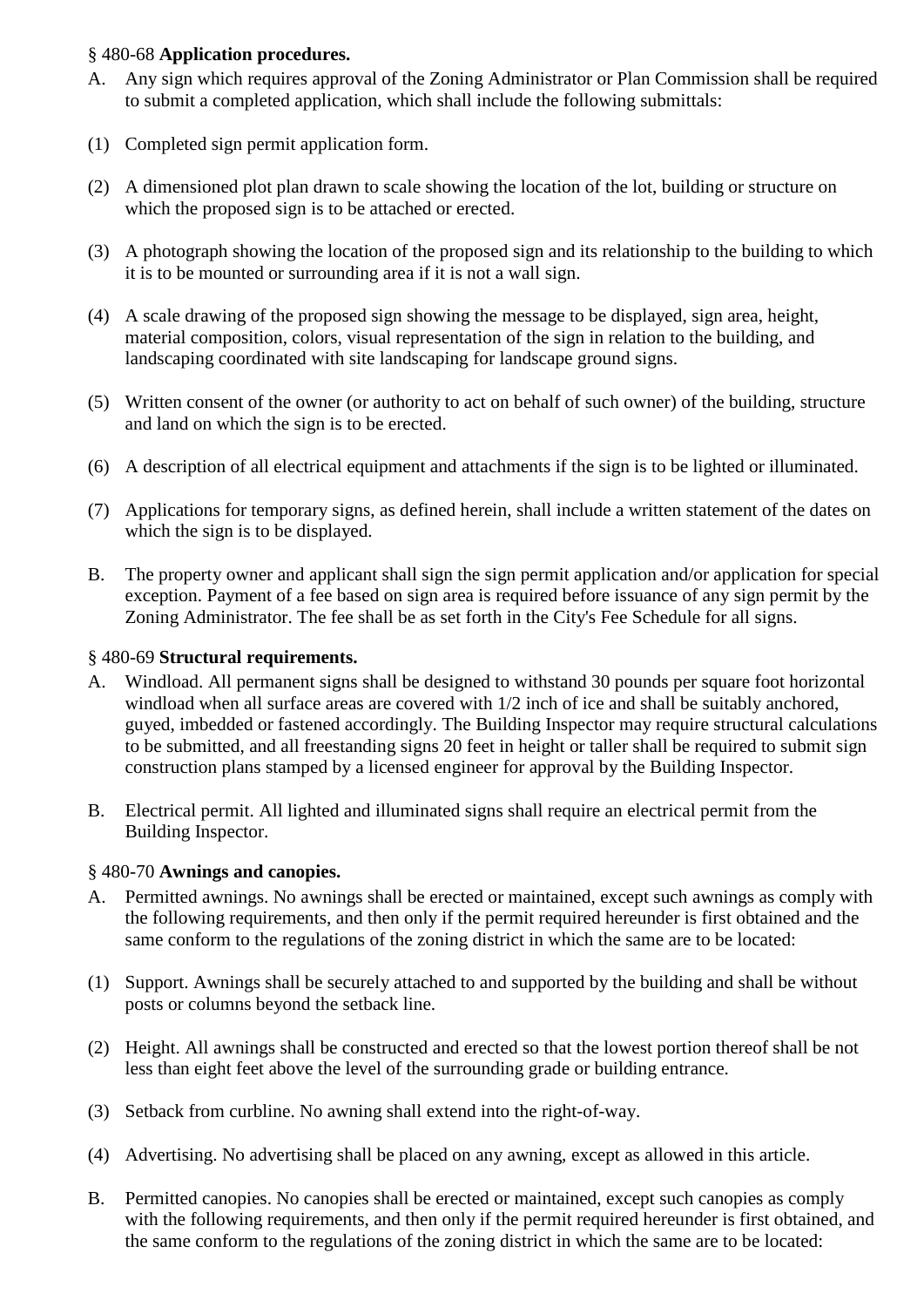§ 480-68 **Application procedures.**

A. Any sign which requires approval of the Zoning Administrator or Plan Commission shall be required to submit a completed application, which shall include the following submittals:

(1) Completed sign permit application form.

(2) A dimensioned plot plan drawn to scale showing the location of the lot, building or structure on which the proposed sign is to be attached or erected.

(3) A photograph showing the location of the proposed sign and its relationship to the building to which it is to be mounted or surrounding area if it is not a wall sign.

(4) A scale drawing of the proposed sign showing the message to be displayed, sign area, height, material composition, colors, visual representation of the sign in relation to the building, and landscaping coordinated with site landscaping for landscape ground signs.

(5) Written consent of the owner (or authority to act on behalf of such owner) of the building, structure and land on which the sign is to be erected.

(6) A description of all electrical equipment and attachments if the sign is to be lighted or illuminated.

(7) Applications for temporary signs, as defined herein, shall include a written statement of the dates on which the sign is to be displayed.

B. The property owner and applicant shall sign the sign permit application and/or application for special exception. Payment of a fee based on sign area is required before issuance of any sign permit by the Zoning Administrator. The fee shall be as set forth in the City's Fee Schedule for all signs.

§ 480-69 **Structural requirements.**

A. Windload. All permanent signs shall be designed to withstand 30 pounds per square foot horizontal windload when all surface areas are covered with 1/2 inch of ice and shall be suitably anchored, guyed, imbedded or fastened accordingly. The Building Inspector may require structural calculations to be submitted, and all freestanding signs 20 feet in height or taller shall be required to submit sign construction plans stamped by a licensed engineer for approval by the Building Inspector.

B. Electrical permit. All lighted and illuminated signs shall require an electrical permit from the Building Inspector.

§ 480-70 **Awnings and canopies.**

A. Permitted awnings. No awnings shall be erected or maintained, except such awnings as comply with the following requirements, and then only if the permit required hereunder is first obtained and the same conform to the regulations of the zoning district in which the same are to be located:

(1) Support. Awnings shall be securely attached to and supported by the building and shall be without posts or columns beyond the setback line.

(2) Height. All awnings shall be constructed and erected so that the lowest portion thereof shall be not less than eight feet above the level of the surrounding grade or building entrance.

(3) Setback from curbline. No awning shall extend into the right-of-way.

(4) Advertising. No advertising shall be placed on any awning, except as allowed in this article.

B. Permitted canopies. No canopies shall be erected or maintained, except such canopies as comply with the following requirements, and then only if the permit required hereunder is first obtained, and the same conform to the regulations of the zoning district in which the same are to be located: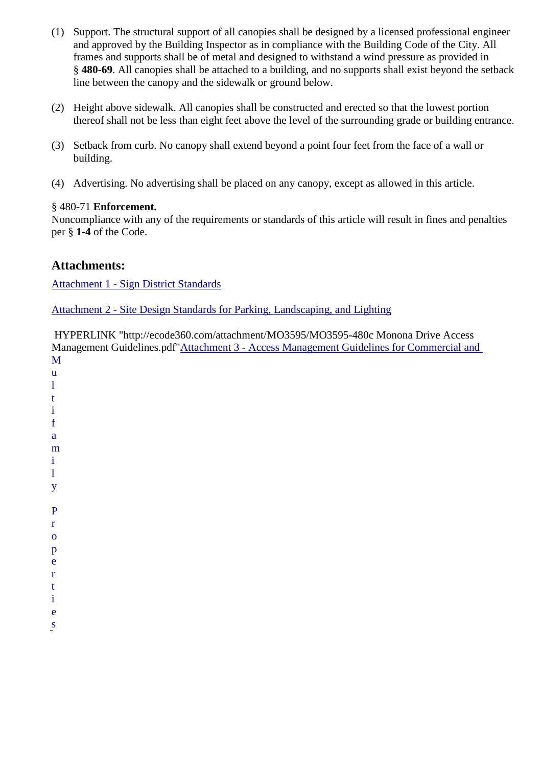(1) Support. The structural support of all canopies shall be designed by a licensed professional engineer and approved by the Building Inspector as in compliance with the Building Code of the City. All frames and supports shall be of metal and designed to withstand a wind pressure as provided in § **480-69**. All canopies shall be attached to a building, and no supports shall exist beyond the setback line between the canopy and the sidewalk or ground below.

(2) Height above sidewalk. All canopies shall be constructed and erected so that the lowest portion thereof shall not be less than eight feet above the level of the surrounding grade or building entrance.

(3) Setback from curb. No canopy shall extend beyond a point four feet from the face of a wall or building.

(4) Advertising. No advertising shall be placed on any canopy, except as allowed in this article.

§ 480-71 **Enforcement.**

Noncompliance with any of the requirements or standards of this article will result in fines and penalties per § **1-4** of the Code.

## Attachments:

Attachment 1 - Sign District Standards

Attachment 2 - Site Design Standards for Parking, Landscaping, and Lighting

HYPERLINK "http://ecode360.com/attachment/MO3595/MO3595-480c Monona Drive Access Management Guidelines.pdf"Attachment 3 - Access Management Guidelines for Commercial and Multifamily Properties